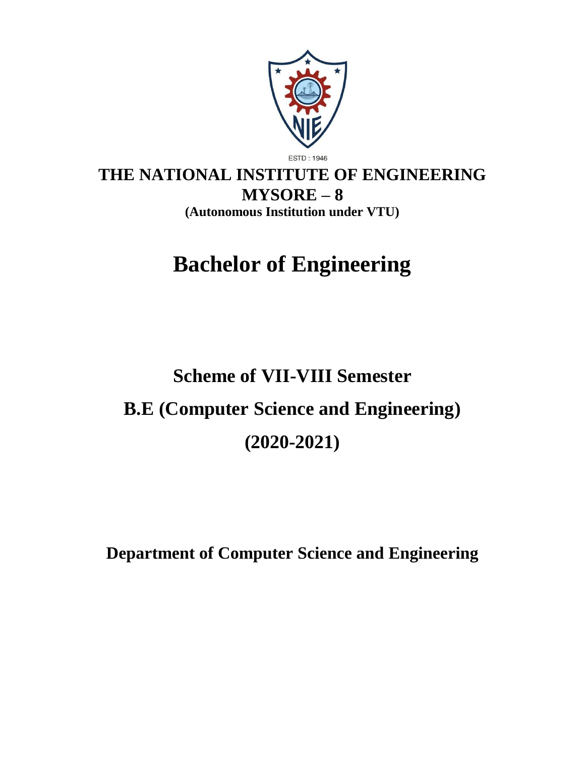ESTD : 1946

# THE NATIONAL INSTITUTE OF ENGINEERING
## MYSORE – 8
**(Autonomous Institution under VTU)**

# Bachelor of Engineering

## Scheme of VII-VIII Semester
## B.E (Computer Science and Engineering)
## (2020-2021)

**Department of Computer Science and Engineering**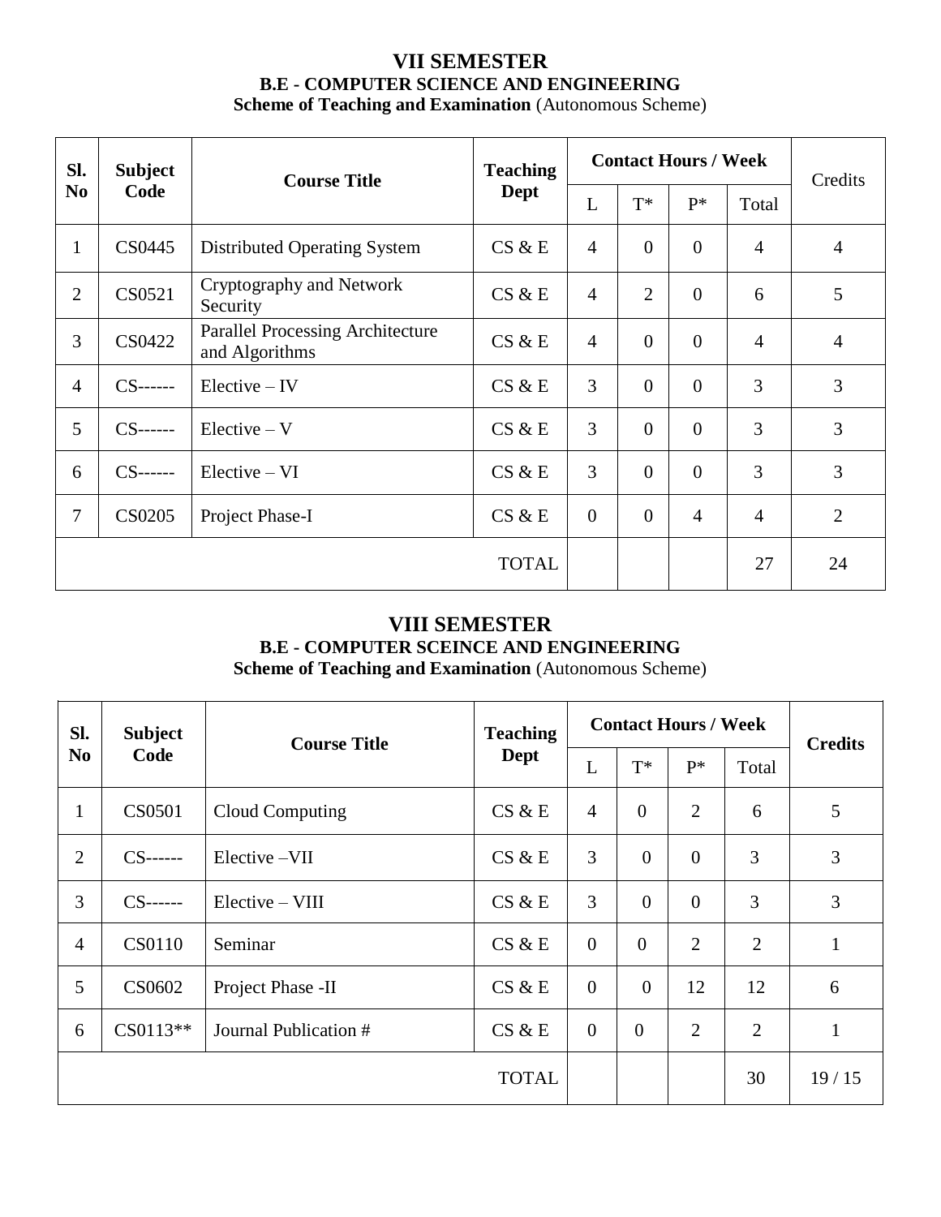# VII SEMESTER

## B.E - COMPUTER SCIENCE AND ENGINEERING

**Scheme of Teaching and Examination** (Autonomous Scheme)

| Sl. No | Subject Code | Course Title | Teaching Dept | Contact Hours / Week | | | | Credits |
|---|---|---|---|---|---|---|---|---|
| | | | | L | T* | P* | Total | |
| 1 | CS0445 | Distributed Operating System | CS & E | 4 | 0 | 0 | 4 | 4 |
| 2 | CS0521 | Cryptography and Network Security | CS & E | 4 | 2 | 0 | 6 | 5 |
| 3 | CS0422 | Parallel Processing Architecture and Algorithms | CS & E | 4 | 0 | 0 | 4 | 4 |
| 4 | CS------ | Elective – IV | CS & E | 3 | 0 | 0 | 3 | 3 |
| 5 | CS------ | Elective – V | CS & E | 3 | 0 | 0 | 3 | 3 |
| 6 | CS------ | Elective – VI | CS & E | 3 | 0 | 0 | 3 | 3 |
| 7 | CS0205 | Project Phase-I | CS & E | 0 | 0 | 4 | 4 | 2 |
| | | | TOTAL | | | | 27 | 24 |

# VIII SEMESTER

## B.E - COMPUTER SCEINCE AND ENGINEERING

**Scheme of Teaching and Examination** (Autonomous Scheme)

| Sl. No | Subject Code | Course Title | Teaching Dept | Contact Hours / Week | | | | Credits |
|---|---|---|---|---|---|---|---|---|
| | | | | L | T* | P* | Total | |
| 1 | CS0501 | Cloud Computing | CS & E | 4 | 0 | 2 | 6 | 5 |
| 2 | CS------ | Elective –VII | CS & E | 3 | 0 | 0 | 3 | 3 |
| 3 | CS------ | Elective – VIII | CS & E | 3 | 0 | 0 | 3 | 3 |
| 4 | CS0110 | Seminar | CS & E | 0 | 0 | 2 | 2 | 1 |
| 5 | CS0602 | Project Phase -II | CS & E | 0 | 0 | 12 | 12 | 6 |
| 6 | CS0113** | Journal Publication # | CS & E | 0 | 0 | 2 | 2 | 1 |
| | | | TOTAL | | | | 30 | 19 / 15 |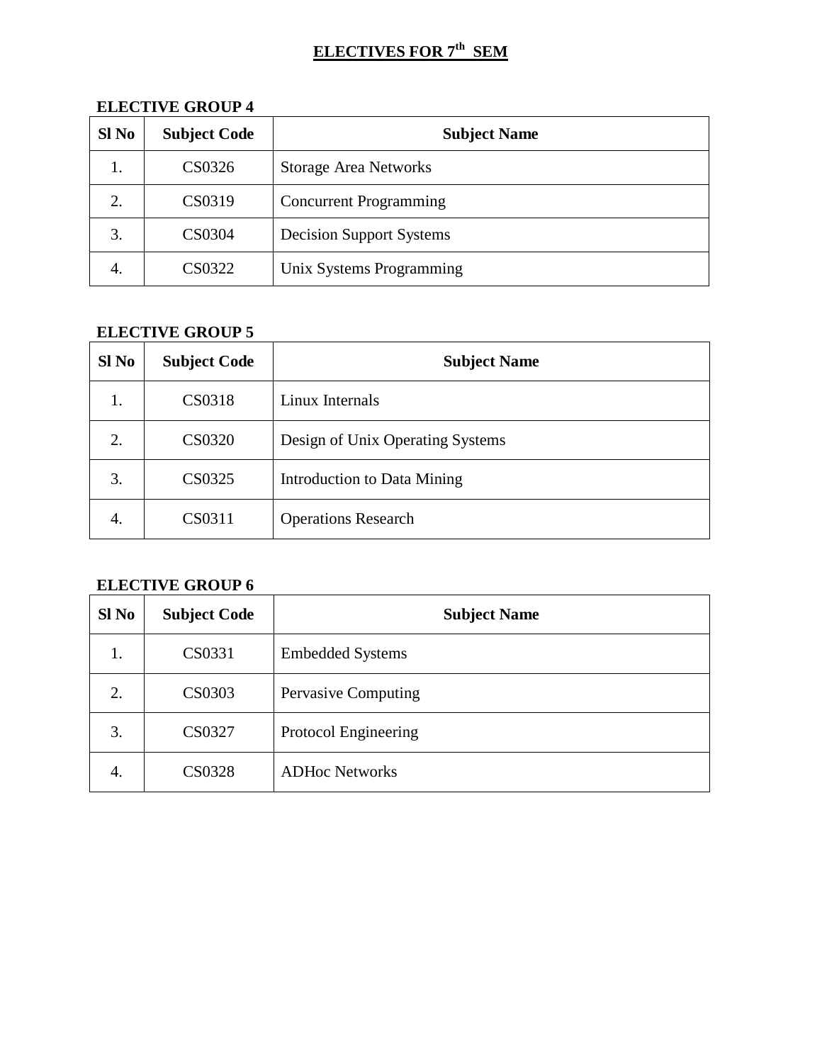# ELECTIVES FOR 7th SEM

**ELECTIVE GROUP 4**

| Sl No | Subject Code | Subject Name |
|---|---|---|
| 1. | CS0326 | Storage Area Networks |
| 2. | CS0319 | Concurrent Programming |
| 3. | CS0304 | Decision Support Systems |
| 4. | CS0322 | Unix Systems Programming |

**ELECTIVE GROUP 5**

| Sl No | Subject Code | Subject Name |
|---|---|---|
| 1. | CS0318 | Linux Internals |
| 2. | CS0320 | Design of Unix Operating Systems |
| 3. | CS0325 | Introduction to Data Mining |
| 4. | CS0311 | Operations Research |

**ELECTIVE GROUP 6**

| Sl No | Subject Code | Subject Name |
|---|---|---|
| 1. | CS0331 | Embedded Systems |
| 2. | CS0303 | Pervasive Computing |
| 3. | CS0327 | Protocol Engineering |
| 4. | CS0328 | ADHoc Networks |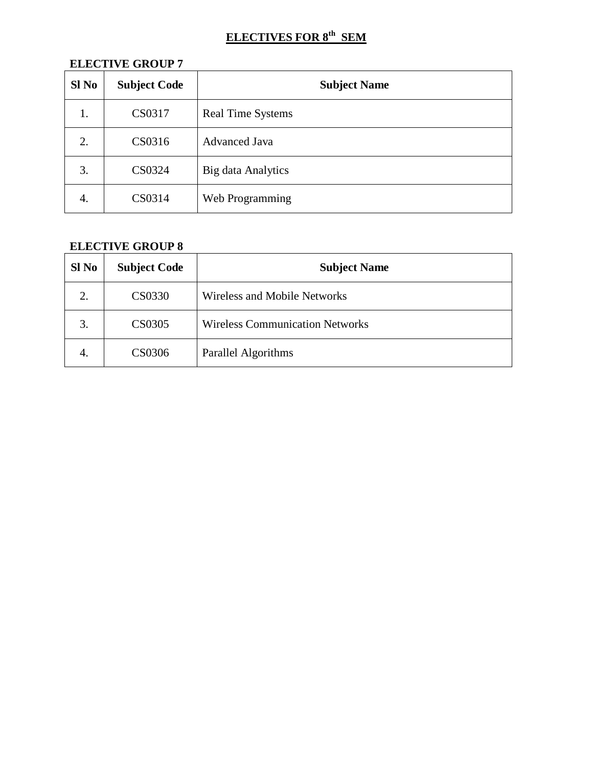# ELECTIVES FOR 8th SEM

**ELECTIVE GROUP 7**

| Sl No | Subject Code | Subject Name |
|---|---|---|
| 1. | CS0317 | Real Time Systems |
| 2. | CS0316 | Advanced Java |
| 3. | CS0324 | Big data Analytics |
| 4. | CS0314 | Web Programming |

**ELECTIVE GROUP 8**

| Sl No | Subject Code | Subject Name |
|---|---|---|
| 2. | CS0330 | Wireless and Mobile Networks |
| 3. | CS0305 | Wireless Communication Networks |
| 4. | CS0306 | Parallel Algorithms |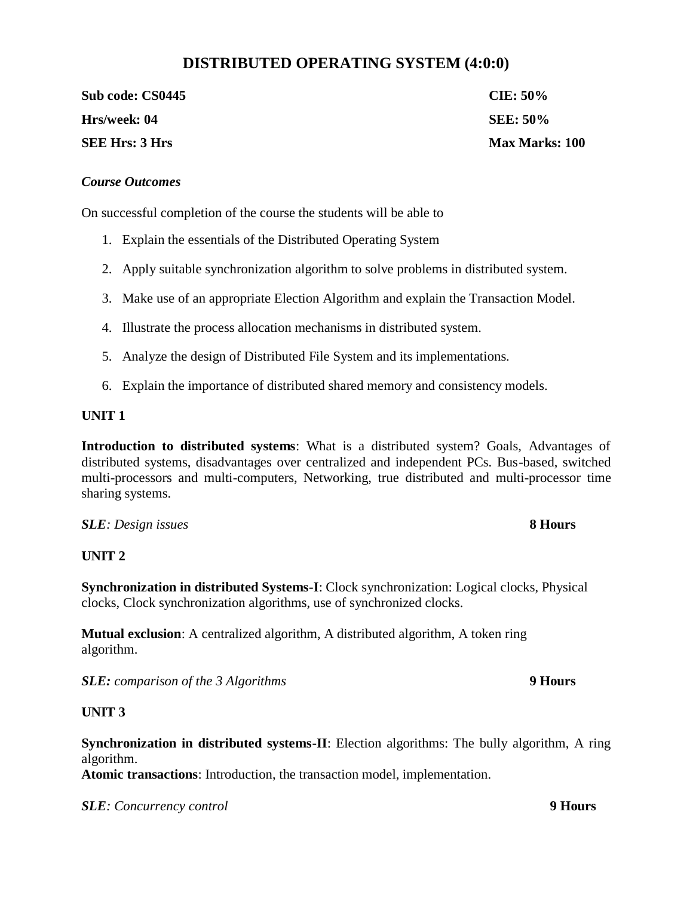# DISTRIBUTED OPERATING SYSTEM (4:0:0)

| | |
|---|---|
| **Sub code: CS0445** | **CIE: 50%** |
| **Hrs/week: 04** | **SEE: 50%** |
| **SEE Hrs: 3 Hrs** | **Max Marks: 100** |

***Course Outcomes***

On successful completion of the course the students will be able to

1. Explain the essentials of the Distributed Operating System
2. Apply suitable synchronization algorithm to solve problems in distributed system.
3. Make use of an appropriate Election Algorithm and explain the Transaction Model.
4. Illustrate the process allocation mechanisms in distributed system.
5. Analyze the design of Distributed File System and its implementations.
6. Explain the importance of distributed shared memory and consistency models.

**UNIT 1**

**Introduction to distributed systems**: What is a distributed system? Goals, Advantages of distributed systems, disadvantages over centralized and independent PCs. Bus-based, switched multi-processors and multi-computers, Networking, true distributed and multi-processor time sharing systems.

***SLE**: Design issues* **8 Hours**

**UNIT 2**

**Synchronization in distributed Systems-I**: Clock synchronization: Logical clocks, Physical clocks, Clock synchronization algorithms, use of synchronized clocks.

**Mutual exclusion**: A centralized algorithm, A distributed algorithm, A token ring algorithm.

***SLE:** comparison of the 3 Algorithms* **9 Hours**

**UNIT 3**

**Synchronization in distributed systems-II**: Election algorithms: The bully algorithm, A ring algorithm.
**Atomic transactions**: Introduction, the transaction model, implementation.

***SLE**: Concurrency control* **9 Hours**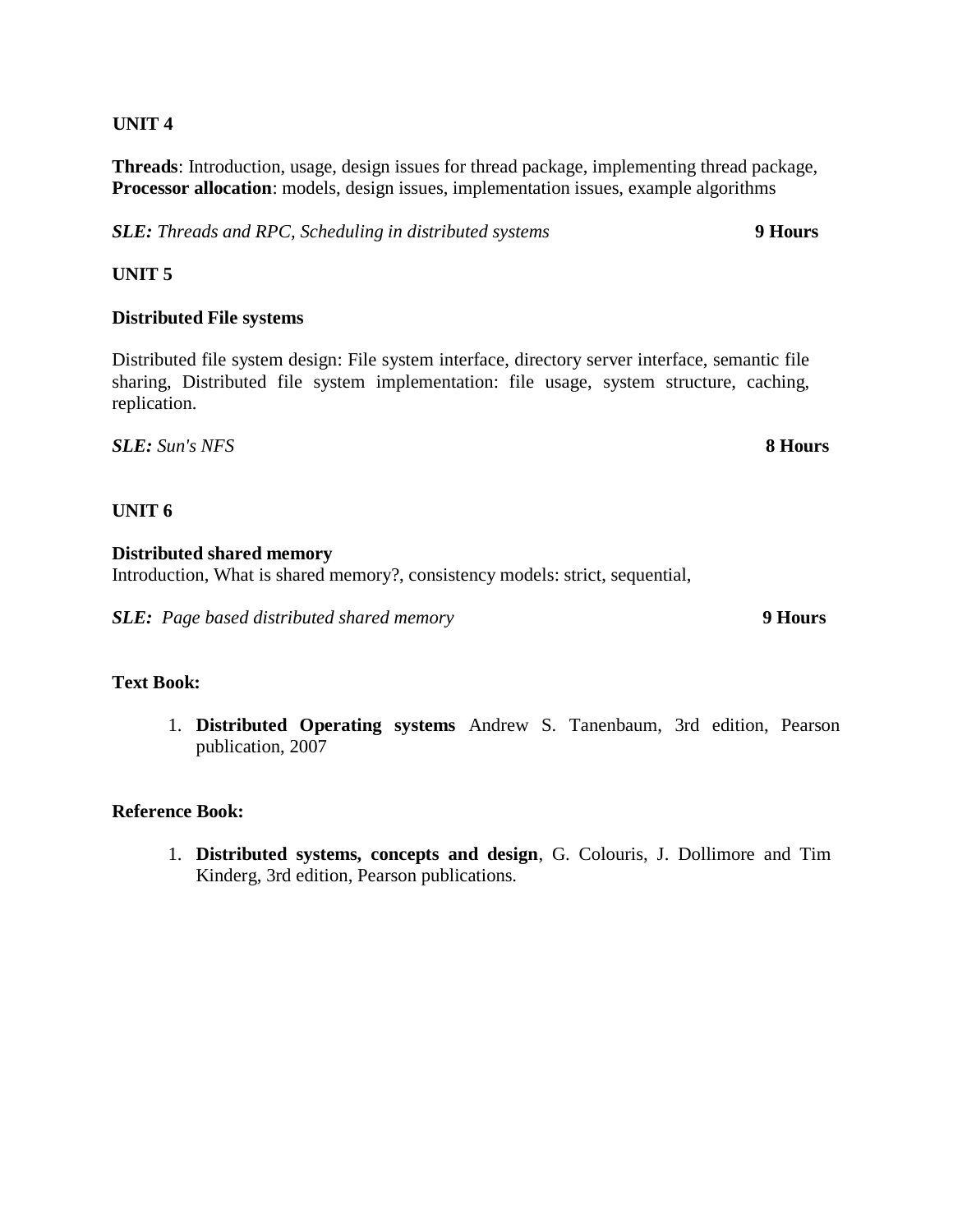**UNIT 4**

**Threads**: Introduction, usage, design issues for thread package, implementing thread package, **Processor allocation**: models, design issues, implementation issues, example algorithms

***SLE:*** *Threads and RPC, Scheduling in distributed systems* **9 Hours**

**UNIT 5**

**Distributed File systems**

Distributed file system design: File system interface, directory server interface, semantic file sharing, Distributed file system implementation: file usage, system structure, caching, replication.

***SLE:*** *Sun's NFS* **8 Hours**

**UNIT 6**

**Distributed shared memory**
Introduction, What is shared memory?, consistency models: strict, sequential,

***SLE:*** *Page based distributed shared memory* **9 Hours**

**Text Book:**

1. **Distributed Operating systems** Andrew S. Tanenbaum, 3rd edition, Pearson publication, 2007

**Reference Book:**

1. **Distributed systems, concepts and design**, G. Colouris, J. Dollimore and Tim Kinderg, 3rd edition, Pearson publications.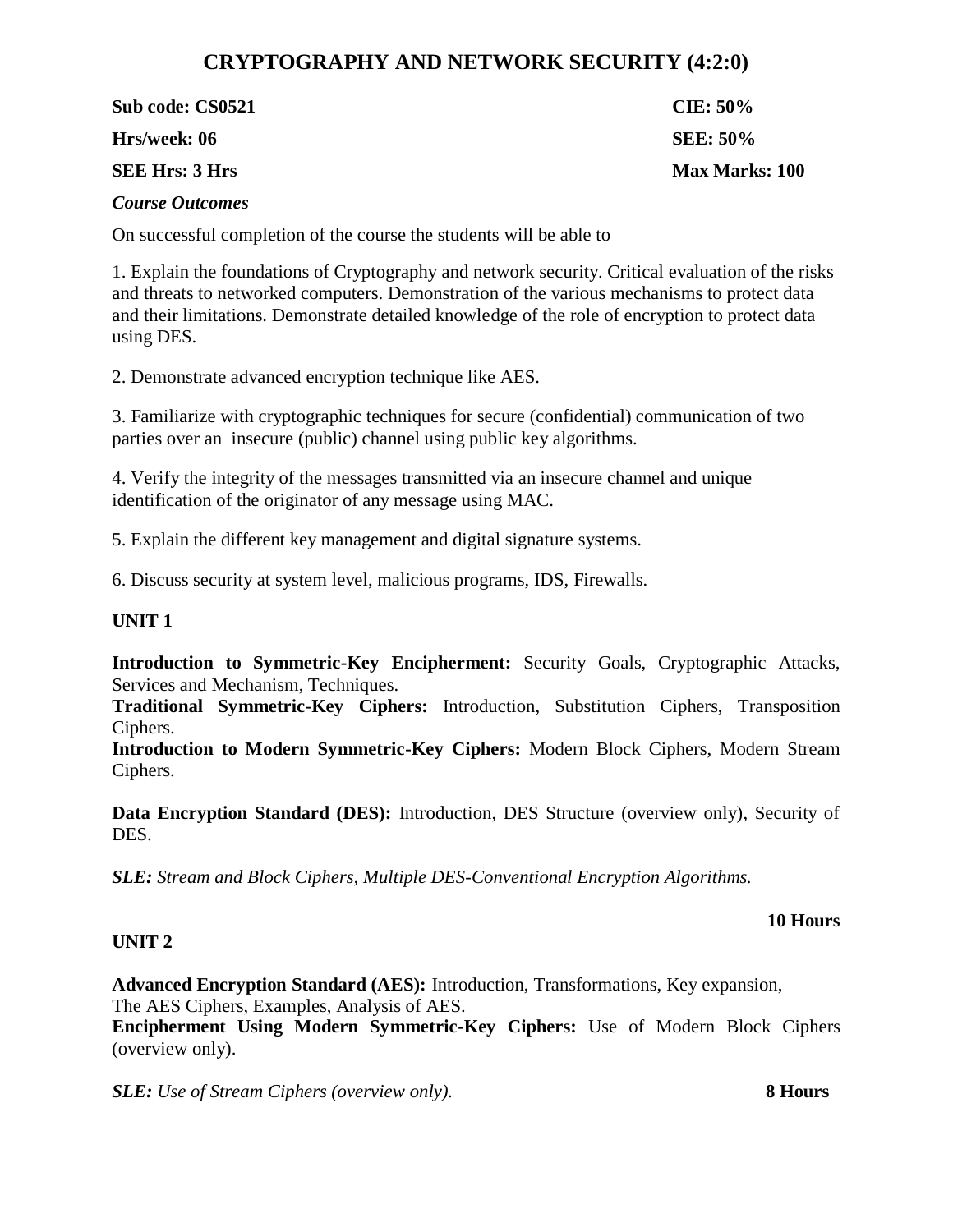# CRYPTOGRAPHY AND NETWORK SECURITY (4:2:0)

**Sub code: CS0521** **CIE: 50%**

**Hrs/week: 06** **SEE: 50%**

**SEE Hrs: 3 Hrs** **Max Marks: 100**

***Course Outcomes***

On successful completion of the course the students will be able to

1. Explain the foundations of Cryptography and network security. Critical evaluation of the risks and threats to networked computers. Demonstration of the various mechanisms to protect data and their limitations. Demonstrate detailed knowledge of the role of encryption to protect data using DES.

2. Demonstrate advanced encryption technique like AES.

3. Familiarize with cryptographic techniques for secure (confidential) communication of two parties over an insecure (public) channel using public key algorithms.

4. Verify the integrity of the messages transmitted via an insecure channel and unique identification of the originator of any message using MAC.

5. Explain the different key management and digital signature systems.

6. Discuss security at system level, malicious programs, IDS, Firewalls.

**UNIT 1**

**Introduction to Symmetric-Key Encipherment:** Security Goals, Cryptographic Attacks, Services and Mechanism, Techniques.
**Traditional Symmetric-Key Ciphers:** Introduction, Substitution Ciphers, Transposition Ciphers.
**Introduction to Modern Symmetric-Key Ciphers:** Modern Block Ciphers, Modern Stream Ciphers.

**Data Encryption Standard (DES):** Introduction, DES Structure (overview only), Security of DES.

***SLE:*** *Stream and Block Ciphers, Multiple DES-Conventional Encryption Algorithms.*

**10 Hours**

**UNIT 2**

**Advanced Encryption Standard (AES):** Introduction, Transformations, Key expansion, The AES Ciphers, Examples, Analysis of AES.
**Encipherment Using Modern Symmetric-Key Ciphers:** Use of Modern Block Ciphers (overview only).

***SLE:*** *Use of Stream Ciphers (overview only).* **8 Hours**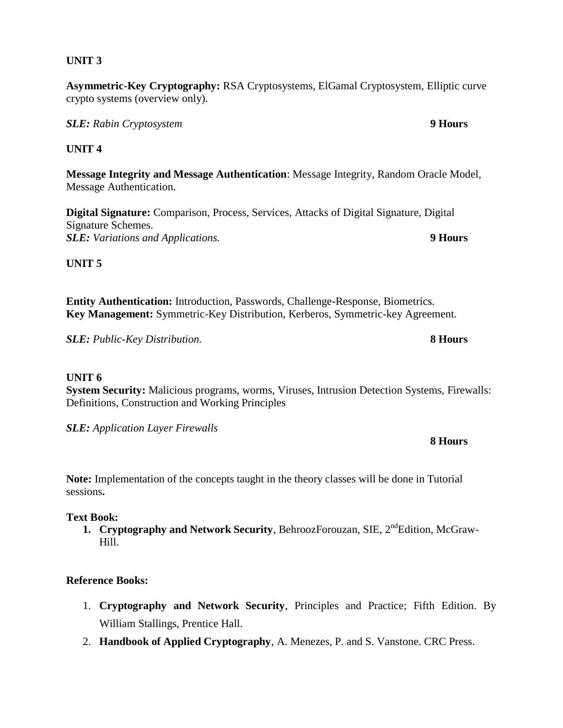**UNIT 3**

**Asymmetric-Key Cryptography:** RSA Cryptosystems, ElGamal Cryptosystem, Elliptic curve crypto systems (overview only).

***SLE:*** *Rabin Cryptosystem* **9 Hours**

**UNIT 4**

**Message Integrity and Message Authentication**: Message Integrity, Random Oracle Model, Message Authentication.

**Digital Signature:** Comparison, Process, Services, Attacks of Digital Signature, Digital Signature Schemes.
***SLE:*** *Variations and Applications.* **9 Hours**

**UNIT 5**

**Entity Authentication:** Introduction, Passwords, Challenge-Response, Biometrics.
**Key Management:** Symmetric-Key Distribution, Kerberos, Symmetric-key Agreement.

***SLE:*** *Public-Key Distribution.* **8 Hours**

**UNIT 6**
**System Security:** Malicious programs, worms, Viruses, Intrusion Detection Systems, Firewalls: Definitions, Construction and Working Principles

***SLE:*** *Application Layer Firewalls*

**8 Hours**

**Note:** Implementation of the concepts taught in the theory classes will be done in Tutorial sessions**.**

**Text Book:**

1. **Cryptography and Network Security**, BehroozForouzan, SIE, 2nd Edition, McGraw-Hill.

**Reference Books:**

1. **Cryptography and Network Security**, Principles and Practice; Fifth Edition. By William Stallings, Prentice Hall.
2. **Handbook of Applied Cryptography**, A. Menezes, P. and S. Vanstone. CRC Press.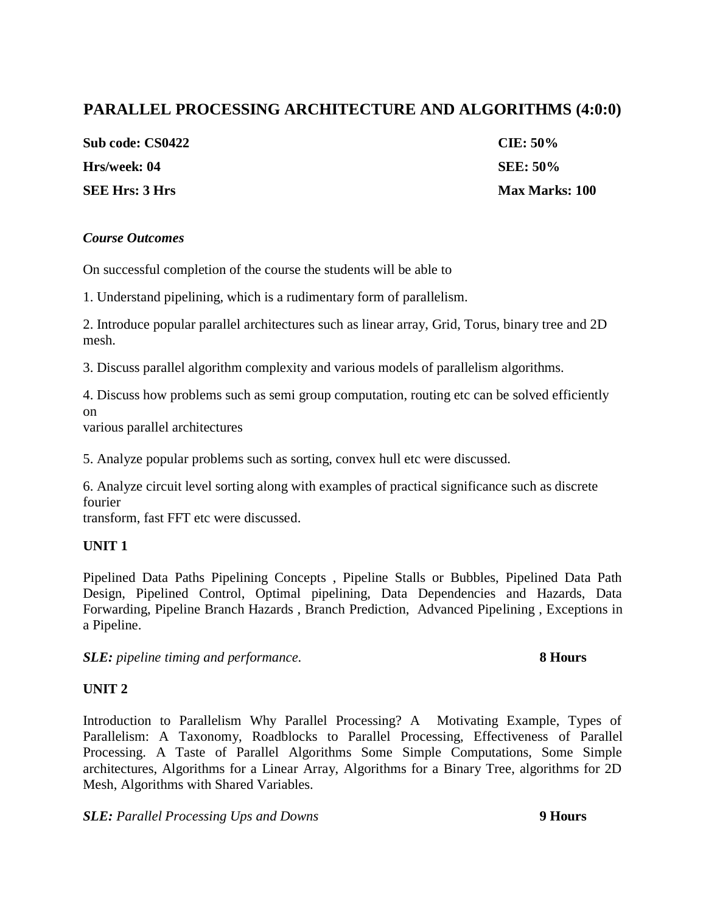# PARALLEL PROCESSING ARCHITECTURE AND ALGORITHMS (4:0:0)

| | |
|---|---|
| **Sub code: CS0422** | **CIE: 50%** |
| **Hrs/week: 04** | **SEE: 50%** |
| **SEE Hrs: 3 Hrs** | **Max Marks: 100** |

***Course Outcomes***

On successful completion of the course the students will be able to

1. Understand pipelining, which is a rudimentary form of parallelism.

2. Introduce popular parallel architectures such as linear array, Grid, Torus, binary tree and 2D mesh.

3. Discuss parallel algorithm complexity and various models of parallelism algorithms.

4. Discuss how problems such as semi group computation, routing etc can be solved efficiently on
various parallel architectures

5. Analyze popular problems such as sorting, convex hull etc were discussed.

6. Analyze circuit level sorting along with examples of practical significance such as discrete fourier
transform, fast FFT etc were discussed.

**UNIT 1**

Pipelined Data Paths Pipelining Concepts , Pipeline Stalls or Bubbles, Pipelined Data Path Design, Pipelined Control, Optimal pipelining, Data Dependencies and Hazards, Data Forwarding, Pipeline Branch Hazards , Branch Prediction, Advanced Pipelining , Exceptions in a Pipeline.

***SLE:*** *pipeline timing and performance.* **8 Hours**

**UNIT 2**

Introduction to Parallelism Why Parallel Processing? A Motivating Example, Types of Parallelism: A Taxonomy, Roadblocks to Parallel Processing, Effectiveness of Parallel Processing. A Taste of Parallel Algorithms Some Simple Computations, Some Simple architectures, Algorithms for a Linear Array, Algorithms for a Binary Tree, algorithms for 2D Mesh, Algorithms with Shared Variables.

***SLE:*** *Parallel Processing Ups and Downs* **9 Hours**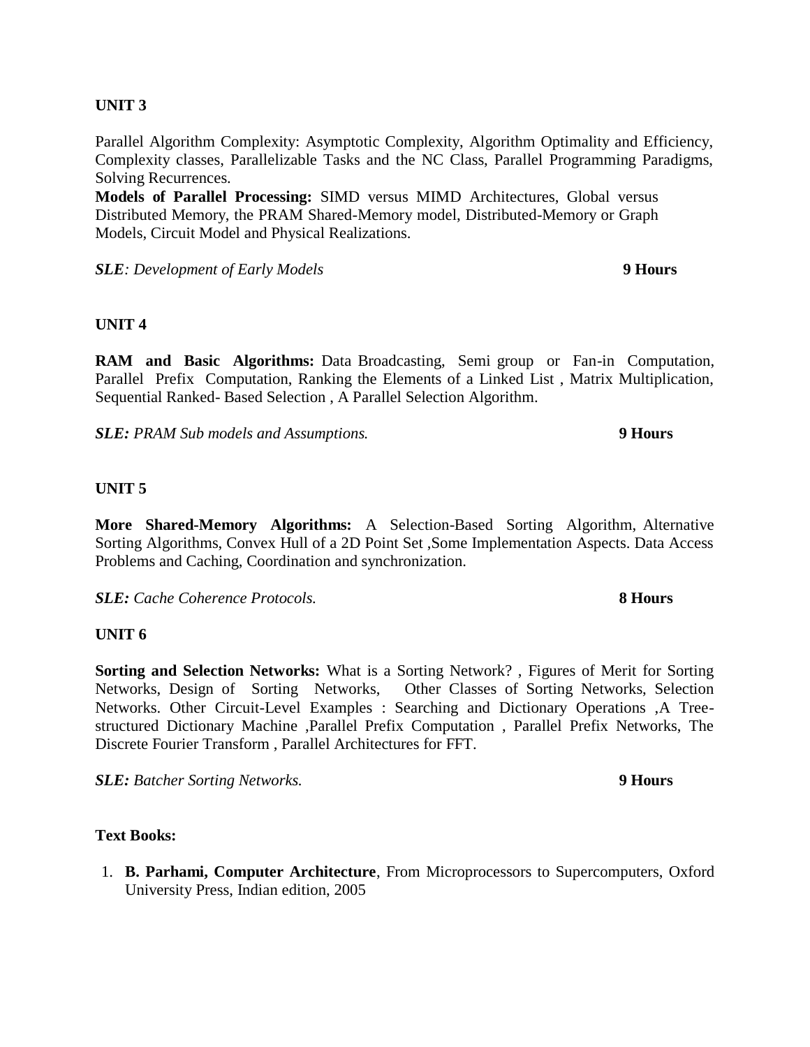**UNIT 3**

Parallel Algorithm Complexity: Asymptotic Complexity, Algorithm Optimality and Efficiency, Complexity classes, Parallelizable Tasks and the NC Class, Parallel Programming Paradigms, Solving Recurrences.

**Models of Parallel Processing:** SIMD versus MIMD Architectures, Global versus Distributed Memory, the PRAM Shared-Memory model, Distributed-Memory or Graph Models, Circuit Model and Physical Realizations.

***SLE****: Development of Early Models* **9 Hours**

**UNIT 4**

**RAM and Basic Algorithms:** Data Broadcasting, Semi group or Fan-in Computation, Parallel Prefix Computation, Ranking the Elements of a Linked List , Matrix Multiplication, Sequential Ranked- Based Selection , A Parallel Selection Algorithm.

***SLE:*** *PRAM Sub models and Assumptions.* **9 Hours**

**UNIT 5**

**More Shared-Memory Algorithms:** A Selection-Based Sorting Algorithm, Alternative Sorting Algorithms, Convex Hull of a 2D Point Set ,Some Implementation Aspects. Data Access Problems and Caching, Coordination and synchronization.

***SLE:*** *Cache Coherence Protocols.* **8 Hours**

**UNIT 6**

**Sorting and Selection Networks:** What is a Sorting Network? , Figures of Merit for Sorting Networks, Design of Sorting Networks, Other Classes of Sorting Networks, Selection Networks. Other Circuit-Level Examples : Searching and Dictionary Operations ,A Tree-structured Dictionary Machine ,Parallel Prefix Computation , Parallel Prefix Networks, The Discrete Fourier Transform , Parallel Architectures for FFT.

***SLE:*** *Batcher Sorting Networks.* **9 Hours**

**Text Books:**

1. **B. Parhami, Computer Architecture**, From Microprocessors to Supercomputers, Oxford University Press, Indian edition, 2005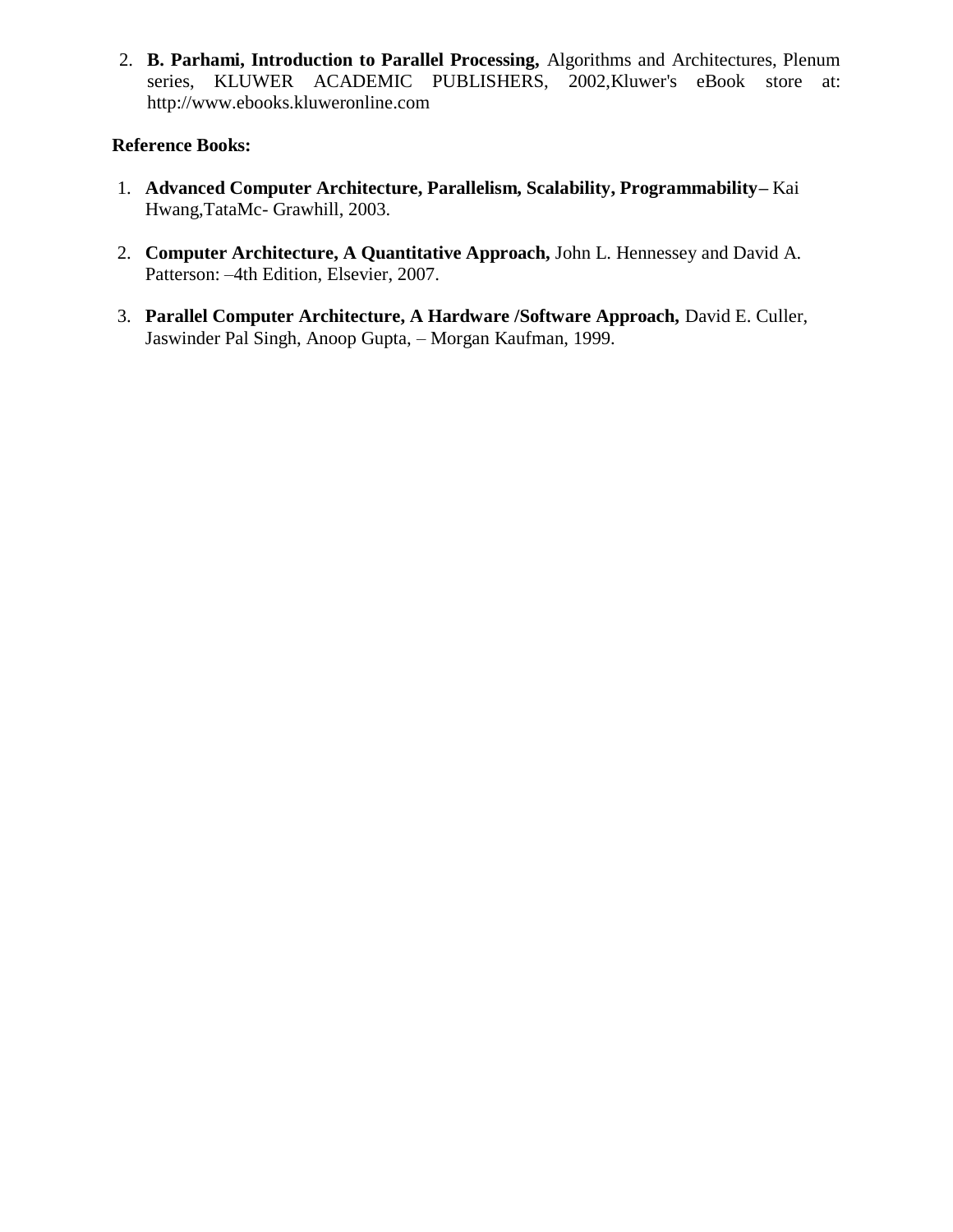2. **B. Parhami, Introduction to Parallel Processing,** Algorithms and Architectures, Plenum series, KLUWER ACADEMIC PUBLISHERS, 2002,Kluwer's eBook store at: http://www.ebooks.kluweronline.com

**Reference Books:**

1. **Advanced Computer Architecture, Parallelism, Scalability, Programmability–** Kai Hwang,TataMc- Grawhill, 2003.

2. **Computer Architecture, A Quantitative Approach,** John L. Hennessey and David A. Patterson: –4th Edition, Elsevier, 2007.

3. **Parallel Computer Architecture, A Hardware /Software Approach,** David E. Culler, Jaswinder Pal Singh, Anoop Gupta, – Morgan Kaufman, 1999.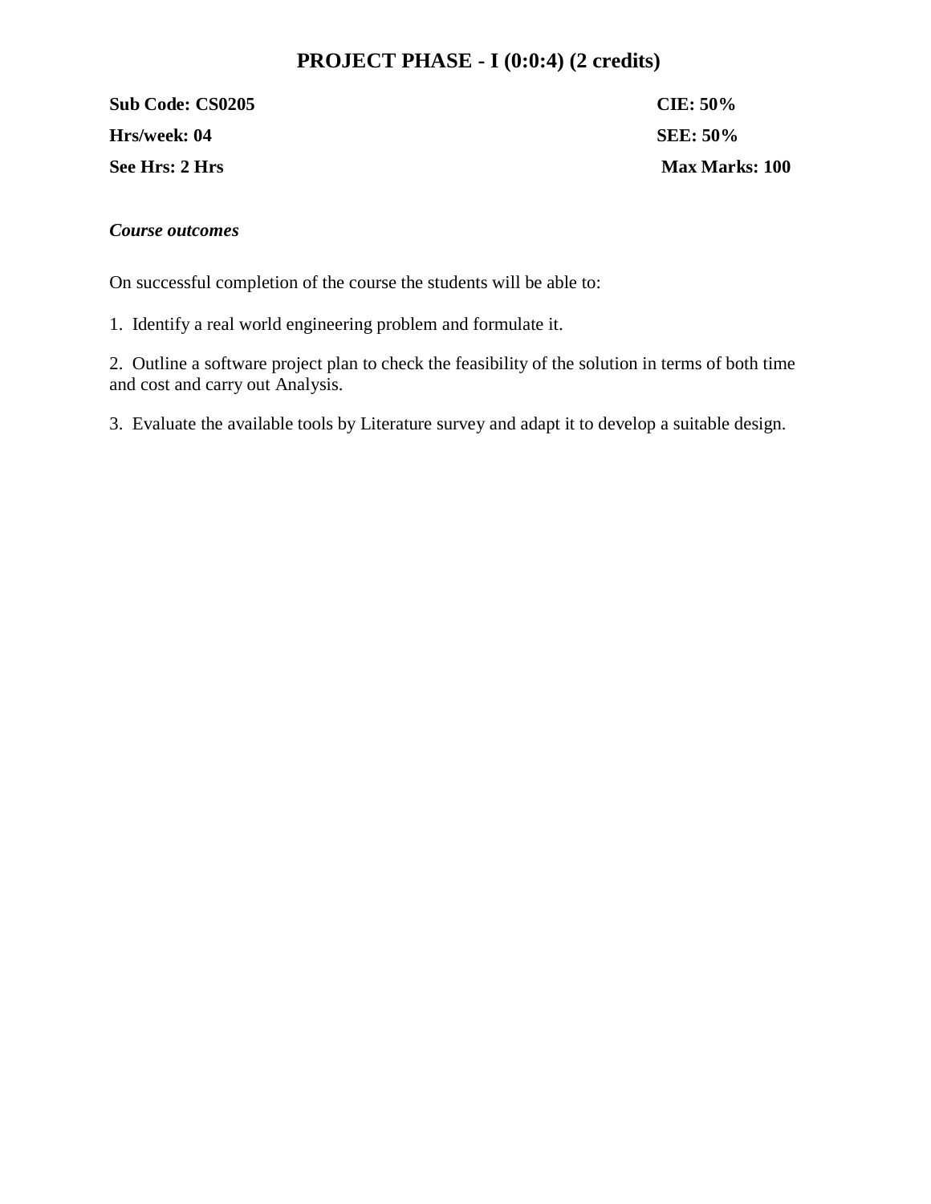# PROJECT PHASE - I (0:0:4) (2 credits)

| | |
|---|---|
| **Sub Code: CS0205** | **CIE: 50%** |
| **Hrs/week: 04** | **SEE: 50%** |
| **See Hrs: 2 Hrs** | **Max Marks: 100** |

***Course outcomes***

On successful completion of the course the students will be able to:

1. Identify a real world engineering problem and formulate it.
2. Outline a software project plan to check the feasibility of the solution in terms of both time and cost and carry out Analysis.
3. Evaluate the available tools by Literature survey and adapt it to develop a suitable design.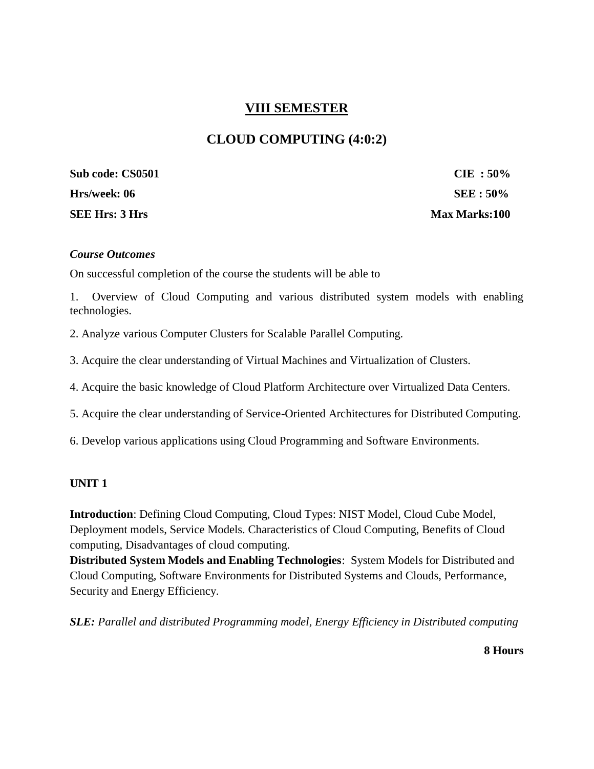## VIII SEMESTER

## CLOUD COMPUTING (4:0:2)

| | |
|---|---|
| **Sub code: CS0501** | **CIE : 50%** |
| **Hrs/week: 06** | **SEE : 50%** |
| **SEE Hrs: 3 Hrs** | **Max Marks:100** |

***Course Outcomes***

On successful completion of the course the students will be able to

1. Overview of Cloud Computing and various distributed system models with enabling technologies.
2. Analyze various Computer Clusters for Scalable Parallel Computing.
3. Acquire the clear understanding of Virtual Machines and Virtualization of Clusters.
4. Acquire the basic knowledge of Cloud Platform Architecture over Virtualized Data Centers.
5. Acquire the clear understanding of Service-Oriented Architectures for Distributed Computing.
6. Develop various applications using Cloud Programming and Software Environments.

**UNIT 1**

**Introduction**: Defining Cloud Computing, Cloud Types: NIST Model, Cloud Cube Model, Deployment models, Service Models. Characteristics of Cloud Computing, Benefits of Cloud computing, Disadvantages of cloud computing.
**Distributed System Models and Enabling Technologies**: System Models for Distributed and Cloud Computing, Software Environments for Distributed Systems and Clouds, Performance, Security and Energy Efficiency.

***SLE:** Parallel and distributed Programming model, Energy Efficiency in Distributed computing*

**8 Hours**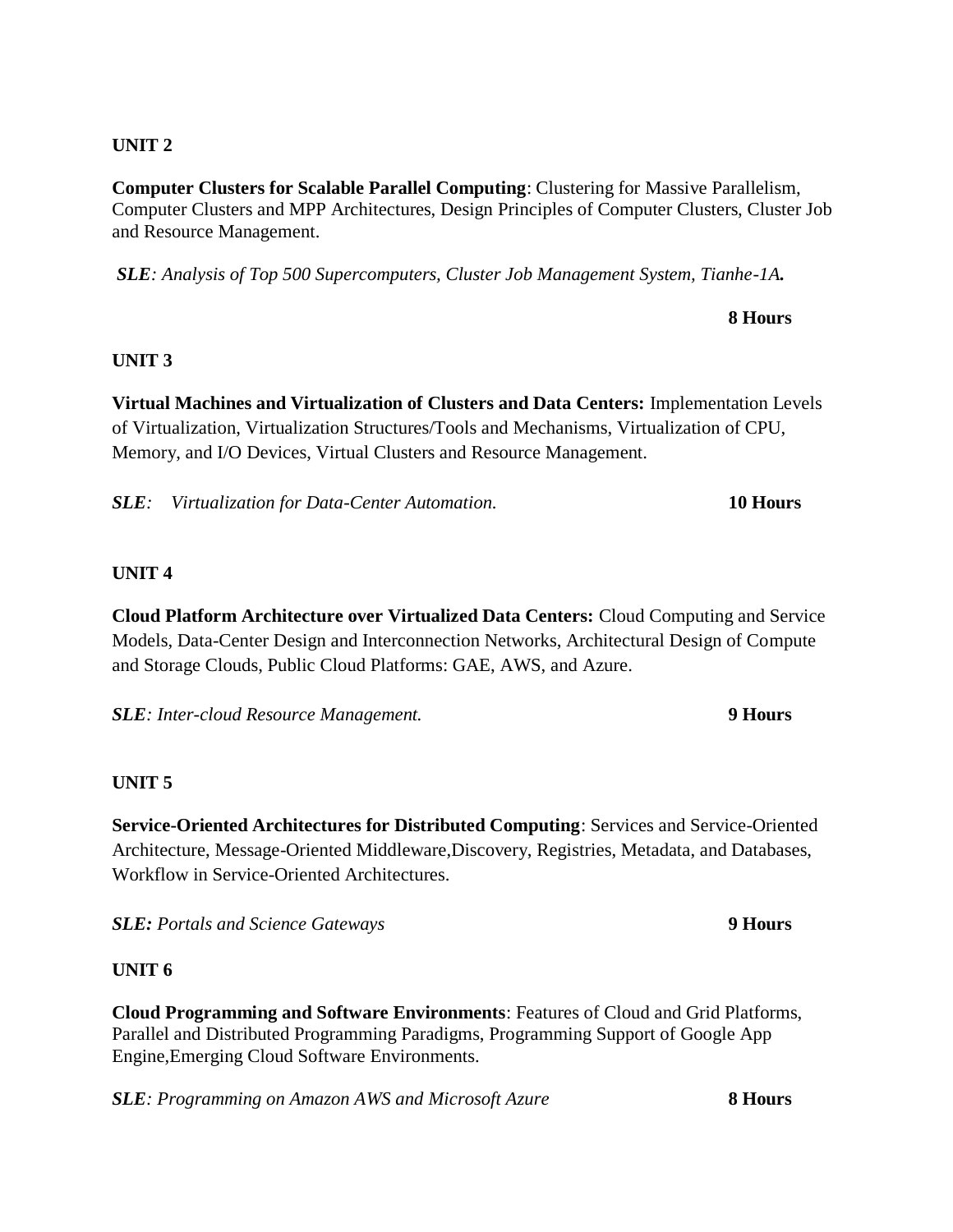**UNIT 2**

**Computer Clusters for Scalable Parallel Computing**: Clustering for Massive Parallelism, Computer Clusters and MPP Architectures, Design Principles of Computer Clusters, Cluster Job and Resource Management.

***SLE**: Analysis of Top 500 Supercomputers, Cluster Job Management System, Tianhe-1A.*

**8 Hours**

**UNIT 3**

**Virtual Machines and Virtualization of Clusters and Data Centers:** Implementation Levels of Virtualization, Virtualization Structures/Tools and Mechanisms, Virtualization of CPU, Memory, and I/O Devices, Virtual Clusters and Resource Management.

***SLE**: Virtualization for Data-Center Automation.* **10 Hours**

**UNIT 4**

**Cloud Platform Architecture over Virtualized Data Centers:** Cloud Computing and Service Models, Data-Center Design and Interconnection Networks, Architectural Design of Compute and Storage Clouds, Public Cloud Platforms: GAE, AWS, and Azure.

***SLE**: Inter-cloud Resource Management.* **9 Hours**

**UNIT 5**

**Service-Oriented Architectures for Distributed Computing**: Services and Service-Oriented Architecture, Message-Oriented Middleware,Discovery, Registries, Metadata, and Databases, Workflow in Service-Oriented Architectures.

***SLE:** Portals and Science Gateways* **9 Hours**

**UNIT 6**

**Cloud Programming and Software Environments**: Features of Cloud and Grid Platforms, Parallel and Distributed Programming Paradigms, Programming Support of Google App Engine,Emerging Cloud Software Environments.

***SLE**: Programming on Amazon AWS and Microsoft Azure* **8 Hours**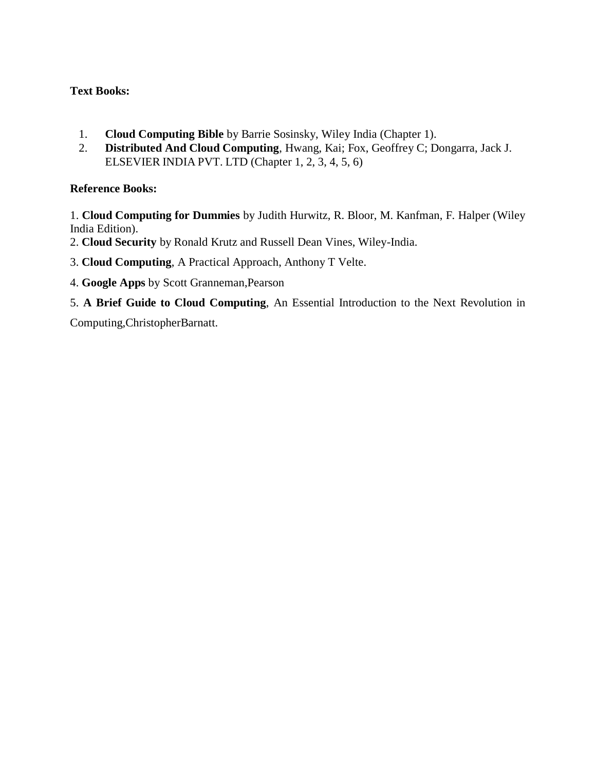**Text Books:**

1. **Cloud Computing Bible** by Barrie Sosinsky, Wiley India (Chapter 1).
2. **Distributed And Cloud Computing**, Hwang, Kai; Fox, Geoffrey C; Dongarra, Jack J. ELSEVIER INDIA PVT. LTD (Chapter 1, 2, 3, 4, 5, 6)

**Reference Books:**

1. **Cloud Computing for Dummies** by Judith Hurwitz, R. Bloor, M. Kanfman, F. Halper (Wiley India Edition).
2. **Cloud Security** by Ronald Krutz and Russell Dean Vines, Wiley-India.
3. **Cloud Computing**, A Practical Approach, Anthony T Velte.
4. **Google Apps** by Scott Granneman,Pearson
5. **A Brief Guide to Cloud Computing**, An Essential Introduction to the Next Revolution in Computing,ChristopherBarnatt.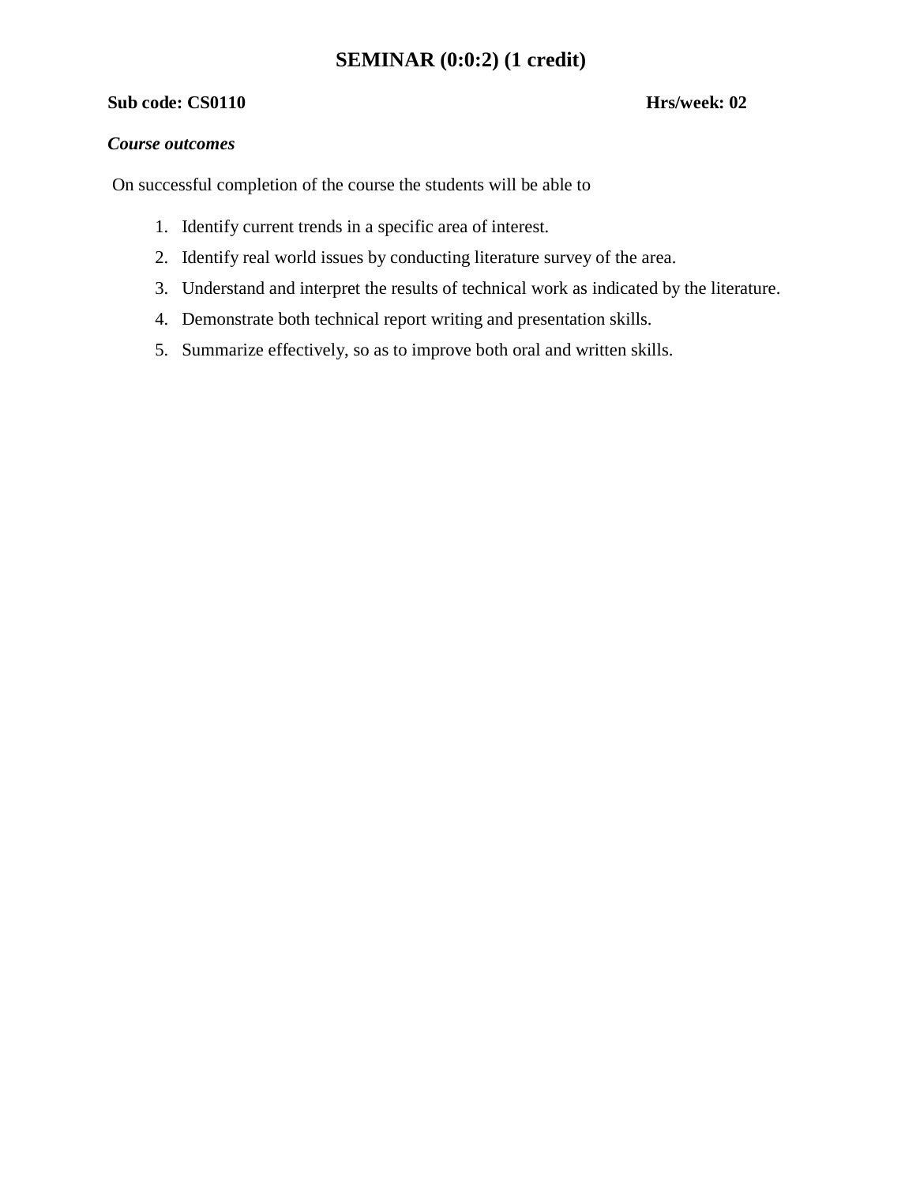# SEMINAR (0:0:2) (1 credit)

**Sub code: CS0110** **Hrs/week: 02**

***Course outcomes***

On successful completion of the course the students will be able to

1. Identify current trends in a specific area of interest.
2. Identify real world issues by conducting literature survey of the area.
3. Understand and interpret the results of technical work as indicated by the literature.
4. Demonstrate both technical report writing and presentation skills.
5. Summarize effectively, so as to improve both oral and written skills.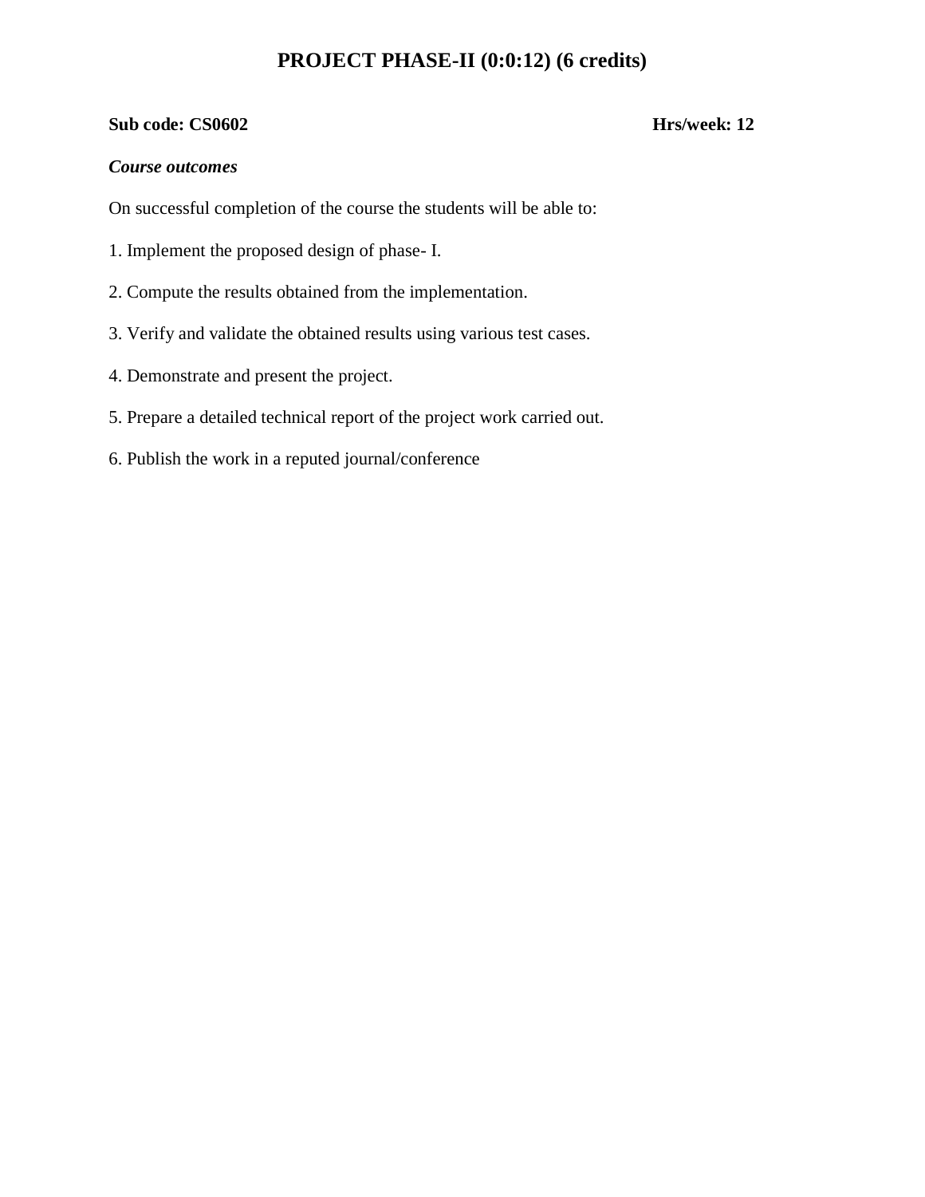# PROJECT PHASE-II (0:0:12) (6 credits)

**Sub code: CS0602** **Hrs/week: 12**

***Course outcomes***

On successful completion of the course the students will be able to:

1. Implement the proposed design of phase- I.

2. Compute the results obtained from the implementation.

3. Verify and validate the obtained results using various test cases.

4. Demonstrate and present the project.

5. Prepare a detailed technical report of the project work carried out.

6. Publish the work in a reputed journal/conference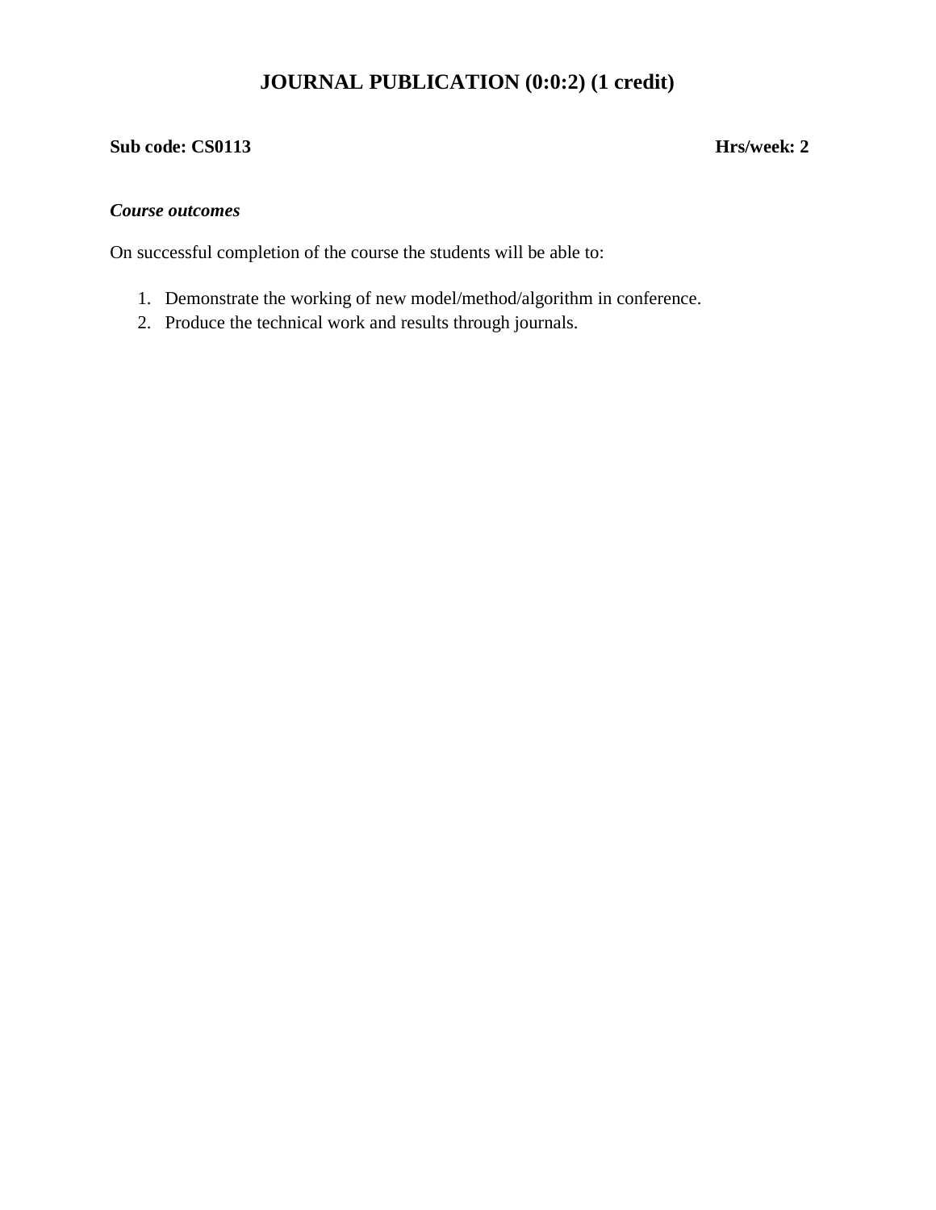# JOURNAL PUBLICATION (0:0:2) (1 credit)

**Sub code: CS0113** **Hrs/week: 2**

***Course outcomes***

On successful completion of the course the students will be able to:

1. Demonstrate the working of new model/method/algorithm in conference.
2. Produce the technical work and results through journals.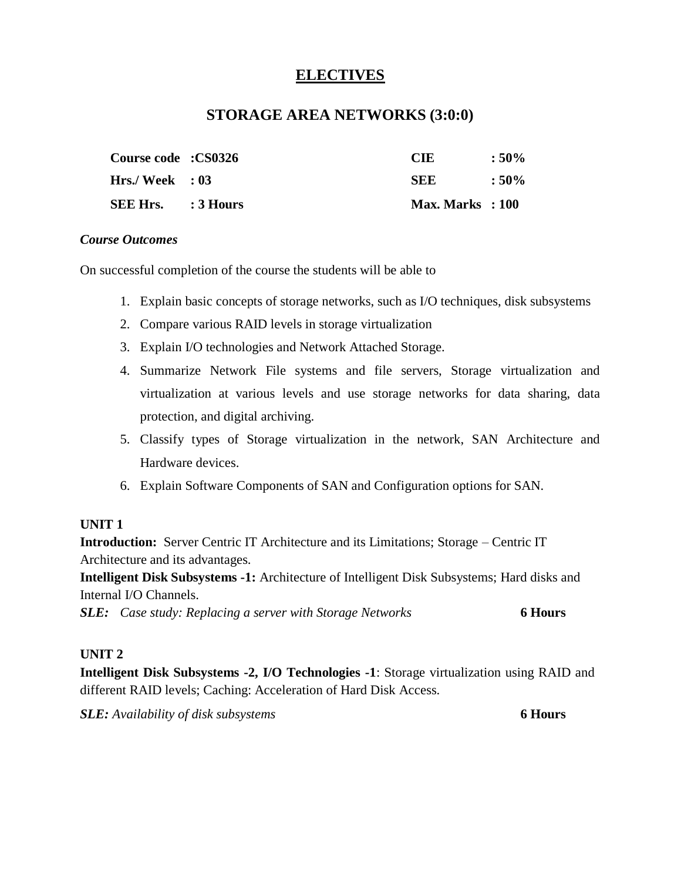# ELECTIVES

## STORAGE AREA NETWORKS (3:0:0)

| | | | |
|---|---|---|---|
| **Course code** | **:CS0326** | **CIE** | **: 50%** |
| **Hrs./ Week** | **: 03** | **SEE** | **: 50%** |
| **SEE Hrs.** | **: 3 Hours** | **Max. Marks** | **: 100** |

***Course Outcomes***

On successful completion of the course the students will be able to

1. Explain basic concepts of storage networks, such as I/O techniques, disk subsystems
2. Compare various RAID levels in storage virtualization
3. Explain I/O technologies and Network Attached Storage.
4. Summarize Network File systems and file servers, Storage virtualization and virtualization at various levels and use storage networks for data sharing, data protection, and digital archiving.
5. Classify types of Storage virtualization in the network, SAN Architecture and Hardware devices.
6. Explain Software Components of SAN and Configuration options for SAN.

**UNIT 1**

**Introduction:** Server Centric IT Architecture and its Limitations; Storage – Centric IT Architecture and its advantages.

**Intelligent Disk Subsystems -1:** Architecture of Intelligent Disk Subsystems; Hard disks and Internal I/O Channels.

***SLE:*** *Case study: Replacing a server with Storage Networks* **6 Hours**

**UNIT 2**

**Intelligent Disk Subsystems -2, I/O Technologies -1**: Storage virtualization using RAID and different RAID levels; Caching: Acceleration of Hard Disk Access.

***SLE:*** *Availability of disk subsystems* **6 Hours**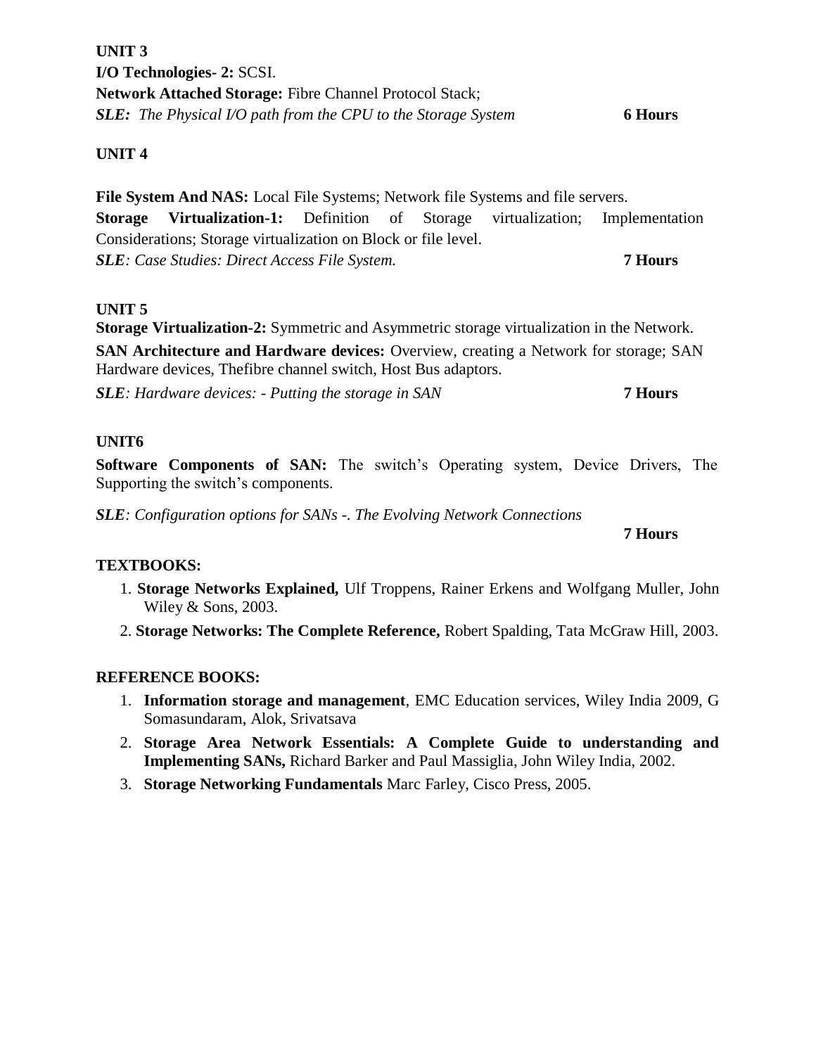**UNIT 3**

**I/O Technologies- 2:** SCSI.

**Network Attached Storage:** Fibre Channel Protocol Stack;

***SLE:*** *The Physical I/O path from the CPU to the Storage System* **6 Hours**

**UNIT 4**

**File System And NAS:** Local File Systems; Network file Systems and file servers.

**Storage Virtualization-1:** Definition of Storage virtualization; Implementation Considerations; Storage virtualization on Block or file level.

***SLE****: Case Studies: Direct Access File System.* **7 Hours**

**UNIT 5**

**Storage Virtualization-2:** Symmetric and Asymmetric storage virtualization in the Network.

**SAN Architecture and Hardware devices:** Overview, creating a Network for storage; SAN Hardware devices, Thefibre channel switch, Host Bus adaptors.

***SLE****: Hardware devices: - Putting the storage in SAN* **7 Hours**

**UNIT6**

**Software Components of SAN:** The switch's Operating system, Device Drivers, The Supporting the switch's components.

***SLE****: Configuration options for SANs -. The Evolving Network Connections*

**7 Hours**

**TEXTBOOKS:**

1. **Storage Networks Explained,** Ulf Troppens, Rainer Erkens and Wolfgang Muller, John Wiley & Sons, 2003.
2. **Storage Networks: The Complete Reference,** Robert Spalding, Tata McGraw Hill, 2003.

**REFERENCE BOOKS:**

1. **Information storage and management**, EMC Education services, Wiley India 2009, G Somasundaram, Alok, Srivatsava
2. **Storage Area Network Essentials: A Complete Guide to understanding and Implementing SANs,** Richard Barker and Paul Massiglia, John Wiley India, 2002.
3. **Storage Networking Fundamentals** Marc Farley, Cisco Press, 2005.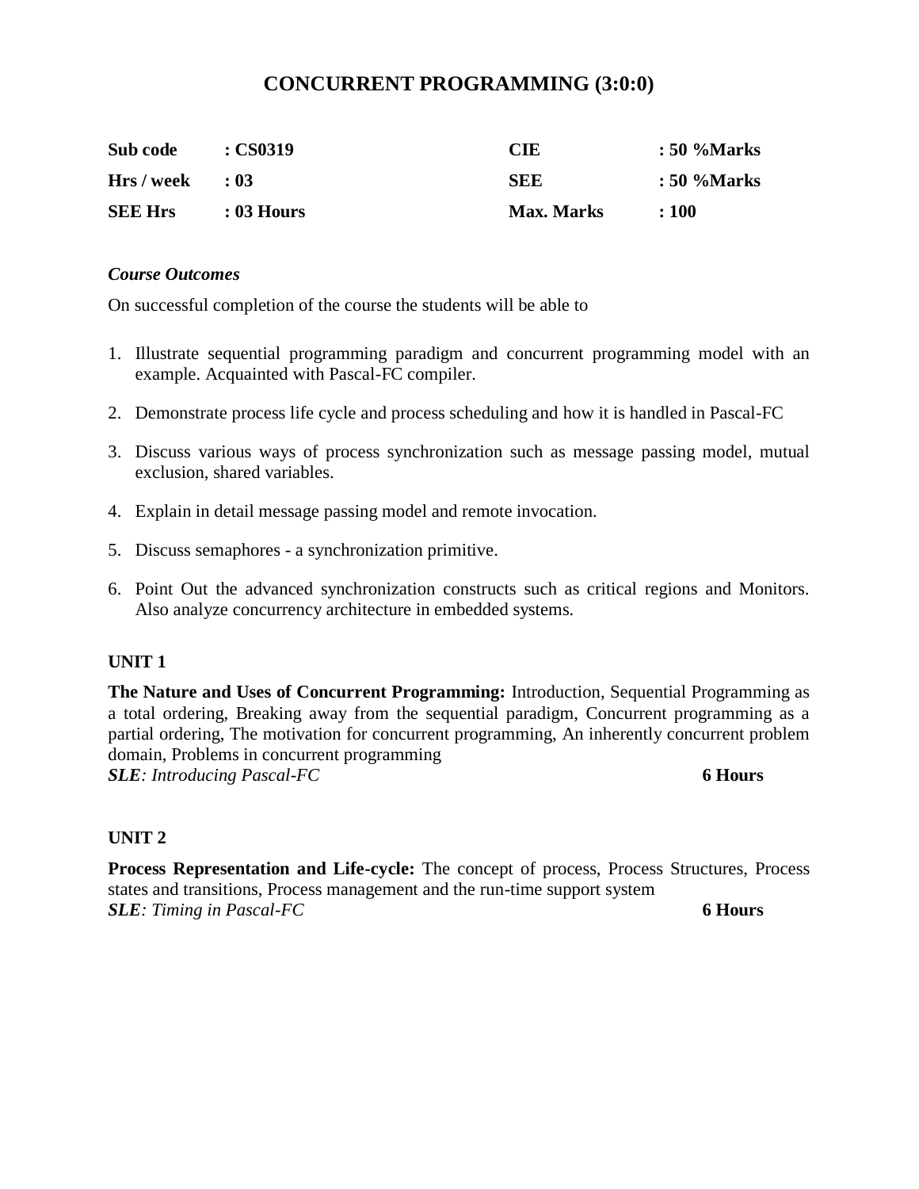# CONCURRENT PROGRAMMING (3:0:0)

| | | | |
|---|---|---|---|
| **Sub code** | **: CS0319** | **CIE** | **: 50 %Marks** |
| **Hrs / week** | **: 03** | **SEE** | **: 50 %Marks** |
| **SEE Hrs** | **: 03 Hours** | **Max. Marks** | **: 100** |

***Course Outcomes***

On successful completion of the course the students will be able to

1. Illustrate sequential programming paradigm and concurrent programming model with an example. Acquainted with Pascal-FC compiler.
2. Demonstrate process life cycle and process scheduling and how it is handled in Pascal-FC
3. Discuss various ways of process synchronization such as message passing model, mutual exclusion, shared variables.
4. Explain in detail message passing model and remote invocation.
5. Discuss semaphores - a synchronization primitive.
6. Point Out the advanced synchronization constructs such as critical regions and Monitors. Also analyze concurrency architecture in embedded systems.

**UNIT 1**

**The Nature and Uses of Concurrent Programming:** Introduction, Sequential Programming as a total ordering, Breaking away from the sequential paradigm, Concurrent programming as a partial ordering, The motivation for concurrent programming, An inherently concurrent problem domain, Problems in concurrent programming

***SLE****: Introducing Pascal-FC* **6 Hours**

**UNIT 2**

**Process Representation and Life-cycle:** The concept of process, Process Structures, Process states and transitions, Process management and the run-time support system

***SLE****: Timing in Pascal-FC* **6 Hours**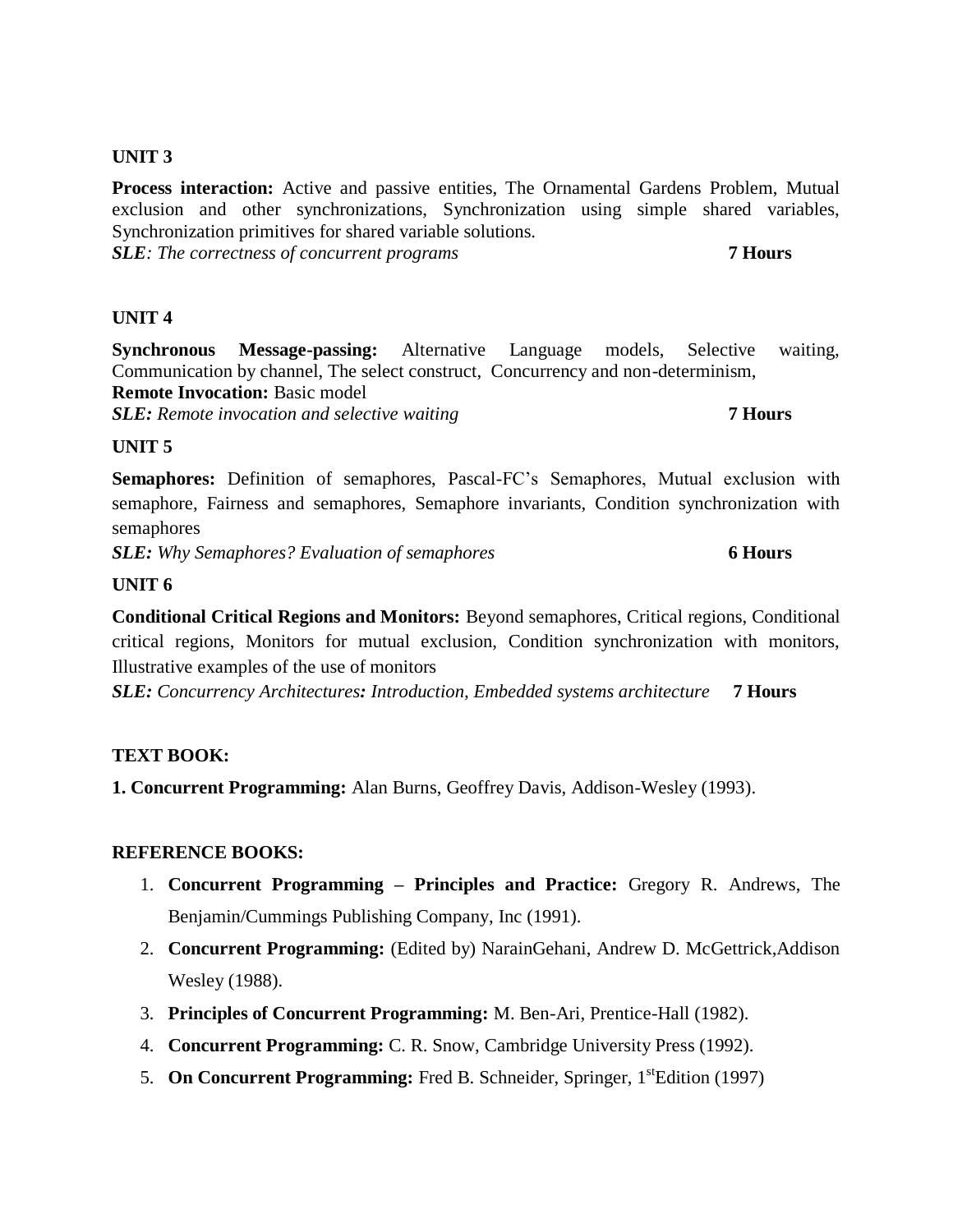**UNIT 3**

**Process interaction:** Active and passive entities, The Ornamental Gardens Problem, Mutual exclusion and other synchronizations, Synchronization using simple shared variables, Synchronization primitives for shared variable solutions.
***SLE**: The correctness of concurrent programs* **7 Hours**

**UNIT 4**

**Synchronous Message-passing:** Alternative Language models, Selective waiting, Communication by channel, The select construct, Concurrency and non-determinism,
**Remote Invocation:** Basic model
***SLE:** Remote invocation and selective waiting* **7 Hours**

**UNIT 5**

**Semaphores:** Definition of semaphores, Pascal-FC's Semaphores, Mutual exclusion with semaphore, Fairness and semaphores, Semaphore invariants, Condition synchronization with semaphores
***SLE:** Why Semaphores? Evaluation of semaphores* **6 Hours**

**UNIT 6**

**Conditional Critical Regions and Monitors:** Beyond semaphores, Critical regions, Conditional critical regions, Monitors for mutual exclusion, Condition synchronization with monitors, Illustrative examples of the use of monitors
***SLE:** Concurrency Architectures**:** Introduction, Embedded systems architecture* **7 Hours**

**TEXT BOOK:**

**1. Concurrent Programming:** Alan Burns, Geoffrey Davis, Addison-Wesley (1993).

**REFERENCE BOOKS:**

1. **Concurrent Programming – Principles and Practice:** Gregory R. Andrews, The Benjamin/Cummings Publishing Company, Inc (1991).
2. **Concurrent Programming:** (Edited by) NarainGehani, Andrew D. McGettrick,Addison Wesley (1988).
3. **Principles of Concurrent Programming:** M. Ben-Ari, Prentice-Hall (1982).
4. **Concurrent Programming:** C. R. Snow, Cambridge University Press (1992).
5. **On Concurrent Programming:** Fred B. Schneider, Springer, 1stEdition (1997)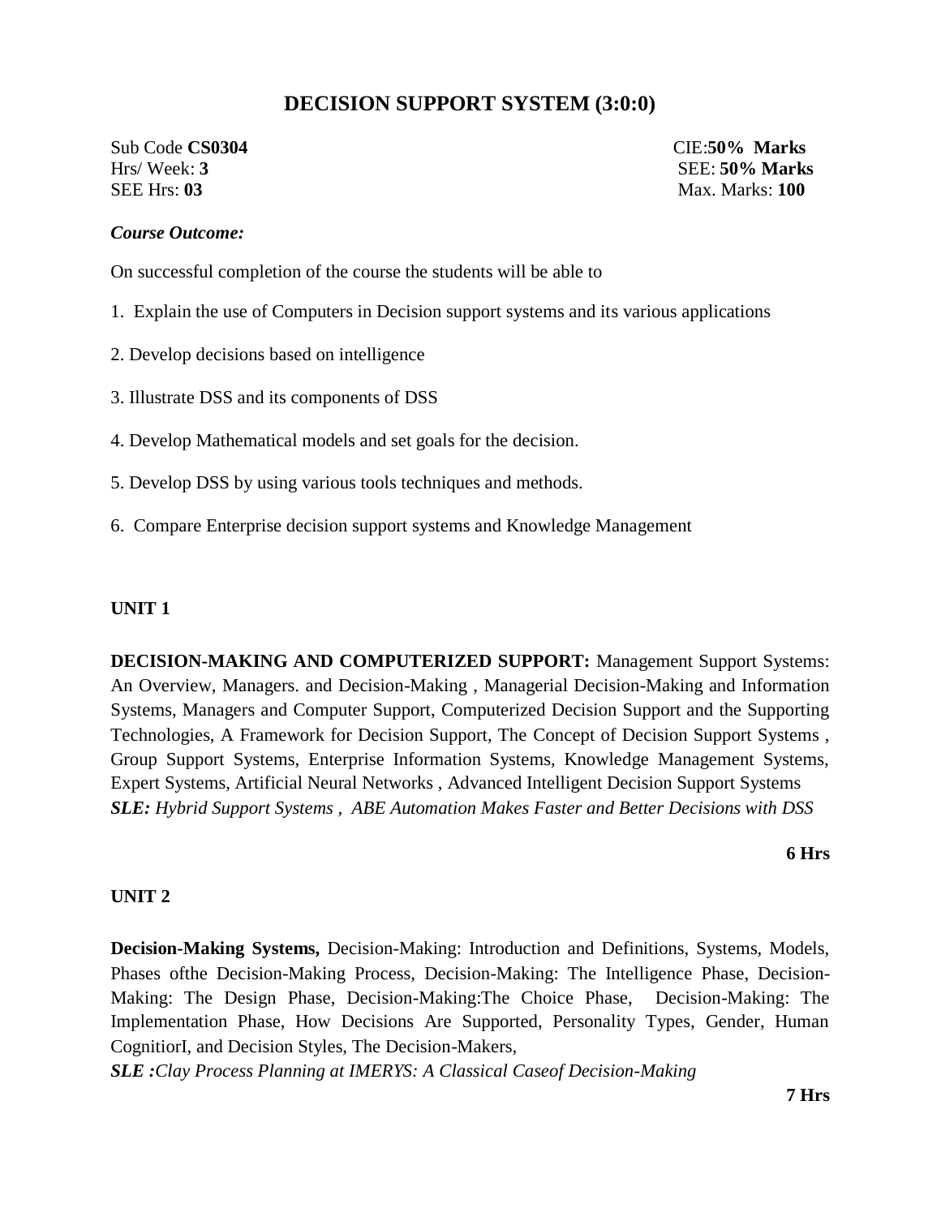# DECISION SUPPORT SYSTEM (3:0:0)

Sub Code **CS0304** CIE:**50% Marks**
Hrs/ Week: **3** SEE: **50% Marks**
SEE Hrs: **03** Max. Marks: **100**

***Course Outcome:***

On successful completion of the course the students will be able to

1. Explain the use of Computers in Decision support systems and its various applications
2. Develop decisions based on intelligence
3. Illustrate DSS and its components of DSS
4. Develop Mathematical models and set goals for the decision.
5. Develop DSS by using various tools techniques and methods.
6. Compare Enterprise decision support systems and Knowledge Management

**UNIT 1**

**DECISION-MAKING AND COMPUTERIZED SUPPORT:** Management Support Systems: An Overview, Managers. and Decision-Making , Managerial Decision-Making and Information Systems, Managers and Computer Support, Computerized Decision Support and the Supporting Technologies, A Framework for Decision Support, The Concept of Decision Support Systems , Group Support Systems, Enterprise Information Systems, Knowledge Management Systems, Expert Systems, Artificial Neural Networks , Advanced Intelligent Decision Support Systems
***SLE:*** *Hybrid Support Systems , ABE Automation Makes Faster and Better Decisions with DSS*

**6 Hrs**

**UNIT 2**

**Decision-Making Systems,** Decision-Making: Introduction and Definitions, Systems, Models, Phases ofthe Decision-Making Process, Decision-Making: The Intelligence Phase, Decision-Making: The Design Phase, Decision-Making:The Choice Phase, Decision-Making: The Implementation Phase, How Decisions Are Supported, Personality Types, Gender, Human CognitiorI, and Decision Styles, The Decision-Makers,
***SLE :****Clay Process Planning at IMERYS: A Classical Caseof Decision-Making*

**7 Hrs**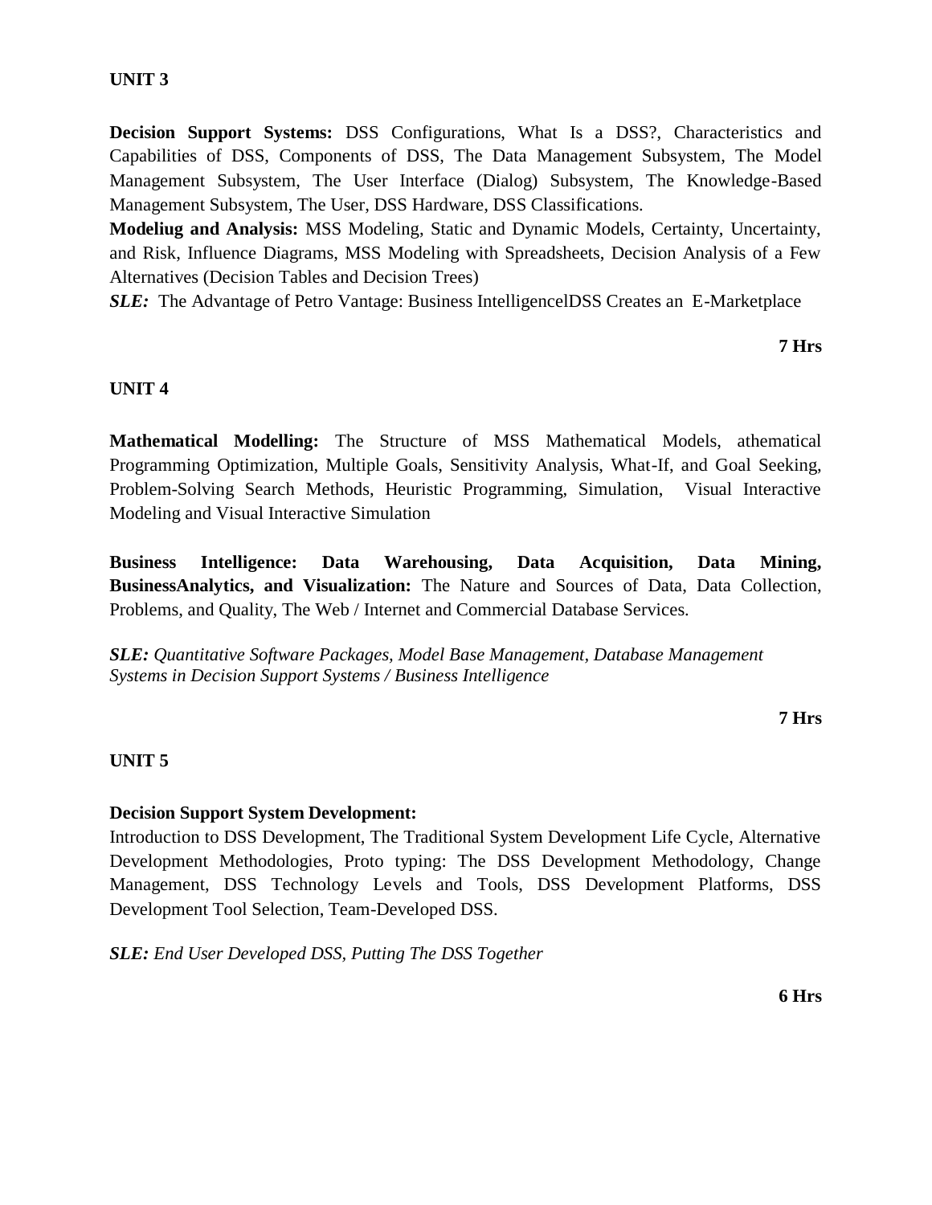**UNIT 3**

**Decision Support Systems:** DSS Configurations, What Is a DSS?, Characteristics and Capabilities of DSS, Components of DSS, The Data Management Subsystem, The Model Management Subsystem, The User Interface (Dialog) Subsystem, The Knowledge-Based Management Subsystem, The User, DSS Hardware, DSS Classifications.

**Modeliug and Analysis:** MSS Modeling, Static and Dynamic Models, Certainty, Uncertainty, and Risk, Influence Diagrams, MSS Modeling with Spreadsheets, Decision Analysis of a Few Alternatives (Decision Tables and Decision Trees)

***SLE:*** The Advantage of Petro Vantage: Business IntelligencelDSS Creates an E-Marketplace

**7 Hrs**

**UNIT 4**

**Mathematical Modelling:** The Structure of MSS Mathematical Models, athematical Programming Optimization, Multiple Goals, Sensitivity Analysis, What-If, and Goal Seeking, Problem-Solving Search Methods, Heuristic Programming, Simulation, Visual Interactive Modeling and Visual Interactive Simulation

**Business Intelligence: Data Warehousing, Data Acquisition, Data Mining, BusinessAnalytics, and Visualization:** The Nature and Sources of Data, Data Collection, Problems, and Quality, The Web / Internet and Commercial Database Services.

***SLE:*** *Quantitative Software Packages, Model Base Management, Database Management Systems in Decision Support Systems / Business Intelligence*

**7 Hrs**

**UNIT 5**

**Decision Support System Development:**

Introduction to DSS Development, The Traditional System Development Life Cycle, Alternative Development Methodologies, Proto typing: The DSS Development Methodology, Change Management, DSS Technology Levels and Tools, DSS Development Platforms, DSS Development Tool Selection, Team-Developed DSS.

***SLE:*** *End User Developed DSS, Putting The DSS Together*

**6 Hrs**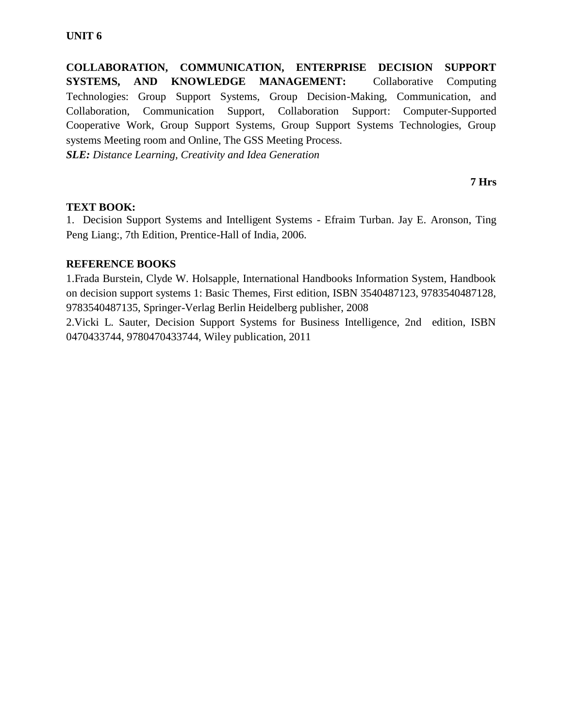**UNIT 6**

**COLLABORATION, COMMUNICATION, ENTERPRISE DECISION SUPPORT SYSTEMS, AND KNOWLEDGE MANAGEMENT:** Collaborative Computing Technologies: Group Support Systems, Group Decision-Making, Communication, and Collaboration, Communication Support, Collaboration Support: Computer-Supported Cooperative Work, Group Support Systems, Group Support Systems Technologies, Group systems Meeting room and Online, The GSS Meeting Process.

***SLE:*** *Distance Learning, Creativity and Idea Generation*

**7 Hrs**

**TEXT BOOK:**

1. Decision Support Systems and Intelligent Systems - Efraim Turban. Jay E. Aronson, Ting Peng Liang:, 7th Edition, Prentice-Hall of India, 2006.

**REFERENCE BOOKS**

1.Frada Burstein, Clyde W. Holsapple, International Handbooks Information System, Handbook on decision support systems 1: Basic Themes, First edition, ISBN 3540487123, 9783540487128, 9783540487135, Springer-Verlag Berlin Heidelberg publisher, 2008

2.Vicki L. Sauter, Decision Support Systems for Business Intelligence, 2nd edition, ISBN 0470433744, 9780470433744, Wiley publication, 2011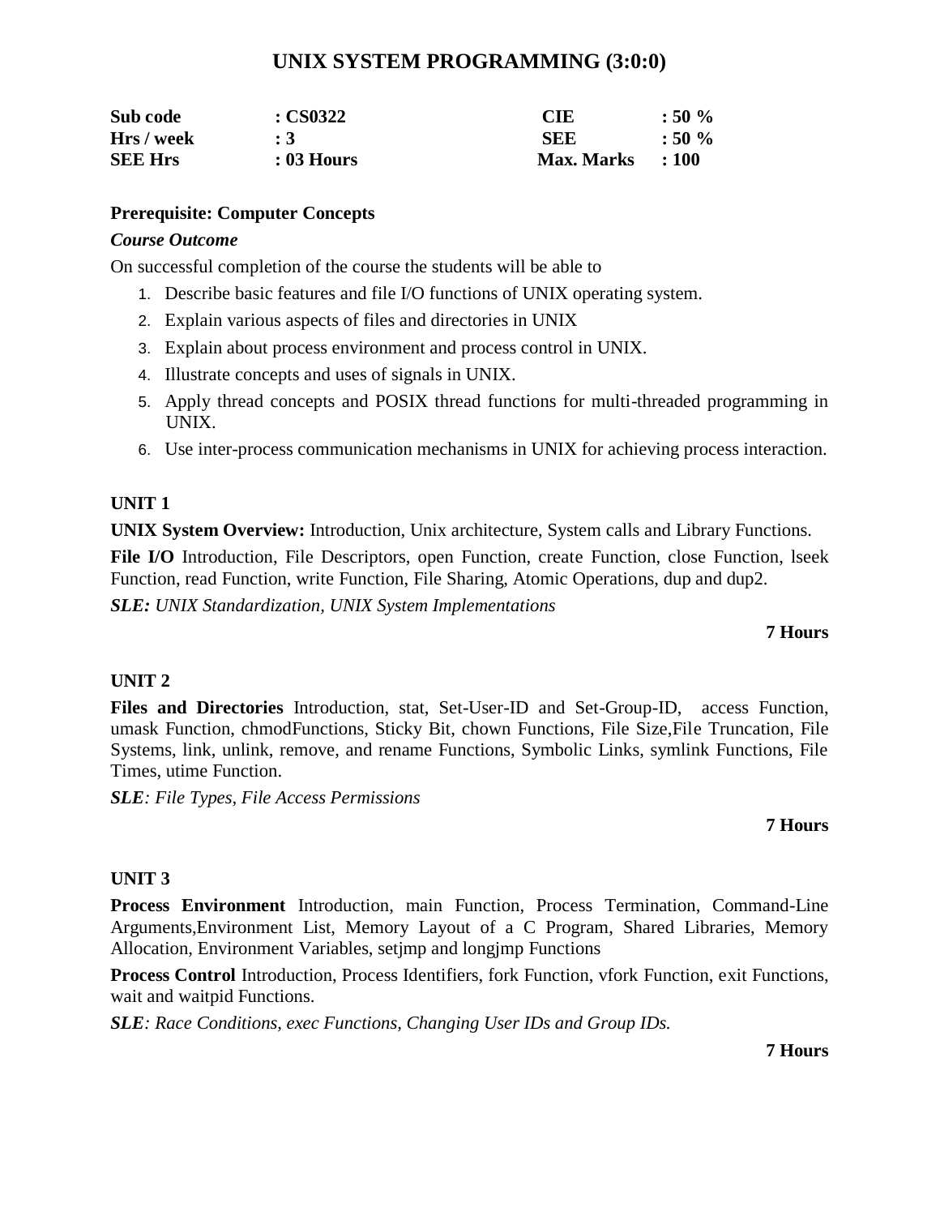# UNIX SYSTEM PROGRAMMING (3:0:0)

| | | | |
|---|---|---|---|
| **Sub code** | **: CS0322** | **CIE** | **: 50 %** |
| **Hrs / week** | **: 3** | **SEE** | **: 50 %** |
| **SEE Hrs** | **: 03 Hours** | **Max. Marks** | **: 100** |

**Prerequisite: Computer Concepts**

***Course Outcome***

On successful completion of the course the students will be able to

1. Describe basic features and file I/O functions of UNIX operating system.
2. Explain various aspects of files and directories in UNIX
3. Explain about process environment and process control in UNIX.
4. Illustrate concepts and uses of signals in UNIX.
5. Apply thread concepts and POSIX thread functions for multi-threaded programming in UNIX.
6. Use inter-process communication mechanisms in UNIX for achieving process interaction.

**UNIT 1**

**UNIX System Overview:** Introduction, Unix architecture, System calls and Library Functions.

**File I/O** Introduction, File Descriptors, open Function, create Function, close Function, lseek Function, read Function, write Function, File Sharing, Atomic Operations, dup and dup2.

***SLE:*** *UNIX Standardization, UNIX System Implementations*

**7 Hours**

**UNIT 2**

**Files and Directories** Introduction, stat, Set-User-ID and Set-Group-ID, access Function, umask Function, chmodFunctions, Sticky Bit, chown Functions, File Size,File Truncation, File Systems, link, unlink, remove, and rename Functions, Symbolic Links, symlink Functions, File Times, utime Function.

***SLE****: File Types, File Access Permissions*

**7 Hours**

**UNIT 3**

**Process Environment** Introduction, main Function, Process Termination, Command-Line Arguments,Environment List, Memory Layout of a C Program, Shared Libraries, Memory Allocation, Environment Variables, setjmp and longjmp Functions

**Process Control** Introduction, Process Identifiers, fork Function, vfork Function, exit Functions, wait and waitpid Functions.

***SLE****: Race Conditions, exec Functions, Changing User IDs and Group IDs.*

**7 Hours**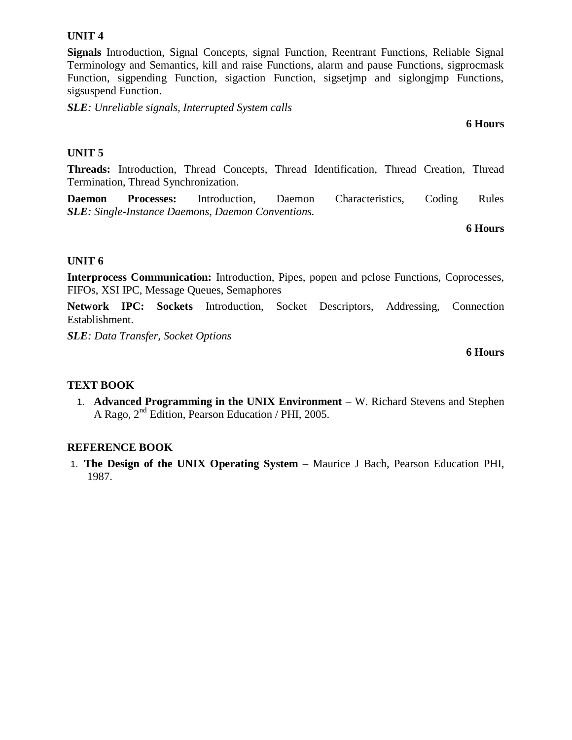### UNIT 4

**Signals** Introduction, Signal Concepts, signal Function, Reentrant Functions, Reliable Signal Terminology and Semantics, kill and raise Functions, alarm and pause Functions, sigprocmask Function, sigpending Function, sigaction Function, sigsetjmp and siglongjmp Functions, sigsuspend Function.

***SLE**: Unreliable signals, Interrupted System calls*

**6 Hours**

### UNIT 5

**Threads:** Introduction, Thread Concepts, Thread Identification, Thread Creation, Thread Termination, Thread Synchronization.

**Daemon Processes:** Introduction, Daemon Characteristics, Coding Rules
***SLE**: Single-Instance Daemons, Daemon Conventions.*

**6 Hours**

### UNIT 6

**Interprocess Communication:** Introduction, Pipes, popen and pclose Functions, Coprocesses, FIFOs, XSI IPC, Message Queues, Semaphores

**Network IPC: Sockets** Introduction, Socket Descriptors, Addressing, Connection Establishment.

***SLE**: Data Transfer, Socket Options*

**6 Hours**

### TEXT BOOK

1. **Advanced Programming in the UNIX Environment** – W. Richard Stevens and Stephen A Rago, 2nd Edition, Pearson Education / PHI, 2005.

### REFERENCE BOOK

1. **The Design of the UNIX Operating System** – Maurice J Bach, Pearson Education PHI, 1987.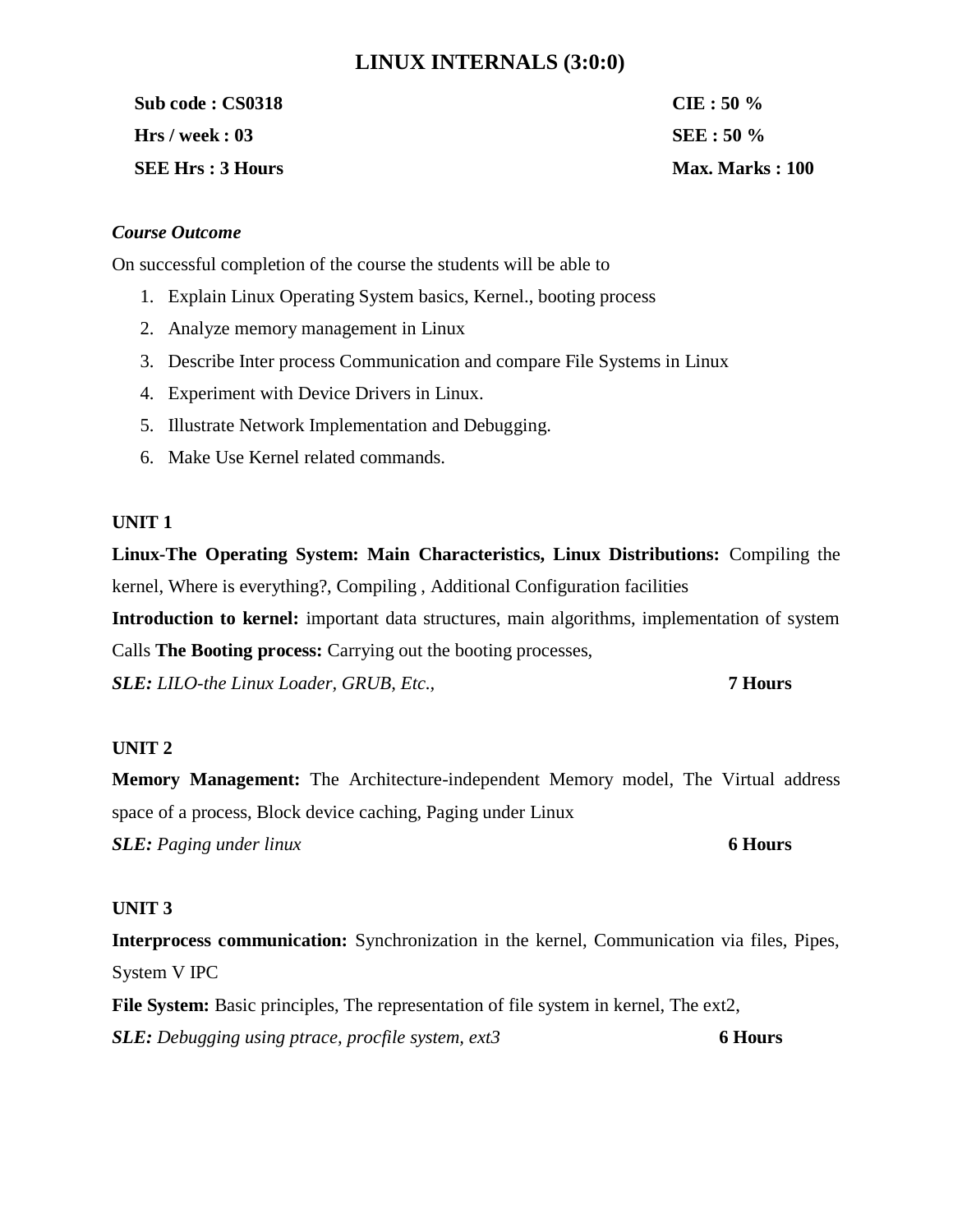# LINUX INTERNALS (3:0:0)

| | |
|---|---|
| **Sub code : CS0318** | **CIE : 50 %** |
| **Hrs / week : 03** | **SEE : 50 %** |
| **SEE Hrs : 3 Hours** | **Max. Marks : 100** |

***Course Outcome***

On successful completion of the course the students will be able to

1. Explain Linux Operating System basics, Kernel., booting process
2. Analyze memory management in Linux
3. Describe Inter process Communication and compare File Systems in Linux
4. Experiment with Device Drivers in Linux.
5. Illustrate Network Implementation and Debugging.
6. Make Use Kernel related commands.

**UNIT 1**

**Linux-The Operating System: Main Characteristics, Linux Distributions:** Compiling the kernel, Where is everything?, Compiling , Additional Configuration facilities

**Introduction to kernel:** important data structures, main algorithms, implementation of system Calls **The Booting process:** Carrying out the booting processes,

***SLE:*** *LILO-the Linux Loader, GRUB, Etc.,* **7 Hours**

**UNIT 2**

**Memory Management:** The Architecture-independent Memory model, The Virtual address space of a process, Block device caching, Paging under Linux

***SLE:*** *Paging under linux* **6 Hours**

**UNIT 3**

**Interprocess communication:** Synchronization in the kernel, Communication via files, Pipes, System V IPC

**File System:** Basic principles, The representation of file system in kernel, The ext2,

***SLE:*** *Debugging using ptrace, procfile system, ext3* **6 Hours**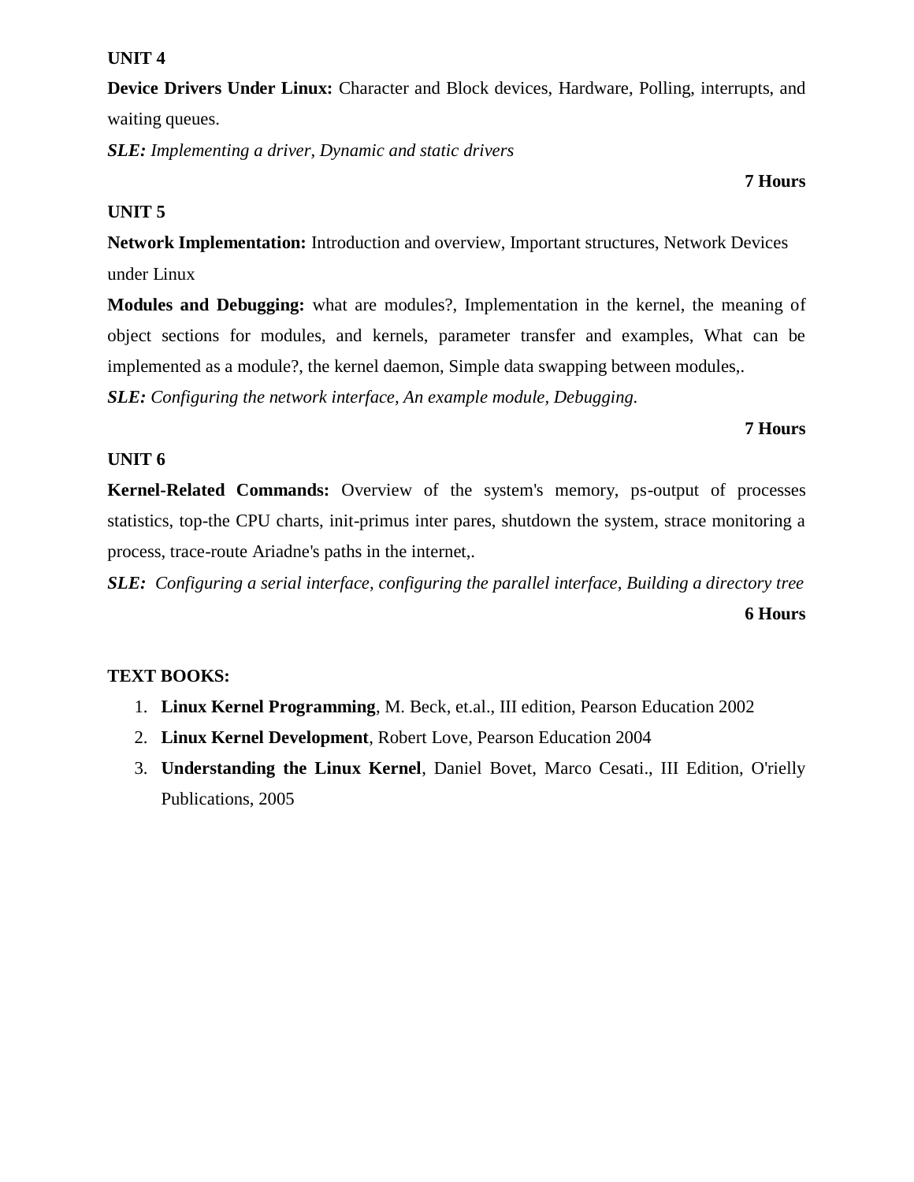**UNIT 4**

**Device Drivers Under Linux:** Character and Block devices, Hardware, Polling, interrupts, and waiting queues.

***SLE:*** *Implementing a driver, Dynamic and static drivers*

**7 Hours**

**UNIT 5**

**Network Implementation:** Introduction and overview, Important structures, Network Devices under Linux

**Modules and Debugging:** what are modules?, Implementation in the kernel, the meaning of object sections for modules, and kernels, parameter transfer and examples, What can be implemented as a module?, the kernel daemon, Simple data swapping between modules,.

***SLE:*** *Configuring the network interface, An example module, Debugging.*

**7 Hours**

**UNIT 6**

**Kernel-Related Commands:** Overview of the system's memory, ps-output of processes statistics, top-the CPU charts, init-primus inter pares, shutdown the system, strace monitoring a process, trace-route Ariadne's paths in the internet,.

***SLE:*** *Configuring a serial interface, configuring the parallel interface, Building a directory tree*

**6 Hours**

**TEXT BOOKS:**

1. **Linux Kernel Programming**, M. Beck, et.al., III edition, Pearson Education 2002
2. **Linux Kernel Development**, Robert Love, Pearson Education 2004
3. **Understanding the Linux Kernel**, Daniel Bovet, Marco Cesati., III Edition, O'rielly Publications, 2005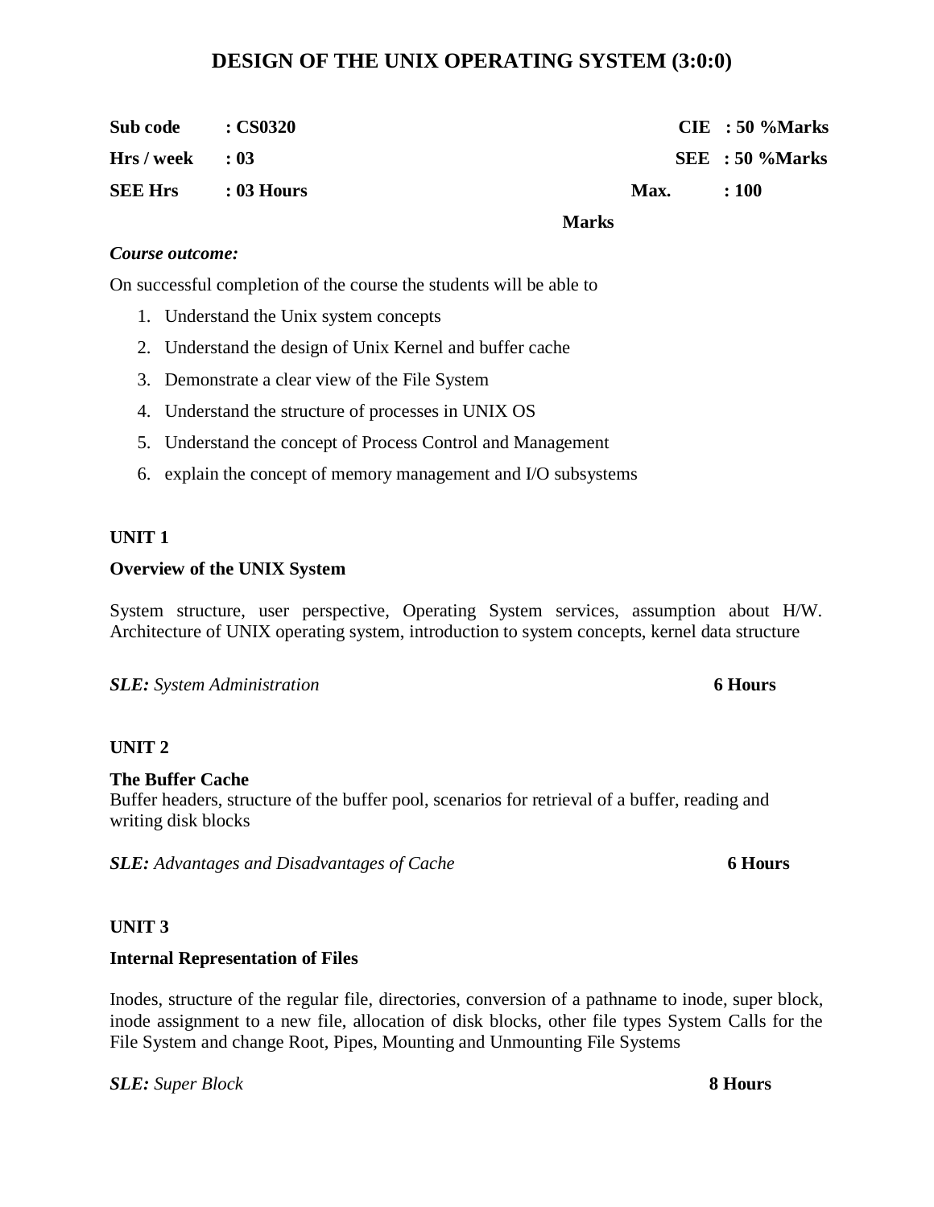# DESIGN OF THE UNIX OPERATING SYSTEM (3:0:0)

| | | | |
|---|---|---|---|
| **Sub code** | **: CS0320** | **CIE** | **: 50 %Marks** |
| **Hrs / week** | **: 03** | **SEE** | **: 50 %Marks** |
| **SEE Hrs** | **: 03 Hours** | **Max. Marks** | **: 100** |

***Course outcome:***

On successful completion of the course the students will be able to

1. Understand the Unix system concepts
2. Understand the design of Unix Kernel and buffer cache
3. Demonstrate a clear view of the File System
4. Understand the structure of processes in UNIX OS
5. Understand the concept of Process Control and Management
6. explain the concept of memory management and I/O subsystems

**UNIT 1**

**Overview of the UNIX System**

System structure, user perspective, Operating System services, assumption about H/W. Architecture of UNIX operating system, introduction to system concepts, kernel data structure

***SLE:*** *System Administration* **6 Hours**

**UNIT 2**

**The Buffer Cache**

Buffer headers, structure of the buffer pool, scenarios for retrieval of a buffer, reading and writing disk blocks

***SLE:*** *Advantages and Disadvantages of Cache* **6 Hours**

**UNIT 3**

**Internal Representation of Files**

Inodes, structure of the regular file, directories, conversion of a pathname to inode, super block, inode assignment to a new file, allocation of disk blocks, other file types System Calls for the File System and change Root, Pipes, Mounting and Unmounting File Systems

***SLE:*** *Super Block* **8 Hours**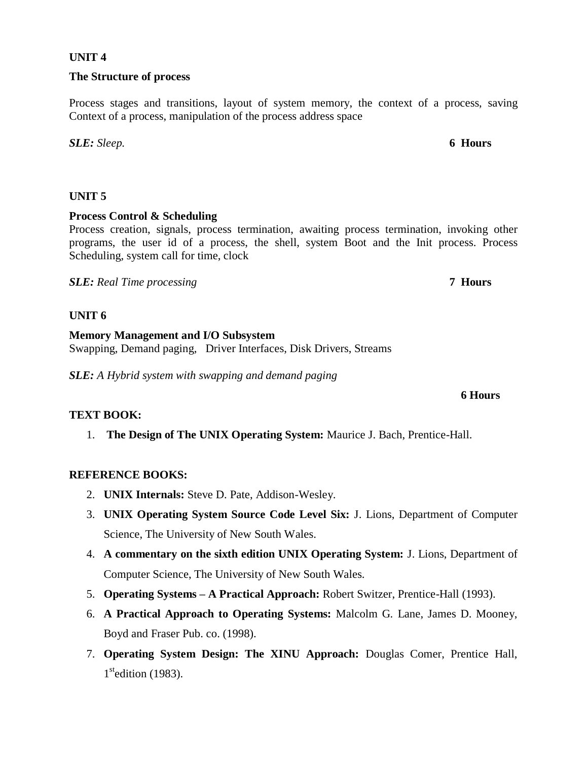**UNIT 4**

**The Structure of process**

Process stages and transitions, layout of system memory, the context of a process, saving Context of a process, manipulation of the process address space

***SLE:*** *Sleep.* **6 Hours**

**UNIT 5**

**Process Control & Scheduling**

Process creation, signals, process termination, awaiting process termination, invoking other programs, the user id of a process, the shell, system Boot and the Init process. Process Scheduling, system call for time, clock

***SLE:*** *Real Time processing* **7 Hours**

**UNIT 6**

**Memory Management and I/O Subsystem**

Swapping, Demand paging, Driver Interfaces, Disk Drivers, Streams

***SLE:*** *A Hybrid system with swapping and demand paging*

**6 Hours**

**TEXT BOOK:**

1. **The Design of The UNIX Operating System:** Maurice J. Bach, Prentice-Hall.

**REFERENCE BOOKS:**

2. **UNIX Internals:** Steve D. Pate, Addison-Wesley.
3. **UNIX Operating System Source Code Level Six:** J. Lions, Department of Computer Science, The University of New South Wales.
4. **A commentary on the sixth edition UNIX Operating System:** J. Lions, Department of Computer Science, The University of New South Wales.
5. **Operating Systems – A Practical Approach:** Robert Switzer, Prentice-Hall (1993).
6. **A Practical Approach to Operating Systems:** Malcolm G. Lane, James D. Mooney, Boyd and Fraser Pub. co. (1998).
7. **Operating System Design: The XINU Approach:** Douglas Comer, Prentice Hall, 1st edition (1983).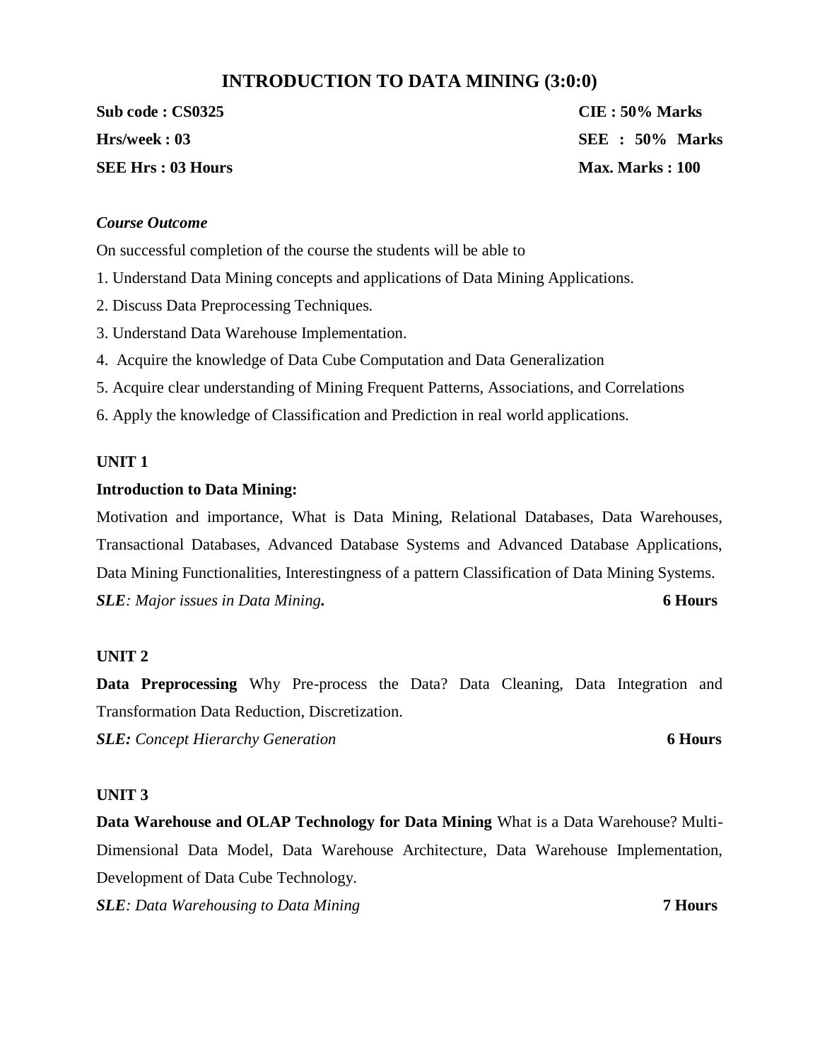# INTRODUCTION TO DATA MINING (3:0:0)

**Sub code : CS0325** **CIE : 50% Marks**

**Hrs/week : 03** **SEE : 50% Marks**

**SEE Hrs : 03 Hours** **Max. Marks : 100**

***Course Outcome***

On successful completion of the course the students will be able to

1. Understand Data Mining concepts and applications of Data Mining Applications.
2. Discuss Data Preprocessing Techniques.
3. Understand Data Warehouse Implementation.
4. Acquire the knowledge of Data Cube Computation and Data Generalization
5. Acquire clear understanding of Mining Frequent Patterns, Associations, and Correlations
6. Apply the knowledge of Classification and Prediction in real world applications.

**UNIT 1**

**Introduction to Data Mining:**

Motivation and importance, What is Data Mining, Relational Databases, Data Warehouses, Transactional Databases, Advanced Database Systems and Advanced Database Applications, Data Mining Functionalities, Interestingness of a pattern Classification of Data Mining Systems.

***SLE****: Major issues in Data Mining****.*** **6 Hours**

**UNIT 2**

**Data Preprocessing** Why Pre-process the Data? Data Cleaning, Data Integration and Transformation Data Reduction, Discretization.

***SLE:*** *Concept Hierarchy Generation* **6 Hours**

**UNIT 3**

**Data Warehouse and OLAP Technology for Data Mining** What is a Data Warehouse? Multi-Dimensional Data Model, Data Warehouse Architecture, Data Warehouse Implementation, Development of Data Cube Technology.

***SLE****: Data Warehousing to Data Mining* **7 Hours**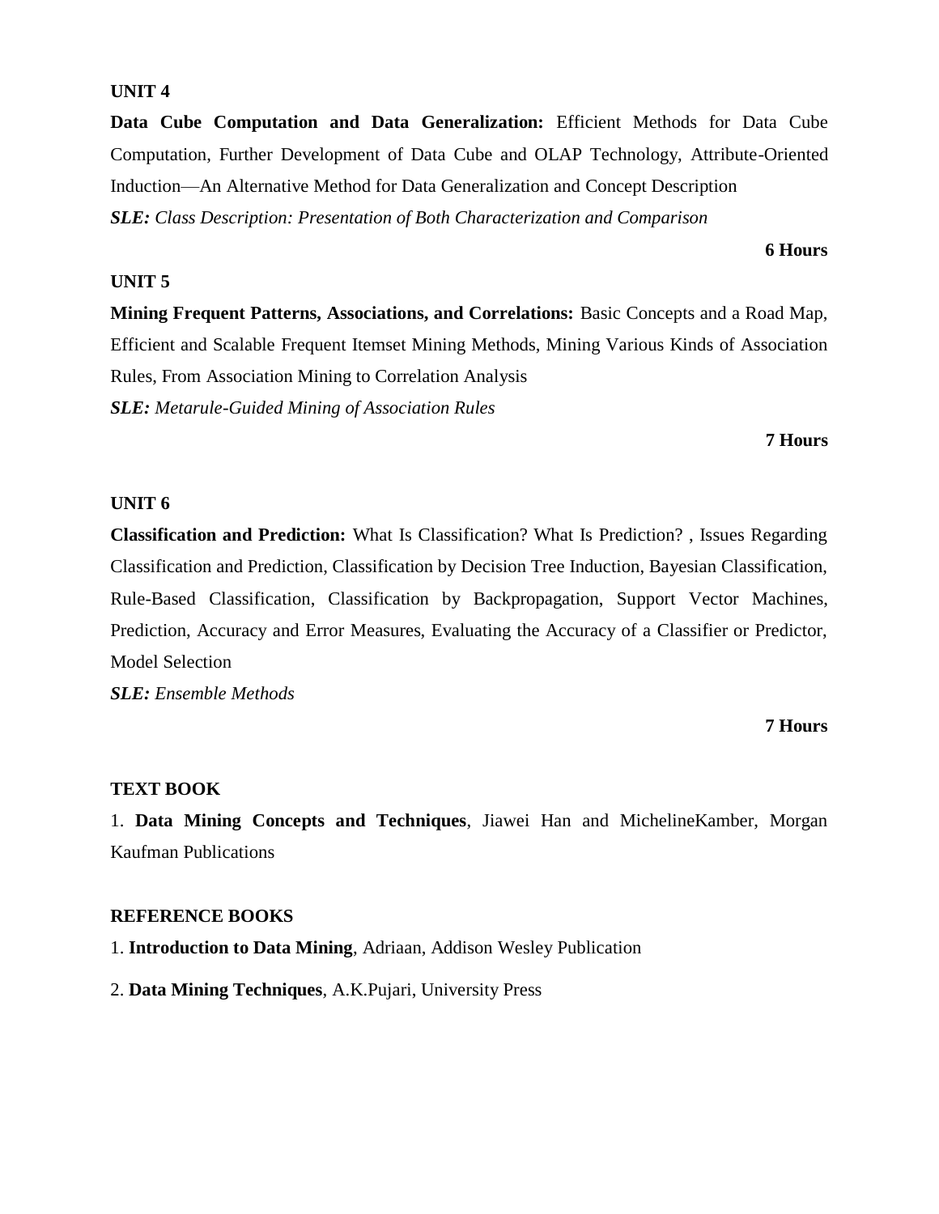**UNIT 4**

**Data Cube Computation and Data Generalization:** Efficient Methods for Data Cube Computation, Further Development of Data Cube and OLAP Technology, Attribute-Oriented Induction—An Alternative Method for Data Generalization and Concept Description

***SLE:*** *Class Description: Presentation of Both Characterization and Comparison*

**6 Hours**

**UNIT 5**

**Mining Frequent Patterns, Associations, and Correlations:** Basic Concepts and a Road Map, Efficient and Scalable Frequent Itemset Mining Methods, Mining Various Kinds of Association Rules, From Association Mining to Correlation Analysis

***SLE:*** *Metarule-Guided Mining of Association Rules*

**7 Hours**

**UNIT 6**

**Classification and Prediction:** What Is Classification? What Is Prediction? , Issues Regarding Classification and Prediction, Classification by Decision Tree Induction, Bayesian Classification, Rule-Based Classification, Classification by Backpropagation, Support Vector Machines, Prediction, Accuracy and Error Measures, Evaluating the Accuracy of a Classifier or Predictor, Model Selection

***SLE:*** *Ensemble Methods*

**7 Hours**

**TEXT BOOK**

1. **Data Mining Concepts and Techniques**, Jiawei Han and MichelineKamber, Morgan Kaufman Publications

**REFERENCE BOOKS**

1. **Introduction to Data Mining**, Adriaan, Addison Wesley Publication

2. **Data Mining Techniques**, A.K.Pujari, University Press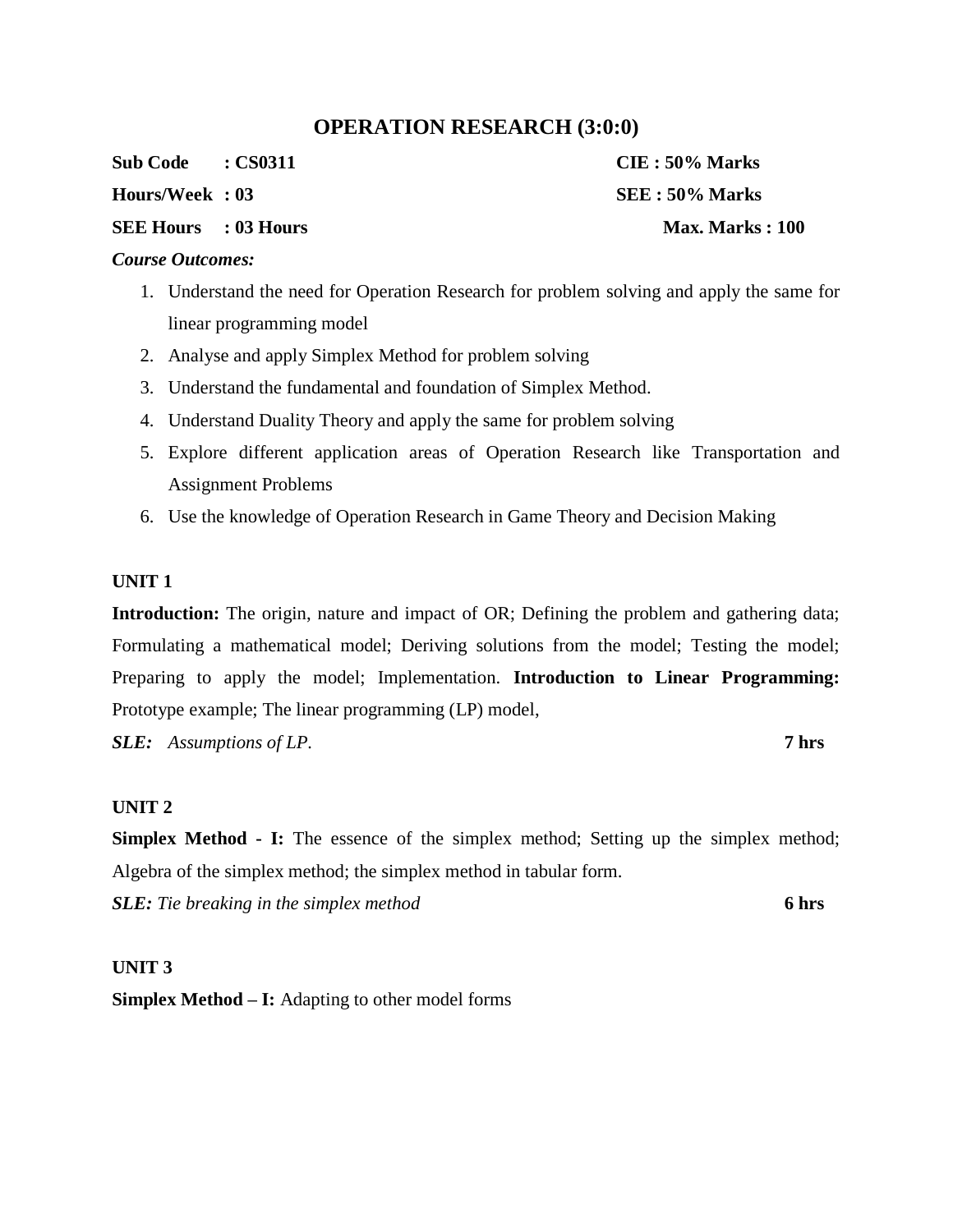# OPERATION RESEARCH (3:0:0)

**Sub Code : CS0311** **CIE : 50% Marks**

**Hours/Week : 03** **SEE : 50% Marks**

**SEE Hours : 03 Hours** **Max. Marks : 100**

***Course Outcomes:***

1. Understand the need for Operation Research for problem solving and apply the same for linear programming model
2. Analyse and apply Simplex Method for problem solving
3. Understand the fundamental and foundation of Simplex Method.
4. Understand Duality Theory and apply the same for problem solving
5. Explore different application areas of Operation Research like Transportation and Assignment Problems
6. Use the knowledge of Operation Research in Game Theory and Decision Making

**UNIT 1**

**Introduction:** The origin, nature and impact of OR; Defining the problem and gathering data; Formulating a mathematical model; Deriving solutions from the model; Testing the model; Preparing to apply the model; Implementation. **Introduction to Linear Programming:** Prototype example; The linear programming (LP) model,

***SLE:*** *Assumptions of LP.* **7 hrs**

**UNIT 2**

**Simplex Method - I:** The essence of the simplex method; Setting up the simplex method; Algebra of the simplex method; the simplex method in tabular form.

***SLE:*** *Tie breaking in the simplex method* **6 hrs**

**UNIT 3**

**Simplex Method – I:** Adapting to other model forms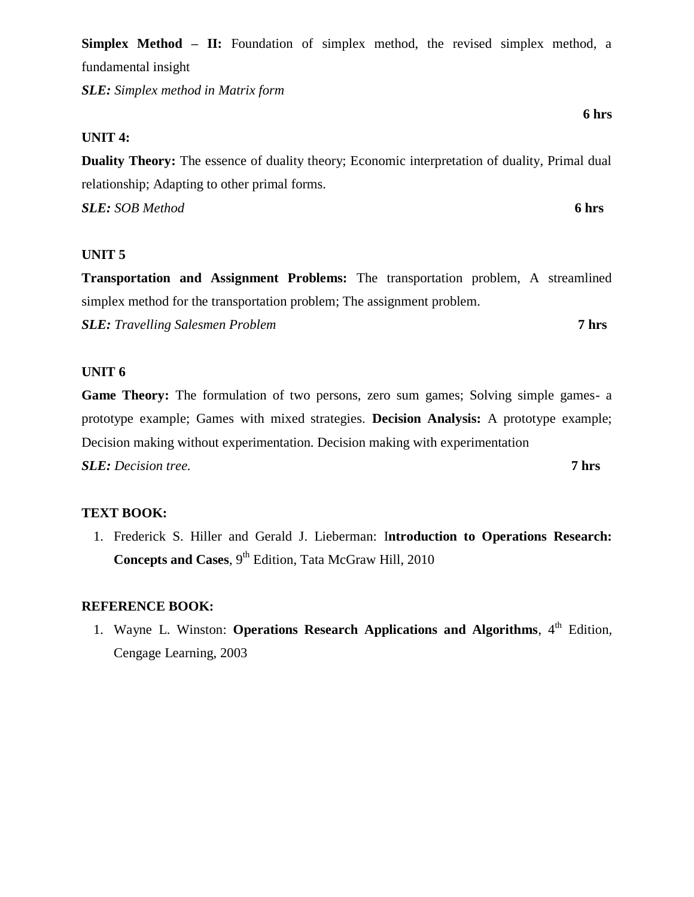**Simplex Method – II:** Foundation of simplex method, the revised simplex method, a fundamental insight

***SLE:** Simplex method in Matrix form*

**6 hrs**

**UNIT 4:**

**Duality Theory:** The essence of duality theory; Economic interpretation of duality, Primal dual relationship; Adapting to other primal forms.

***SLE:** SOB Method* **6 hrs**

**UNIT 5**

**Transportation and Assignment Problems:** The transportation problem, A streamlined simplex method for the transportation problem; The assignment problem.

***SLE:** Travelling Salesmen Problem* **7 hrs**

**UNIT 6**

**Game Theory:** The formulation of two persons, zero sum games; Solving simple games- a prototype example; Games with mixed strategies. **Decision Analysis:** A prototype example; Decision making without experimentation. Decision making with experimentation

***SLE:** Decision tree.* **7 hrs**

**TEXT BOOK:**

1. Frederick S. Hiller and Gerald J. Lieberman: I**ntroduction to Operations Research: Concepts and Cases**, 9th Edition, Tata McGraw Hill, 2010

**REFERENCE BOOK:**

1. Wayne L. Winston: **Operations Research Applications and Algorithms**, 4th Edition, Cengage Learning, 2003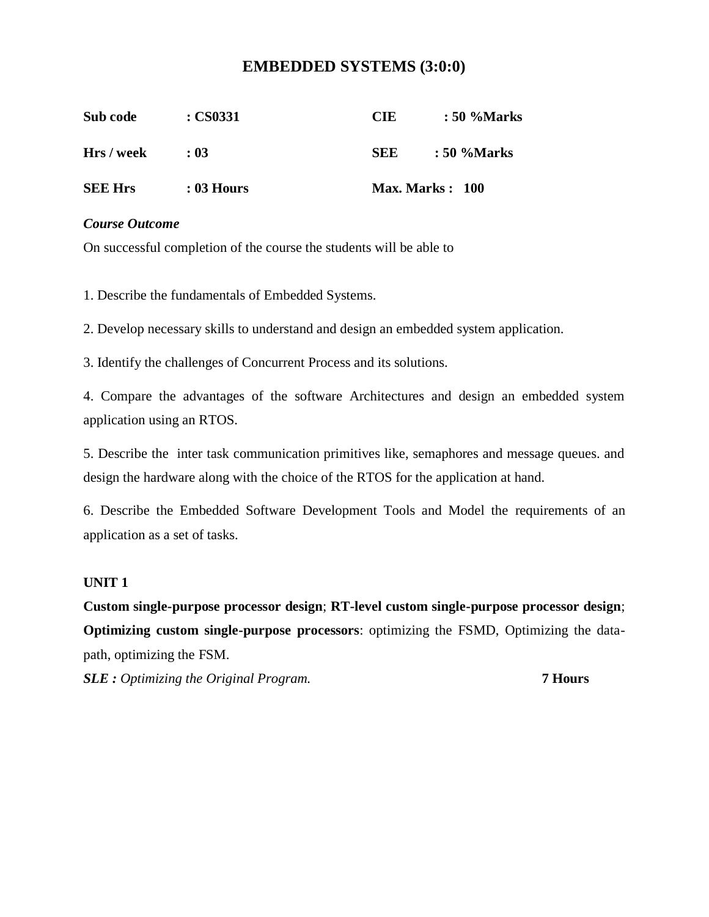# EMBEDDED SYSTEMS (3:0:0)

| | | | |
|---|---|---|---|
| **Sub code** | **: CS0331** | **CIE** | **: 50 %Marks** |
| **Hrs / week** | **: 03** | **SEE** | **: 50 %Marks** |
| **SEE Hrs** | **: 03 Hours** | **Max. Marks : 100** | |

***Course Outcome***

On successful completion of the course the students will be able to

1. Describe the fundamentals of Embedded Systems.

2. Develop necessary skills to understand and design an embedded system application.

3. Identify the challenges of Concurrent Process and its solutions.

4. Compare the advantages of the software Architectures and design an embedded system application using an RTOS.

5. Describe the inter task communication primitives like, semaphores and message queues. and design the hardware along with the choice of the RTOS for the application at hand.

6. Describe the Embedded Software Development Tools and Model the requirements of an application as a set of tasks.

**UNIT 1**

**Custom single-purpose processor design**; **RT-level custom single-purpose processor design**; **Optimizing custom single-purpose processors**: optimizing the FSMD, Optimizing the data-path, optimizing the FSM.

***SLE :*** *Optimizing the Original Program.* **7 Hours**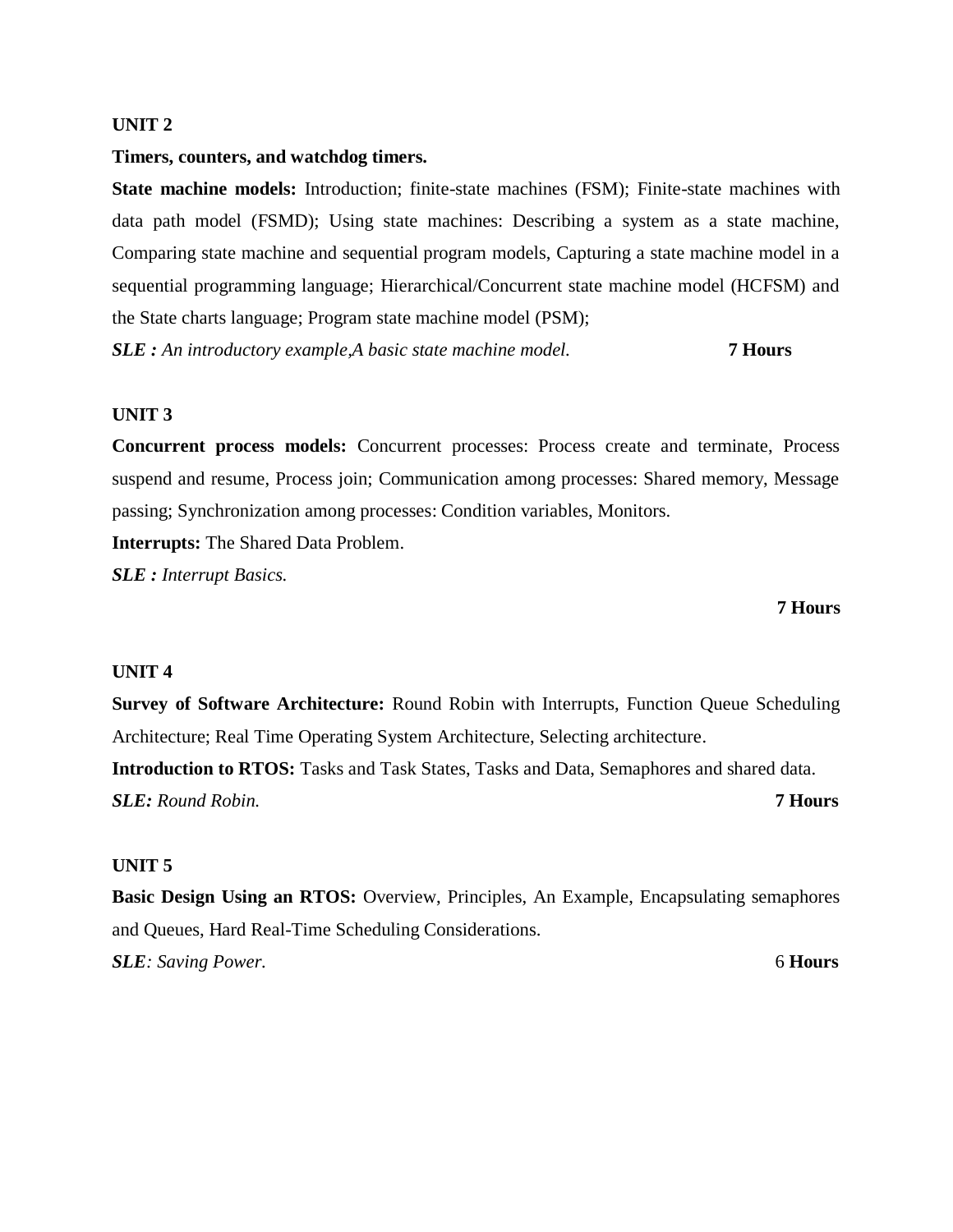**UNIT 2**

**Timers, counters, and watchdog timers.**

**State machine models:** Introduction; finite-state machines (FSM); Finite-state machines with data path model (FSMD); Using state machines: Describing a system as a state machine, Comparing state machine and sequential program models, Capturing a state machine model in a sequential programming language; Hierarchical/Concurrent state machine model (HCFSM) and the State charts language; Program state machine model (PSM);

***SLE :*** *An introductory example,A basic state machine model.* **7 Hours**

**UNIT 3**

**Concurrent process models:** Concurrent processes: Process create and terminate, Process suspend and resume, Process join; Communication among processes: Shared memory, Message passing; Synchronization among processes: Condition variables, Monitors.

**Interrupts:** The Shared Data Problem.

***SLE :*** *Interrupt Basics.*

**7 Hours**

**UNIT 4**

**Survey of Software Architecture:** Round Robin with Interrupts, Function Queue Scheduling Architecture; Real Time Operating System Architecture, Selecting architecture.

**Introduction to RTOS:** Tasks and Task States, Tasks and Data, Semaphores and shared data.

***SLE:*** *Round Robin.* **7 Hours**

**UNIT 5**

**Basic Design Using an RTOS:** Overview, Principles, An Example, Encapsulating semaphores and Queues, Hard Real-Time Scheduling Considerations.

***SLE****: Saving Power.* 6 **Hours**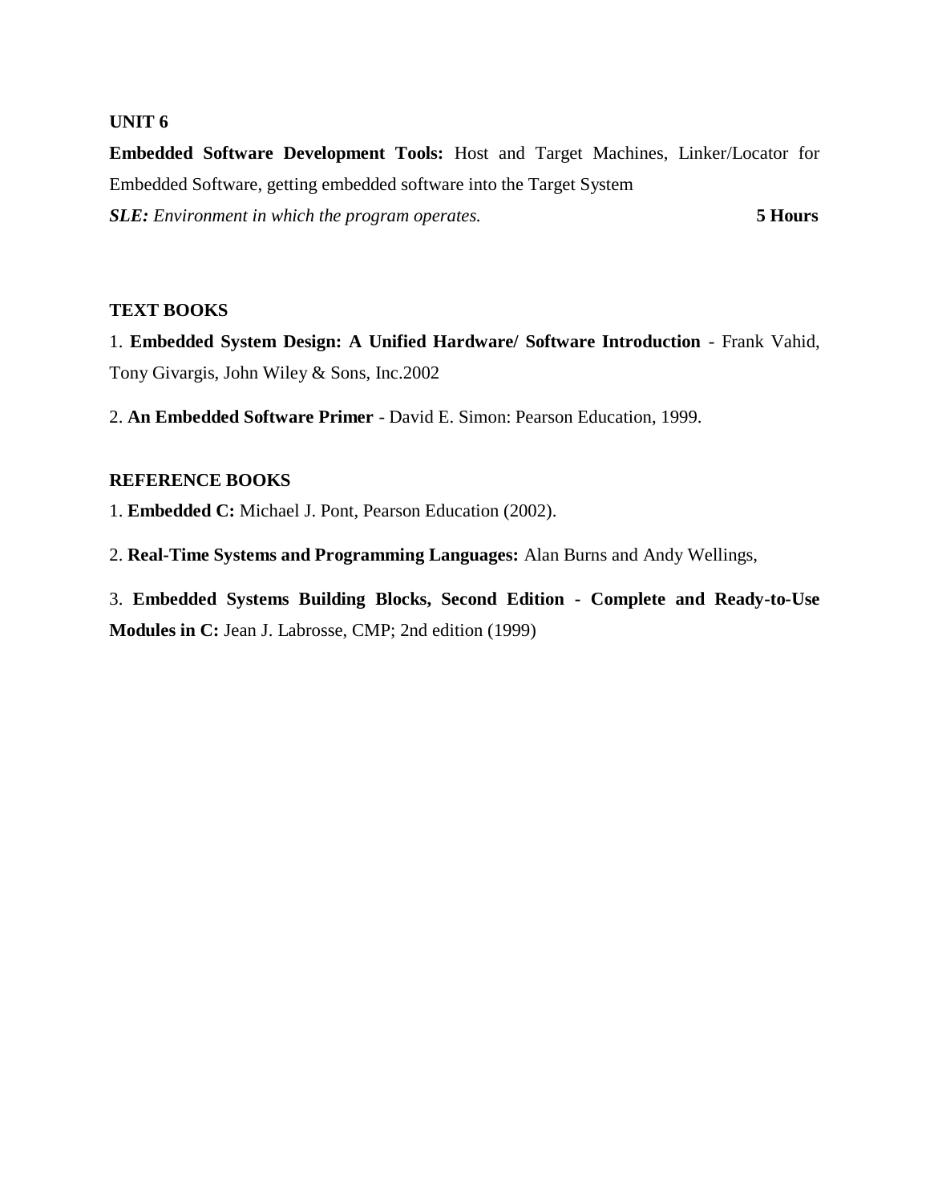**UNIT 6**

**Embedded Software Development Tools:** Host and Target Machines, Linker/Locator for Embedded Software, getting embedded software into the Target System

***SLE:*** *Environment in which the program operates.* **5 Hours**

**TEXT BOOKS**

1. **Embedded System Design: A Unified Hardware/ Software Introduction** - Frank Vahid, Tony Givargis, John Wiley & Sons, Inc.2002

2. **An Embedded Software Primer** - David E. Simon: Pearson Education, 1999.

**REFERENCE BOOKS**

1. **Embedded C:** Michael J. Pont, Pearson Education (2002).

2. **Real-Time Systems and Programming Languages:** Alan Burns and Andy Wellings,

3. **Embedded Systems Building Blocks, Second Edition - Complete and Ready-to-Use Modules in C:** Jean J. Labrosse, CMP; 2nd edition (1999)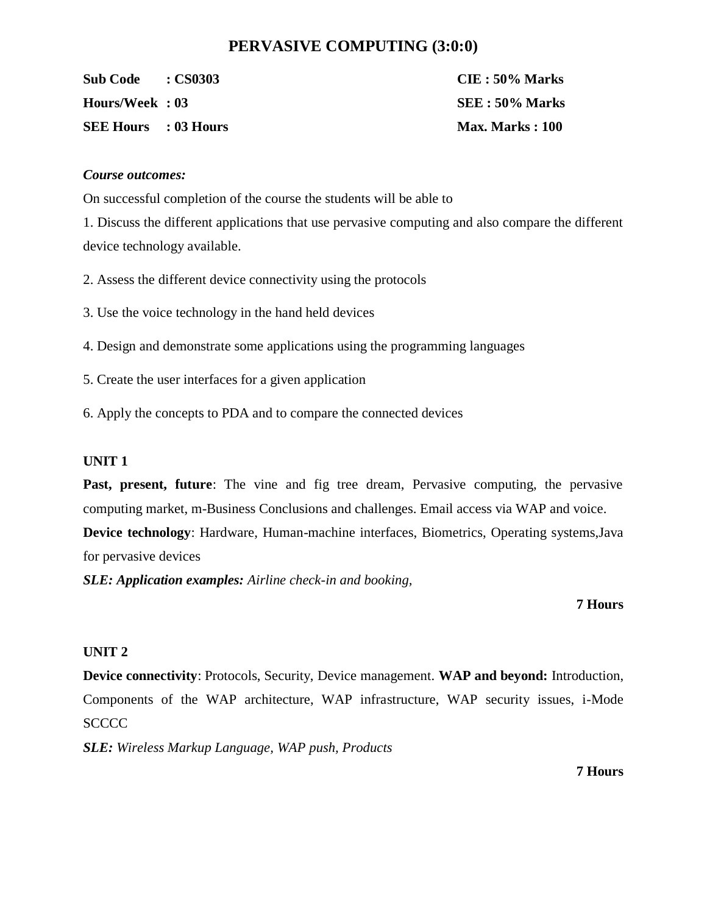# PERVASIVE COMPUTING (3:0:0)

**Sub Code : CS0303** | **CIE : 50% Marks**

**Hours/Week : 03** | **SEE : 50% Marks**

**SEE Hours : 03 Hours** | **Max. Marks : 100**

***Course outcomes:***

On successful completion of the course the students will be able to

1. Discuss the different applications that use pervasive computing and also compare the different device technology available.
2. Assess the different device connectivity using the protocols
3. Use the voice technology in the hand held devices
4. Design and demonstrate some applications using the programming languages
5. Create the user interfaces for a given application
6. Apply the concepts to PDA and to compare the connected devices

**UNIT 1**

**Past, present, future**: The vine and fig tree dream, Pervasive computing, the pervasive computing market, m-Business Conclusions and challenges. Email access via WAP and voice.

**Device technology**: Hardware, Human-machine interfaces, Biometrics, Operating systems,Java for pervasive devices

***SLE: Application examples:*** *Airline check-in and booking,*

**7 Hours**

**UNIT 2**

**Device connectivity**: Protocols, Security, Device management. **WAP and beyond:** Introduction, Components of the WAP architecture, WAP infrastructure, WAP security issues, i-Mode SCCCC

***SLE:*** *Wireless Markup Language, WAP push, Products*

**7 Hours**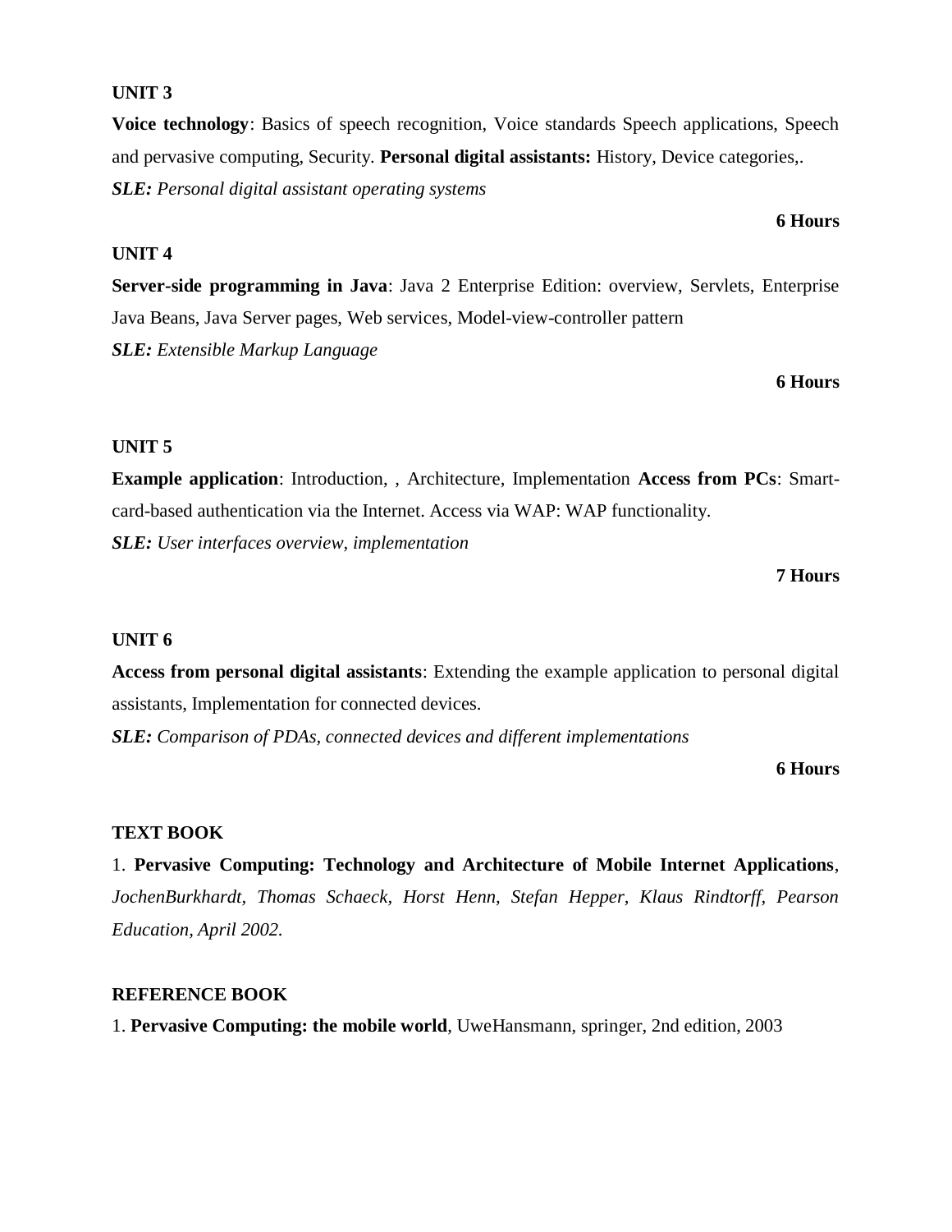**UNIT 3**

**Voice technology**: Basics of speech recognition, Voice standards Speech applications, Speech and pervasive computing, Security. **Personal digital assistants:** History, Device categories,.

***SLE:*** *Personal digital assistant operating systems*

**6 Hours**

**UNIT 4**

**Server-side programming in Java**: Java 2 Enterprise Edition: overview, Servlets, Enterprise Java Beans, Java Server pages, Web services, Model-view-controller pattern

***SLE:*** *Extensible Markup Language*

**6 Hours**

**UNIT 5**

**Example application**: Introduction, , Architecture, Implementation **Access from PCs**: Smart-card-based authentication via the Internet. Access via WAP: WAP functionality.

***SLE:*** *User interfaces overview, implementation*

**7 Hours**

**UNIT 6**

**Access from personal digital assistants**: Extending the example application to personal digital assistants, Implementation for connected devices.

***SLE:*** *Comparison of PDAs, connected devices and different implementations*

**6 Hours**

**TEXT BOOK**

1. **Pervasive Computing: Technology and Architecture of Mobile Internet Applications**, *JochenBurkhardt, Thomas Schaeck, Horst Henn, Stefan Hepper, Klaus Rindtorff, Pearson Education, April 2002.*

**REFERENCE BOOK**

1. **Pervasive Computing: the mobile world**, UweHansmann, springer, 2nd edition, 2003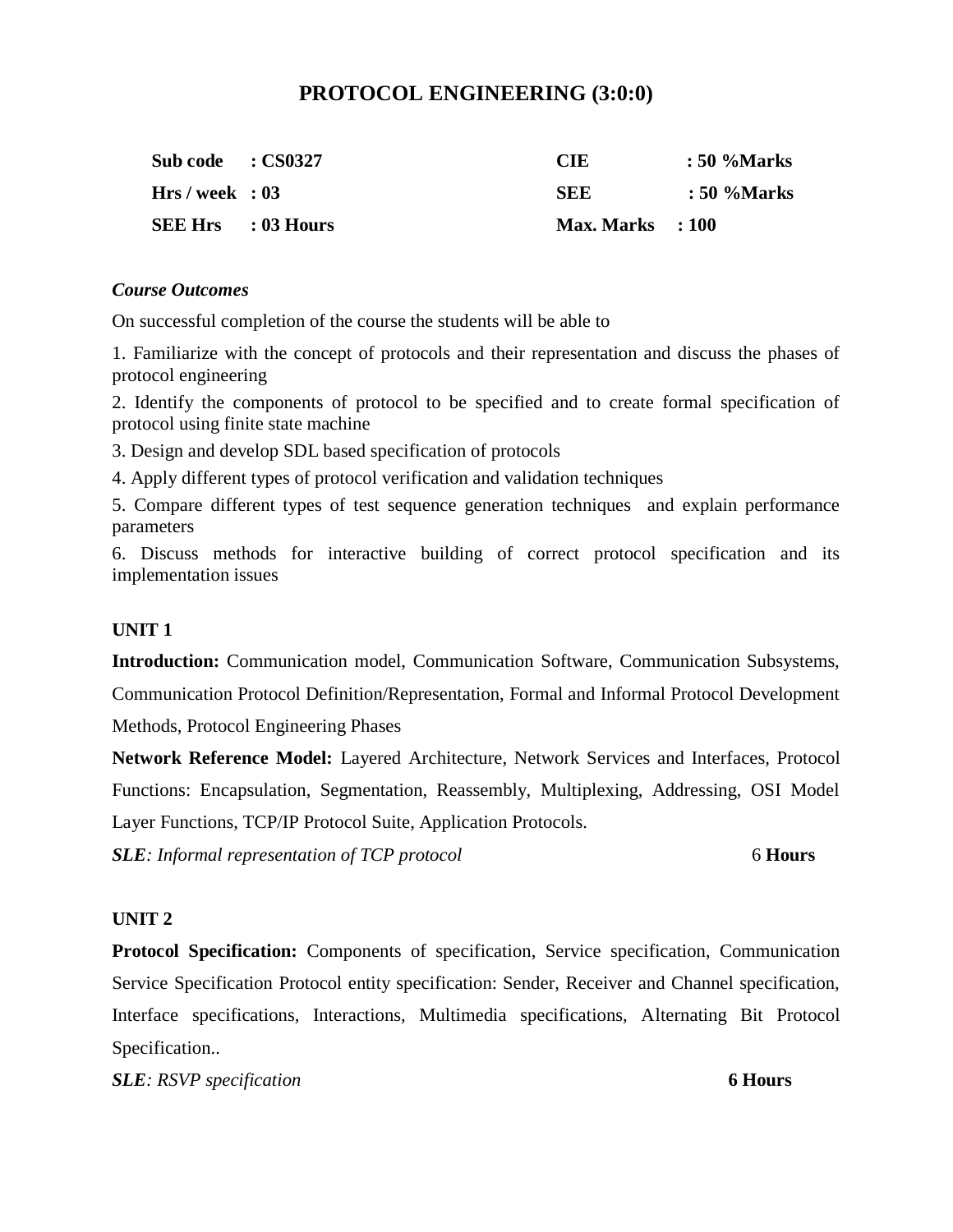# PROTOCOL ENGINEERING (3:0:0)

| | | | |
|---|---|---|---|
| **Sub code** | **: CS0327** | **CIE** | **: 50 %Marks** |
| **Hrs / week** | **: 03** | **SEE** | **: 50 %Marks** |
| **SEE Hrs** | **: 03 Hours** | **Max. Marks** | **: 100** |

***Course Outcomes***

On successful completion of the course the students will be able to

1. Familiarize with the concept of protocols and their representation and discuss the phases of protocol engineering
2. Identify the components of protocol to be specified and to create formal specification of protocol using finite state machine
3. Design and develop SDL based specification of protocols
4. Apply different types of protocol verification and validation techniques
5. Compare different types of test sequence generation techniques and explain performance parameters
6. Discuss methods for interactive building of correct protocol specification and its implementation issues

**UNIT 1**

**Introduction:** Communication model, Communication Software, Communication Subsystems, Communication Protocol Definition/Representation, Formal and Informal Protocol Development Methods, Protocol Engineering Phases

**Network Reference Model:** Layered Architecture, Network Services and Interfaces, Protocol Functions: Encapsulation, Segmentation, Reassembly, Multiplexing, Addressing, OSI Model Layer Functions, TCP/IP Protocol Suite, Application Protocols.

***SLE****: Informal representation of TCP protocol* 6 **Hours**

**UNIT 2**

**Protocol Specification:** Components of specification, Service specification, Communication Service Specification Protocol entity specification: Sender, Receiver and Channel specification, Interface specifications, Interactions, Multimedia specifications, Alternating Bit Protocol Specification..

***SLE****: RSVP specification* **6 Hours**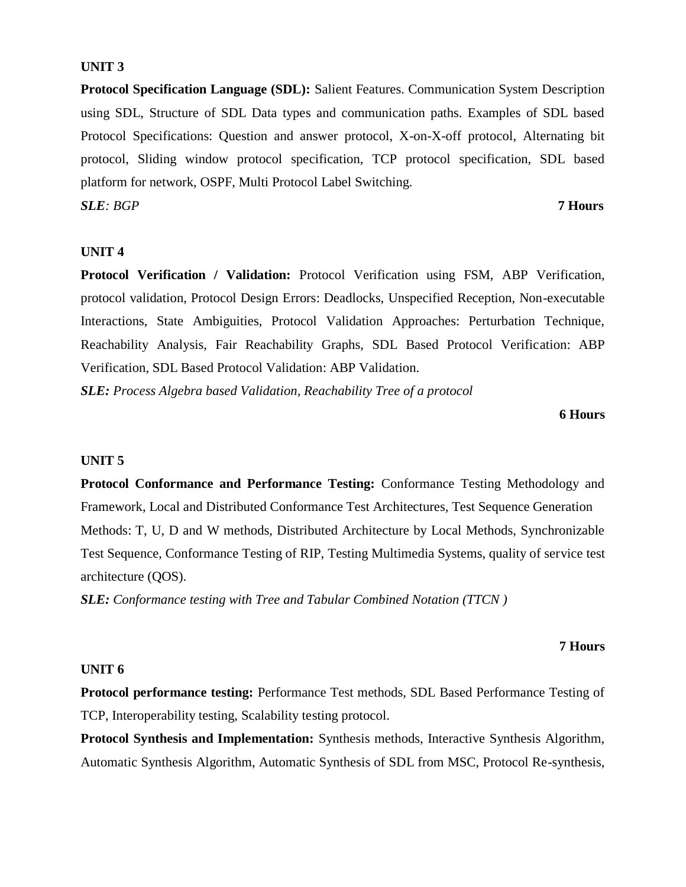**UNIT 3**

**Protocol Specification Language (SDL):** Salient Features. Communication System Description using SDL, Structure of SDL Data types and communication paths. Examples of SDL based Protocol Specifications: Question and answer protocol, X-on-X-off protocol, Alternating bit protocol, Sliding window protocol specification, TCP protocol specification, SDL based platform for network, OSPF, Multi Protocol Label Switching.

***SLE**: BGP* **7 Hours**

**UNIT 4**

**Protocol Verification / Validation:** Protocol Verification using FSM, ABP Verification, protocol validation, Protocol Design Errors: Deadlocks, Unspecified Reception, Non-executable Interactions, State Ambiguities, Protocol Validation Approaches: Perturbation Technique, Reachability Analysis, Fair Reachability Graphs, SDL Based Protocol Verification: ABP Verification, SDL Based Protocol Validation: ABP Validation.

***SLE:** Process Algebra based Validation, Reachability Tree of a protocol*

**6 Hours**

**UNIT 5**

**Protocol Conformance and Performance Testing:** Conformance Testing Methodology and Framework, Local and Distributed Conformance Test Architectures, Test Sequence Generation Methods: T, U, D and W methods, Distributed Architecture by Local Methods, Synchronizable Test Sequence, Conformance Testing of RIP, Testing Multimedia Systems, quality of service test architecture (QOS).

***SLE:** Conformance testing with Tree and Tabular Combined Notation (TTCN )*

**7 Hours**

**UNIT 6**

**Protocol performance testing:** Performance Test methods, SDL Based Performance Testing of TCP, Interoperability testing, Scalability testing protocol.

**Protocol Synthesis and Implementation:** Synthesis methods, Interactive Synthesis Algorithm, Automatic Synthesis Algorithm, Automatic Synthesis of SDL from MSC, Protocol Re-synthesis,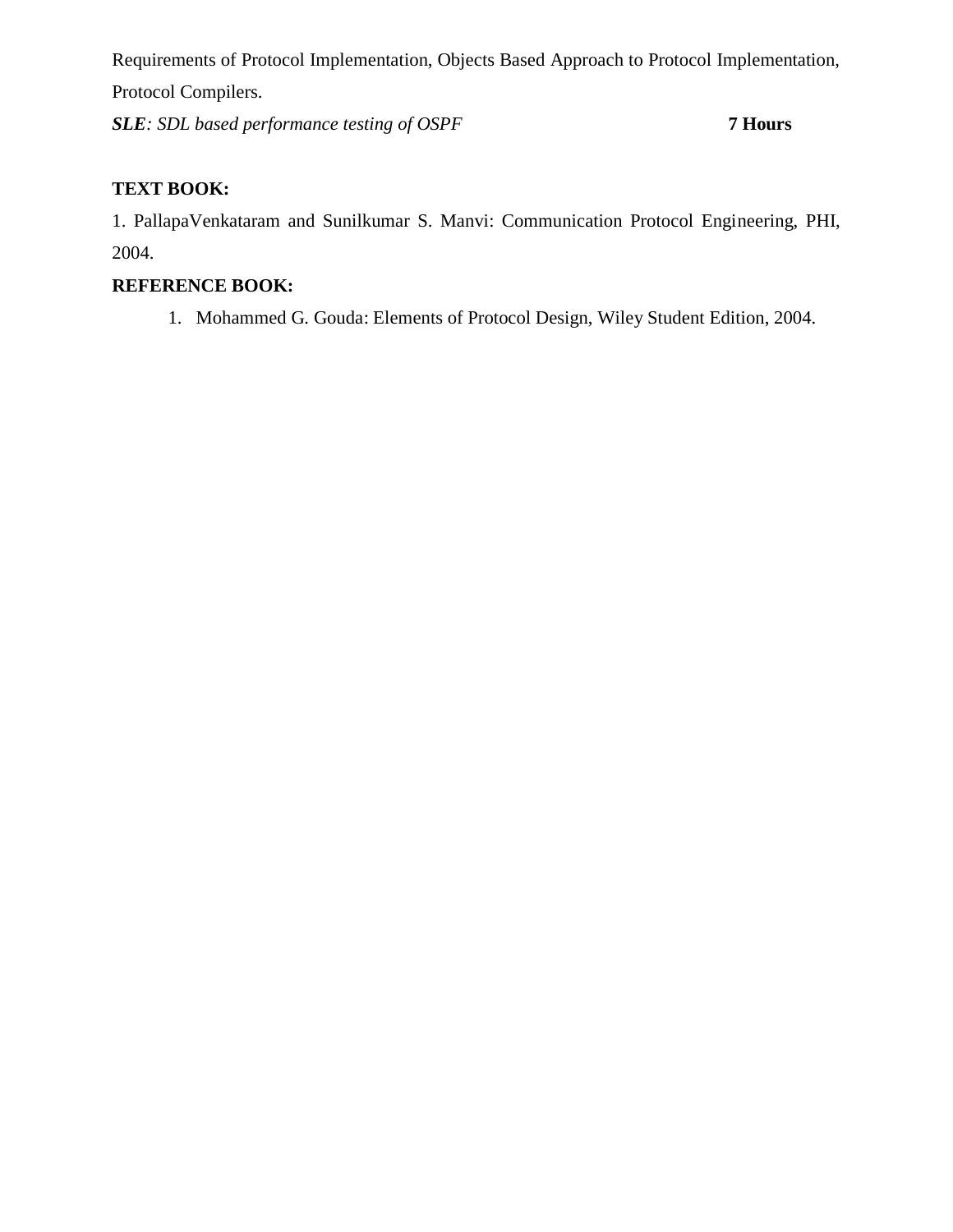Requirements of Protocol Implementation, Objects Based Approach to Protocol Implementation, Protocol Compilers.

***SLE****: SDL based performance testing of OSPF* **7 Hours**

**TEXT BOOK:**

1. PallapaVenkataram and Sunilkumar S. Manvi: Communication Protocol Engineering, PHI, 2004.

**REFERENCE BOOK:**

1. Mohammed G. Gouda: Elements of Protocol Design, Wiley Student Edition, 2004.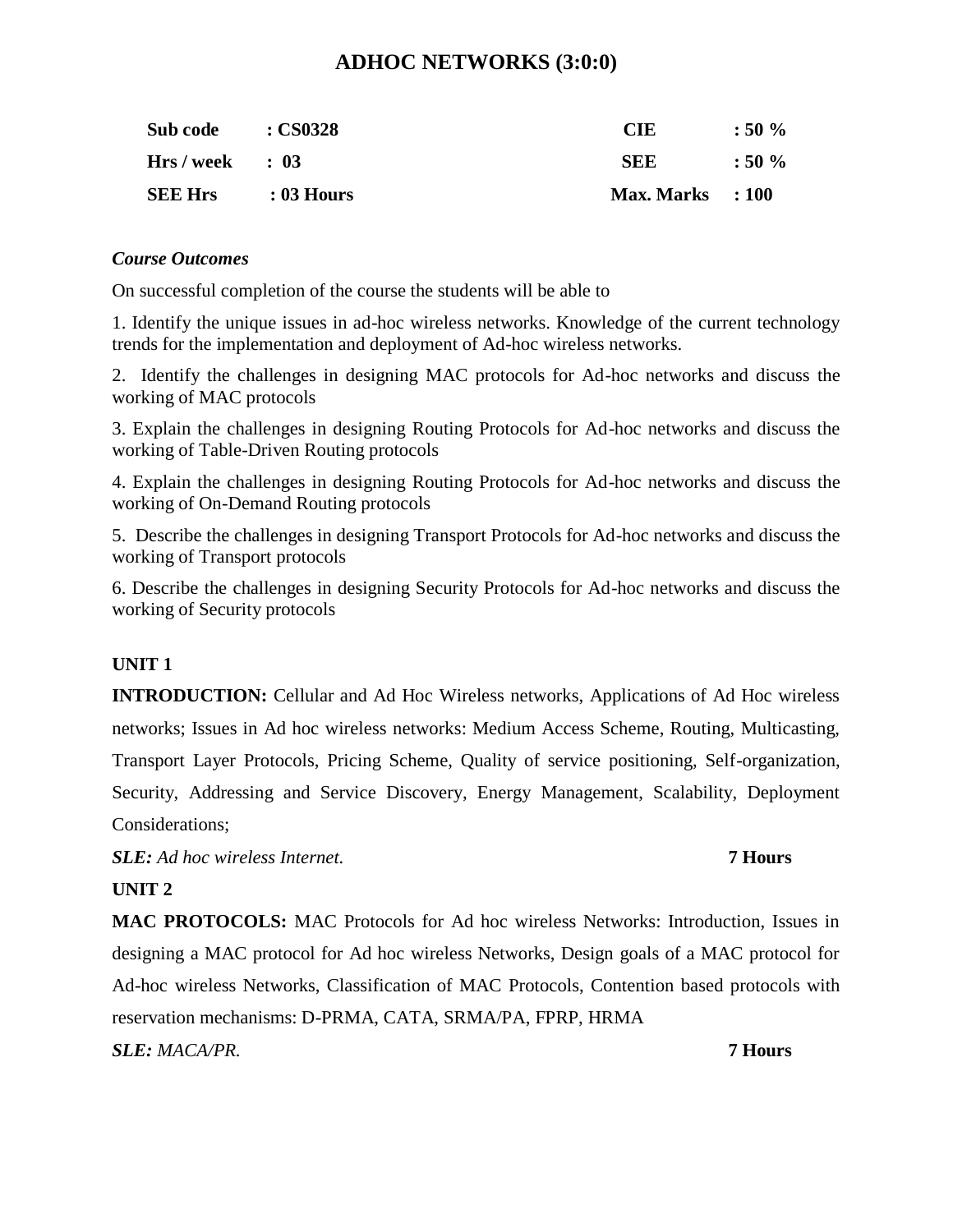# ADHOC NETWORKS (3:0:0)

| | | | |
|---|---|---|---|
| **Sub code** | **: CS0328** | **CIE** | **: 50 %** |
| **Hrs / week** | **: 03** | **SEE** | **: 50 %** |
| **SEE Hrs** | **: 03 Hours** | **Max. Marks** | **: 100** |

***Course Outcomes***

On successful completion of the course the students will be able to

1. Identify the unique issues in ad-hoc wireless networks. Knowledge of the current technology trends for the implementation and deployment of Ad-hoc wireless networks.

2. Identify the challenges in designing MAC protocols for Ad-hoc networks and discuss the working of MAC protocols

3. Explain the challenges in designing Routing Protocols for Ad-hoc networks and discuss the working of Table-Driven Routing protocols

4. Explain the challenges in designing Routing Protocols for Ad-hoc networks and discuss the working of On-Demand Routing protocols

5. Describe the challenges in designing Transport Protocols for Ad-hoc networks and discuss the working of Transport protocols

6. Describe the challenges in designing Security Protocols for Ad-hoc networks and discuss the working of Security protocols

**UNIT 1**

**INTRODUCTION:** Cellular and Ad Hoc Wireless networks, Applications of Ad Hoc wireless networks; Issues in Ad hoc wireless networks: Medium Access Scheme, Routing, Multicasting, Transport Layer Protocols, Pricing Scheme, Quality of service positioning, Self-organization, Security, Addressing and Service Discovery, Energy Management, Scalability, Deployment Considerations;

***SLE:*** *Ad hoc wireless Internet.* **7 Hours**

**UNIT 2**

**MAC PROTOCOLS:** MAC Protocols for Ad hoc wireless Networks: Introduction, Issues in designing a MAC protocol for Ad hoc wireless Networks, Design goals of a MAC protocol for Ad-hoc wireless Networks, Classification of MAC Protocols, Contention based protocols with reservation mechanisms: D-PRMA, CATA, SRMA/PA, FPRP, HRMA

***SLE:*** *MACA/PR.* **7 Hours**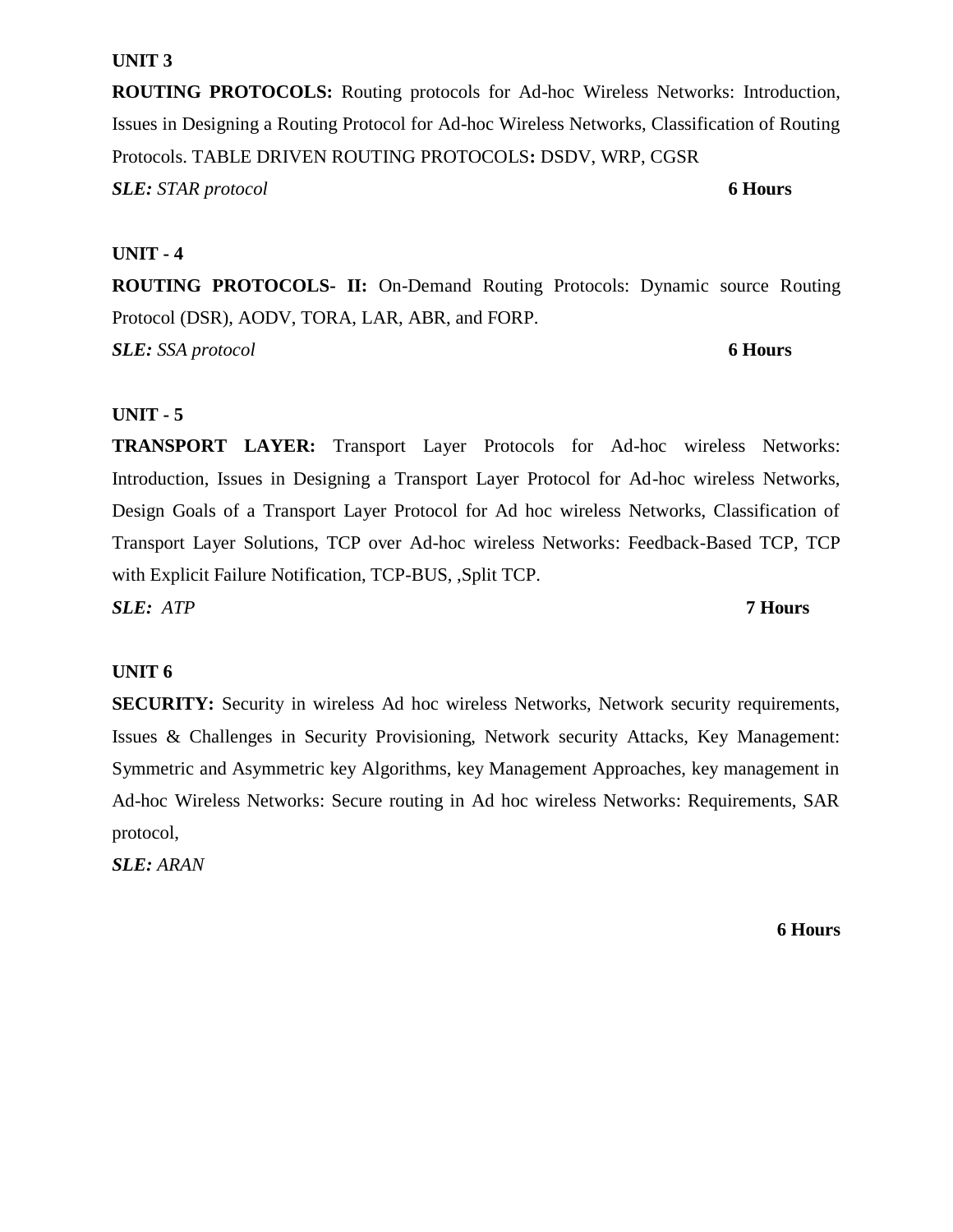**UNIT 3**

**ROUTING PROTOCOLS:** Routing protocols for Ad-hoc Wireless Networks: Introduction, Issues in Designing a Routing Protocol for Ad-hoc Wireless Networks, Classification of Routing Protocols. TABLE DRIVEN ROUTING PROTOCOLS**:** DSDV, WRP, CGSR

***SLE:*** *STAR protocol* **6 Hours**

**UNIT - 4**

**ROUTING PROTOCOLS- II:** On-Demand Routing Protocols: Dynamic source Routing Protocol (DSR), AODV, TORA, LAR, ABR, and FORP.

***SLE:*** *SSA protocol* **6 Hours**

**UNIT - 5**

**TRANSPORT LAYER:** Transport Layer Protocols for Ad-hoc wireless Networks: Introduction, Issues in Designing a Transport Layer Protocol for Ad-hoc wireless Networks, Design Goals of a Transport Layer Protocol for Ad hoc wireless Networks, Classification of Transport Layer Solutions, TCP over Ad-hoc wireless Networks: Feedback-Based TCP, TCP with Explicit Failure Notification, TCP-BUS, ,Split TCP.

***SLE:*** *ATP* **7 Hours**

**UNIT 6**

**SECURITY:** Security in wireless Ad hoc wireless Networks, Network security requirements, Issues & Challenges in Security Provisioning, Network security Attacks, Key Management: Symmetric and Asymmetric key Algorithms, key Management Approaches, key management in Ad-hoc Wireless Networks: Secure routing in Ad hoc wireless Networks: Requirements, SAR protocol,

***SLE:*** *ARAN*

**6 Hours**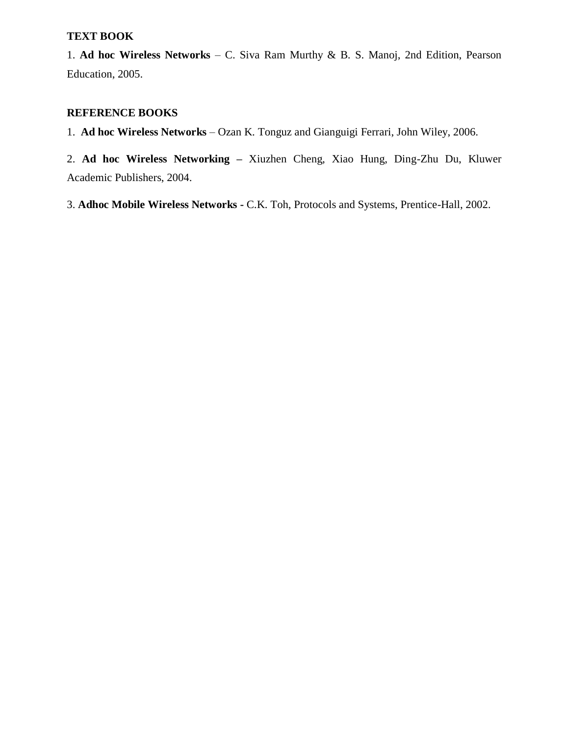**TEXT BOOK**

1. **Ad hoc Wireless Networks** – C. Siva Ram Murthy & B. S. Manoj, 2nd Edition, Pearson Education, 2005.

**REFERENCE BOOKS**

1. **Ad hoc Wireless Networks** – Ozan K. Tonguz and Gianguigi Ferrari, John Wiley, 2006.

2. **Ad hoc Wireless Networking –** Xiuzhen Cheng, Xiao Hung, Ding-Zhu Du, Kluwer Academic Publishers, 2004.

3. **Adhoc Mobile Wireless Networks -** C.K. Toh, Protocols and Systems, Prentice-Hall, 2002.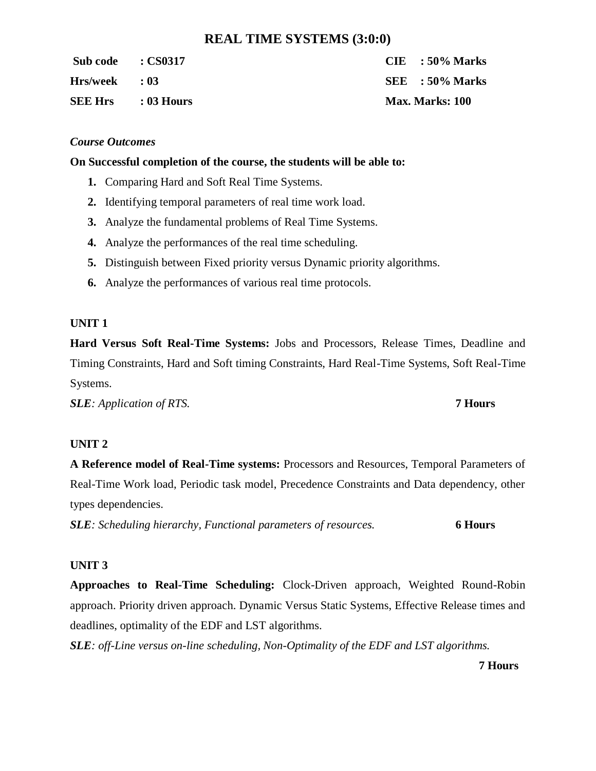# REAL TIME SYSTEMS (3:0:0)

| | | | |
|---|---|---|---|
| **Sub code** | **: CS0317** | **CIE** | **: 50% Marks** |
| **Hrs/week** | **: 03** | **SEE** | **: 50% Marks** |
| **SEE Hrs** | **: 03 Hours** | **Max. Marks: 100** | |

***Course Outcomes***

**On Successful completion of the course, the students will be able to:**

1. Comparing Hard and Soft Real Time Systems.
2. Identifying temporal parameters of real time work load.
3. Analyze the fundamental problems of Real Time Systems.
4. Analyze the performances of the real time scheduling.
5. Distinguish between Fixed priority versus Dynamic priority algorithms.
6. Analyze the performances of various real time protocols.

**UNIT 1**

**Hard Versus Soft Real-Time Systems:** Jobs and Processors, Release Times, Deadline and Timing Constraints, Hard and Soft timing Constraints, Hard Real-Time Systems, Soft Real-Time Systems.

***SLE**: Application of RTS.* **7 Hours**

**UNIT 2**

**A Reference model of Real-Time systems:** Processors and Resources, Temporal Parameters of Real-Time Work load, Periodic task model, Precedence Constraints and Data dependency, other types dependencies.

***SLE**: Scheduling hierarchy, Functional parameters of resources.* **6 Hours**

**UNIT 3**

**Approaches to Real-Time Scheduling:** Clock-Driven approach, Weighted Round-Robin approach. Priority driven approach. Dynamic Versus Static Systems, Effective Release times and deadlines, optimality of the EDF and LST algorithms.

***SLE**: off-Line versus on-line scheduling, Non-Optimality of the EDF and LST algorithms.*

**7 Hours**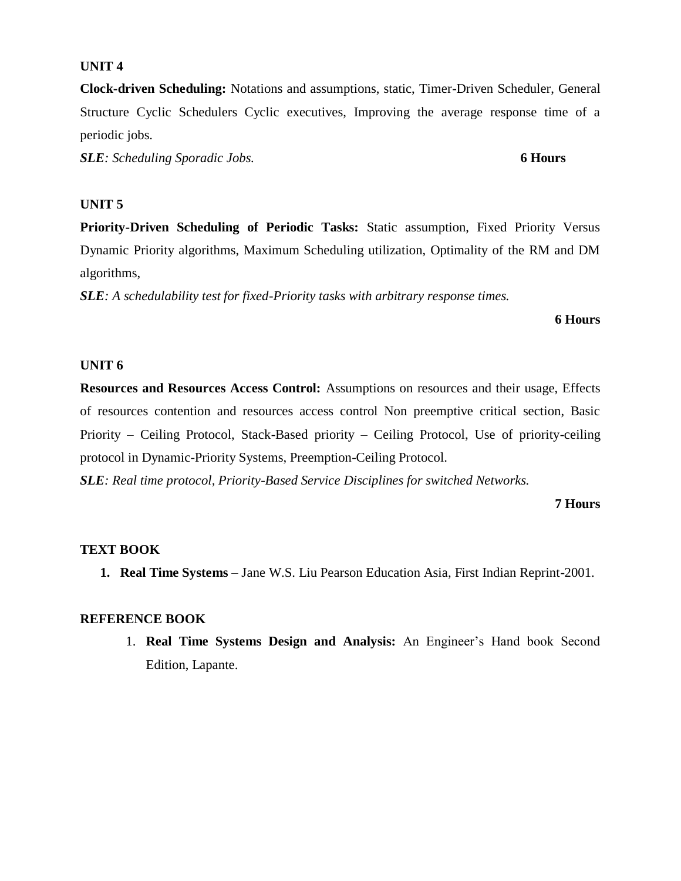**UNIT 4**

**Clock-driven Scheduling:** Notations and assumptions, static, Timer-Driven Scheduler, General Structure Cyclic Schedulers Cyclic executives, Improving the average response time of a periodic jobs.

***SLE**: Scheduling Sporadic Jobs.* **6 Hours**

**UNIT 5**

**Priority-Driven Scheduling of Periodic Tasks:** Static assumption, Fixed Priority Versus Dynamic Priority algorithms, Maximum Scheduling utilization, Optimality of the RM and DM algorithms,

***SLE**: A schedulability test for fixed-Priority tasks with arbitrary response times.*

**6 Hours**

**UNIT 6**

**Resources and Resources Access Control:** Assumptions on resources and their usage, Effects of resources contention and resources access control Non preemptive critical section, Basic Priority – Ceiling Protocol, Stack-Based priority – Ceiling Protocol, Use of priority-ceiling protocol in Dynamic-Priority Systems, Preemption-Ceiling Protocol.

***SLE**: Real time protocol, Priority-Based Service Disciplines for switched Networks.*

**7 Hours**

**TEXT BOOK**

1. **Real Time Systems** – Jane W.S. Liu Pearson Education Asia, First Indian Reprint-2001.

**REFERENCE BOOK**

1. **Real Time Systems Design and Analysis:** An Engineer's Hand book Second Edition, Lapante.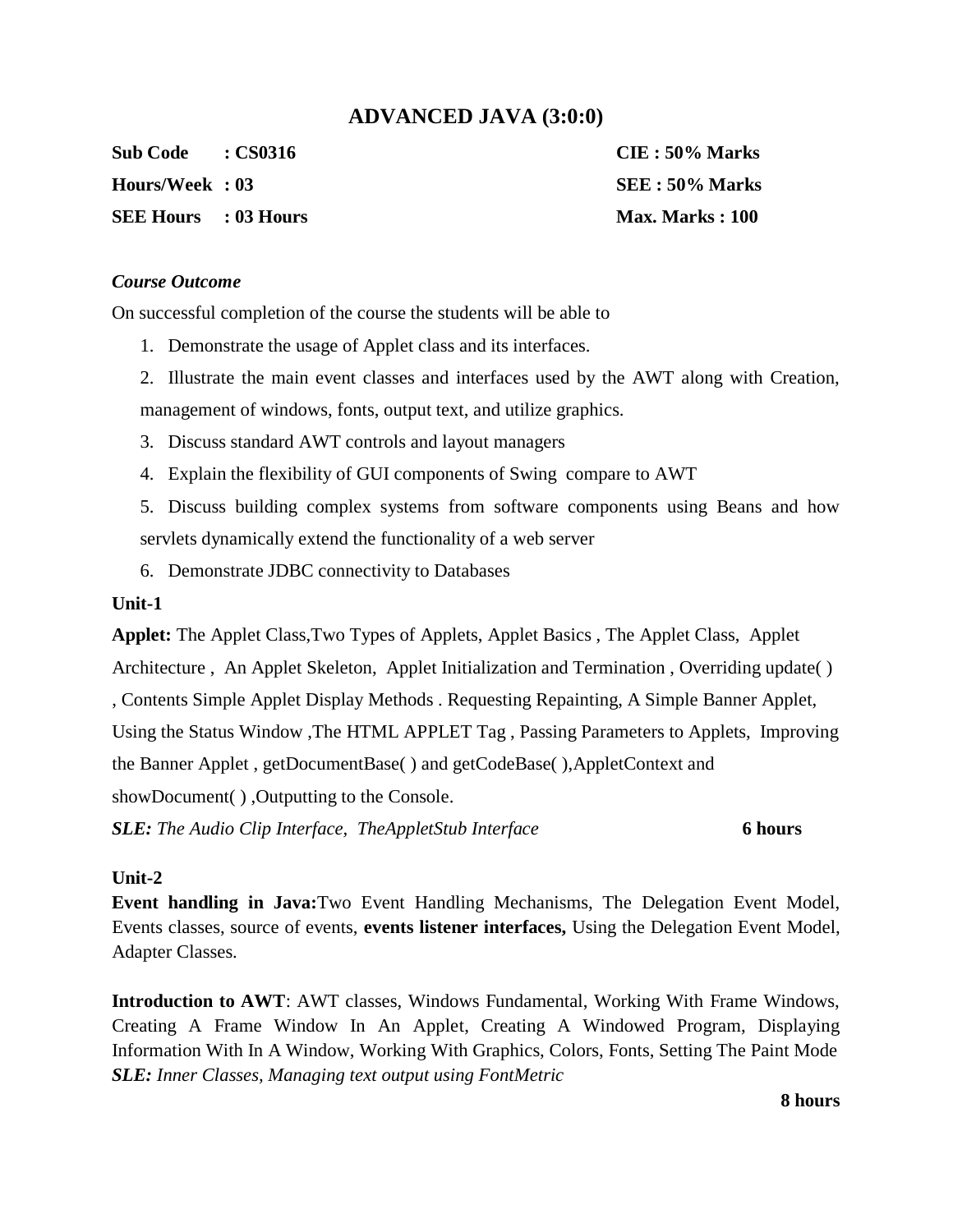# ADVANCED JAVA (3:0:0)

| | |
|---|---|
| **Sub Code : CS0316** | **CIE : 50% Marks** |
| **Hours/Week : 03** | **SEE : 50% Marks** |
| **SEE Hours : 03 Hours** | **Max. Marks : 100** |

***Course Outcome***

On successful completion of the course the students will be able to

1. Demonstrate the usage of Applet class and its interfaces.
2. Illustrate the main event classes and interfaces used by the AWT along with Creation, management of windows, fonts, output text, and utilize graphics.
3. Discuss standard AWT controls and layout managers
4. Explain the flexibility of GUI components of Swing compare to AWT
5. Discuss building complex systems from software components using Beans and how servlets dynamically extend the functionality of a web server
6. Demonstrate JDBC connectivity to Databases

**Unit-1**

**Applet:** The Applet Class,Two Types of Applets, Applet Basics , The Applet Class, Applet Architecture , An Applet Skeleton, Applet Initialization and Termination , Overriding update( ) , Contents Simple Applet Display Methods . Requesting Repainting, A Simple Banner Applet, Using the Status Window ,The HTML APPLET Tag , Passing Parameters to Applets, Improving the Banner Applet , getDocumentBase( ) and getCodeBase( ),AppletContext and showDocument( ) ,Outputting to the Console.

***SLE:*** *The Audio Clip Interface, TheAppletStub Interface* **6 hours**

**Unit-2**

**Event handling in Java:**Two Event Handling Mechanisms, The Delegation Event Model, Events classes, source of events, **events listener interfaces,** Using the Delegation Event Model, Adapter Classes.

**Introduction to AWT**: AWT classes, Windows Fundamental, Working With Frame Windows, Creating A Frame Window In An Applet, Creating A Windowed Program, Displaying Information With In A Window, Working With Graphics, Colors, Fonts, Setting The Paint Mode

***SLE:*** *Inner Classes, Managing text output using FontMetric*

**8 hours**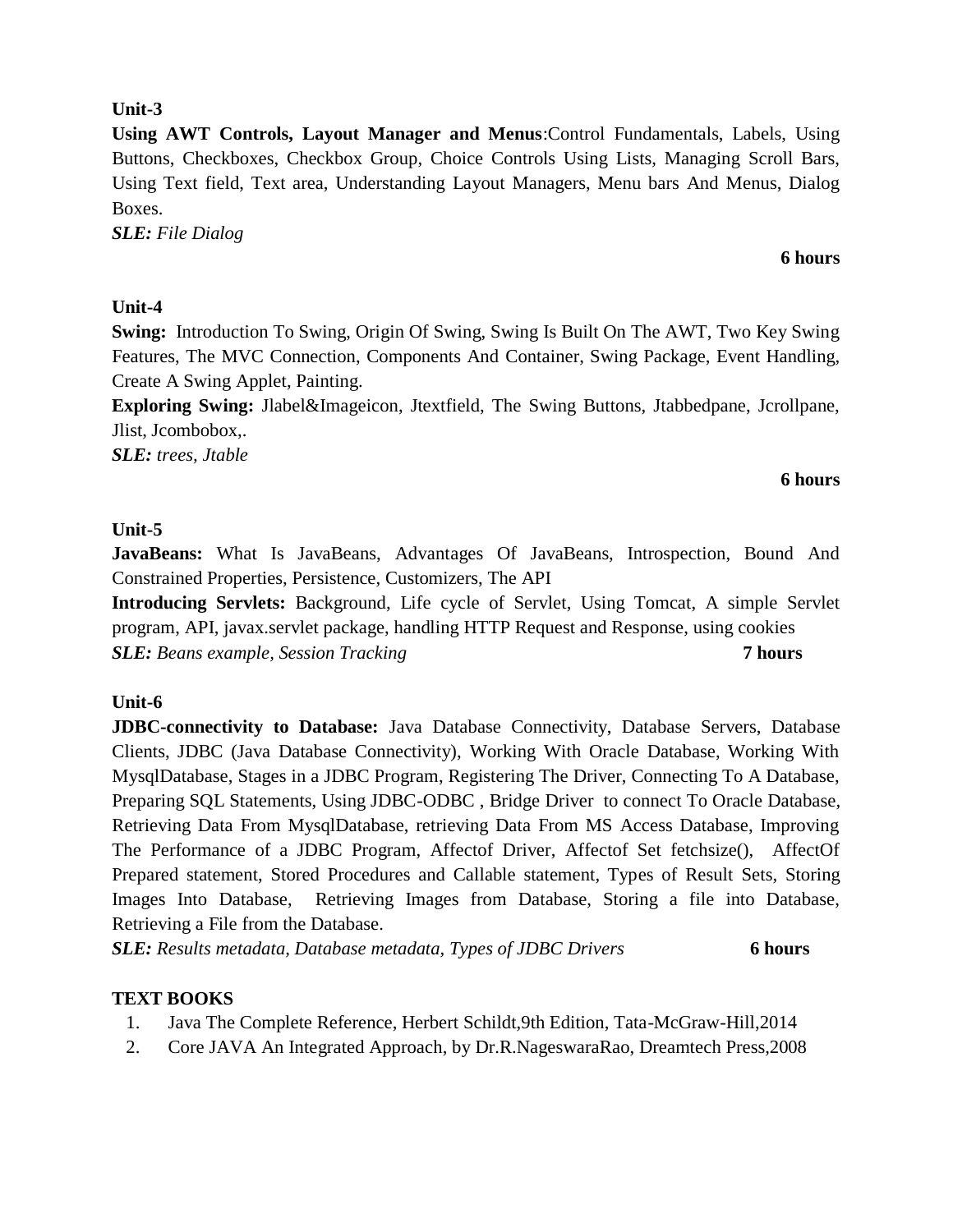**Unit-3**

**Using AWT Controls, Layout Manager and Menus**:Control Fundamentals, Labels, Using Buttons, Checkboxes, Checkbox Group, Choice Controls Using Lists, Managing Scroll Bars, Using Text field, Text area, Understanding Layout Managers, Menu bars And Menus, Dialog Boxes.

***SLE:*** *File Dialog*

**6 hours**

**Unit-4**

**Swing:** Introduction To Swing, Origin Of Swing, Swing Is Built On The AWT, Two Key Swing Features, The MVC Connection, Components And Container, Swing Package, Event Handling, Create A Swing Applet, Painting.

**Exploring Swing:** Jlabel&Imageicon, Jtextfield, The Swing Buttons, Jtabbedpane, Jcrollpane, Jlist, Jcombobox,.

***SLE:*** *trees, Jtable*

**6 hours**

**Unit-5**

**JavaBeans:** What Is JavaBeans, Advantages Of JavaBeans, Introspection, Bound And Constrained Properties, Persistence, Customizers, The API

**Introducing Servlets:** Background, Life cycle of Servlet, Using Tomcat, A simple Servlet program, API, javax.servlet package, handling HTTP Request and Response, using cookies

***SLE:*** *Beans example, Session Tracking* **7 hours**

**Unit-6**

**JDBC-connectivity to Database:** Java Database Connectivity, Database Servers, Database Clients, JDBC (Java Database Connectivity), Working With Oracle Database, Working With MysqlDatabase, Stages in a JDBC Program, Registering The Driver, Connecting To A Database, Preparing SQL Statements, Using JDBC-ODBC , Bridge Driver to connect To Oracle Database, Retrieving Data From MysqlDatabase, retrieving Data From MS Access Database, Improving The Performance of a JDBC Program, Affectof Driver, Affectof Set fetchsize(), AffectOf Prepared statement, Stored Procedures and Callable statement, Types of Result Sets, Storing Images Into Database, Retrieving Images from Database, Storing a file into Database, Retrieving a File from the Database.

***SLE:*** *Results metadata, Database metadata, Types of JDBC Drivers* **6 hours**

**TEXT BOOKS**

1. Java The Complete Reference, Herbert Schildt,9th Edition, Tata-McGraw-Hill,2014
2. Core JAVA An Integrated Approach, by Dr.R.NageswaraRao, Dreamtech Press,2008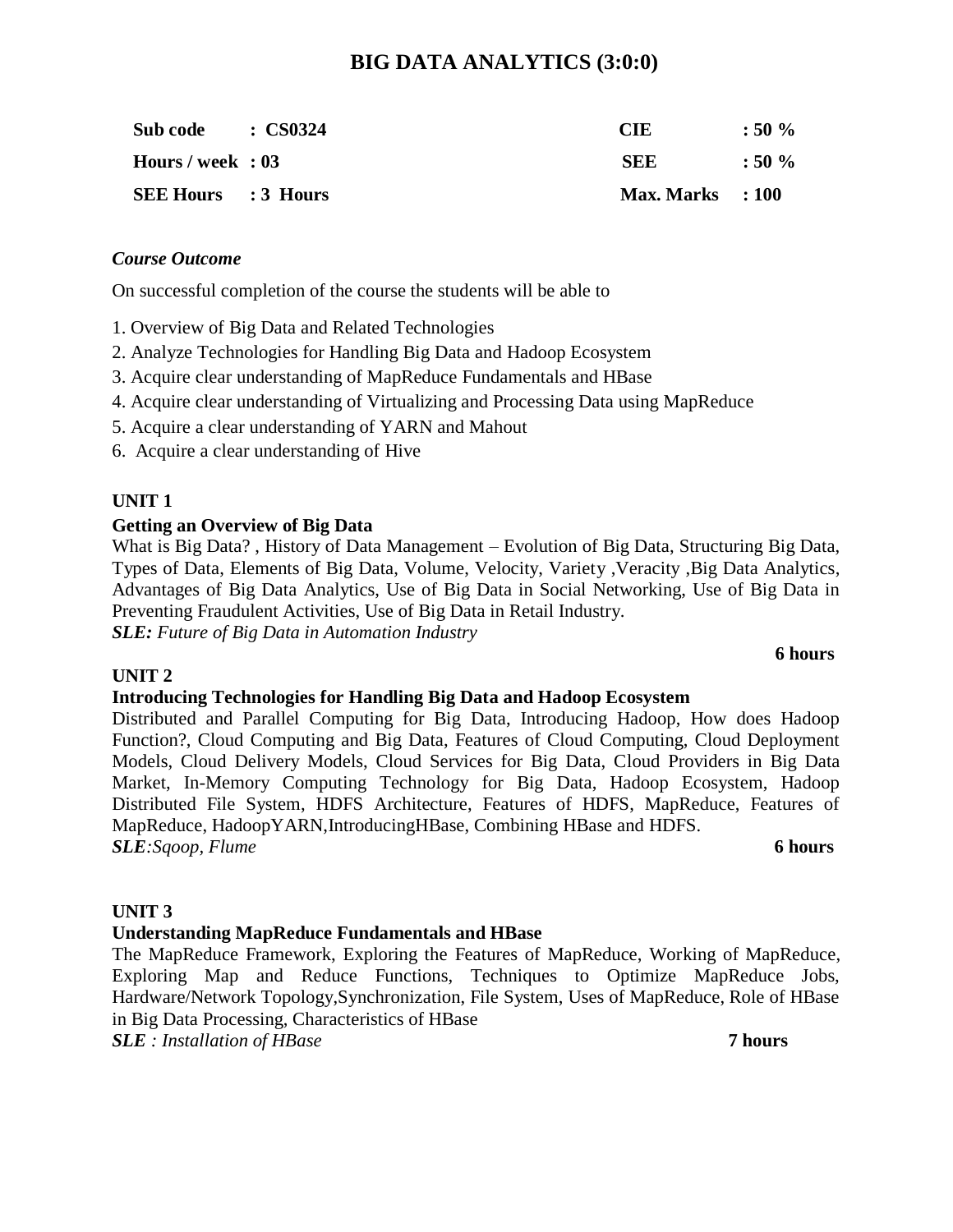# BIG DATA ANALYTICS (3:0:0)

| | | | |
|---|---|---|---|
| **Sub code** | **: CS0324** | **CIE** | **: 50 %** |
| **Hours / week** | **: 03** | **SEE** | **: 50 %** |
| **SEE Hours** | **: 3 Hours** | **Max. Marks** | **: 100** |

***Course Outcome***

On successful completion of the course the students will be able to

1. Overview of Big Data and Related Technologies
2. Analyze Technologies for Handling Big Data and Hadoop Ecosystem
3. Acquire clear understanding of MapReduce Fundamentals and HBase
4. Acquire clear understanding of Virtualizing and Processing Data using MapReduce
5. Acquire a clear understanding of YARN and Mahout
6. Acquire a clear understanding of Hive

**UNIT 1**

**Getting an Overview of Big Data**

What is Big Data? , History of Data Management – Evolution of Big Data, Structuring Big Data, Types of Data, Elements of Big Data, Volume, Velocity, Variety ,Veracity ,Big Data Analytics, Advantages of Big Data Analytics, Use of Big Data in Social Networking, Use of Big Data in Preventing Fraudulent Activities, Use of Big Data in Retail Industry.

***SLE:*** *Future of Big Data in Automation Industry*

**6 hours**

**UNIT 2**

**Introducing Technologies for Handling Big Data and Hadoop Ecosystem**

Distributed and Parallel Computing for Big Data, Introducing Hadoop, How does Hadoop Function?, Cloud Computing and Big Data, Features of Cloud Computing, Cloud Deployment Models, Cloud Delivery Models, Cloud Services for Big Data, Cloud Providers in Big Data Market, In-Memory Computing Technology for Big Data, Hadoop Ecosystem, Hadoop Distributed File System, HDFS Architecture, Features of HDFS, MapReduce, Features of MapReduce, HadoopYARN,IntroducingHBase, Combining HBase and HDFS.

***SLE****:Sqoop, Flume* **6 hours**

**UNIT 3**

**Understanding MapReduce Fundamentals and HBase**

The MapReduce Framework, Exploring the Features of MapReduce, Working of MapReduce, Exploring Map and Reduce Functions, Techniques to Optimize MapReduce Jobs, Hardware/Network Topology,Synchronization, File System, Uses of MapReduce, Role of HBase in Big Data Processing, Characteristics of HBase

***SLE*** *: Installation of HBase* **7 hours**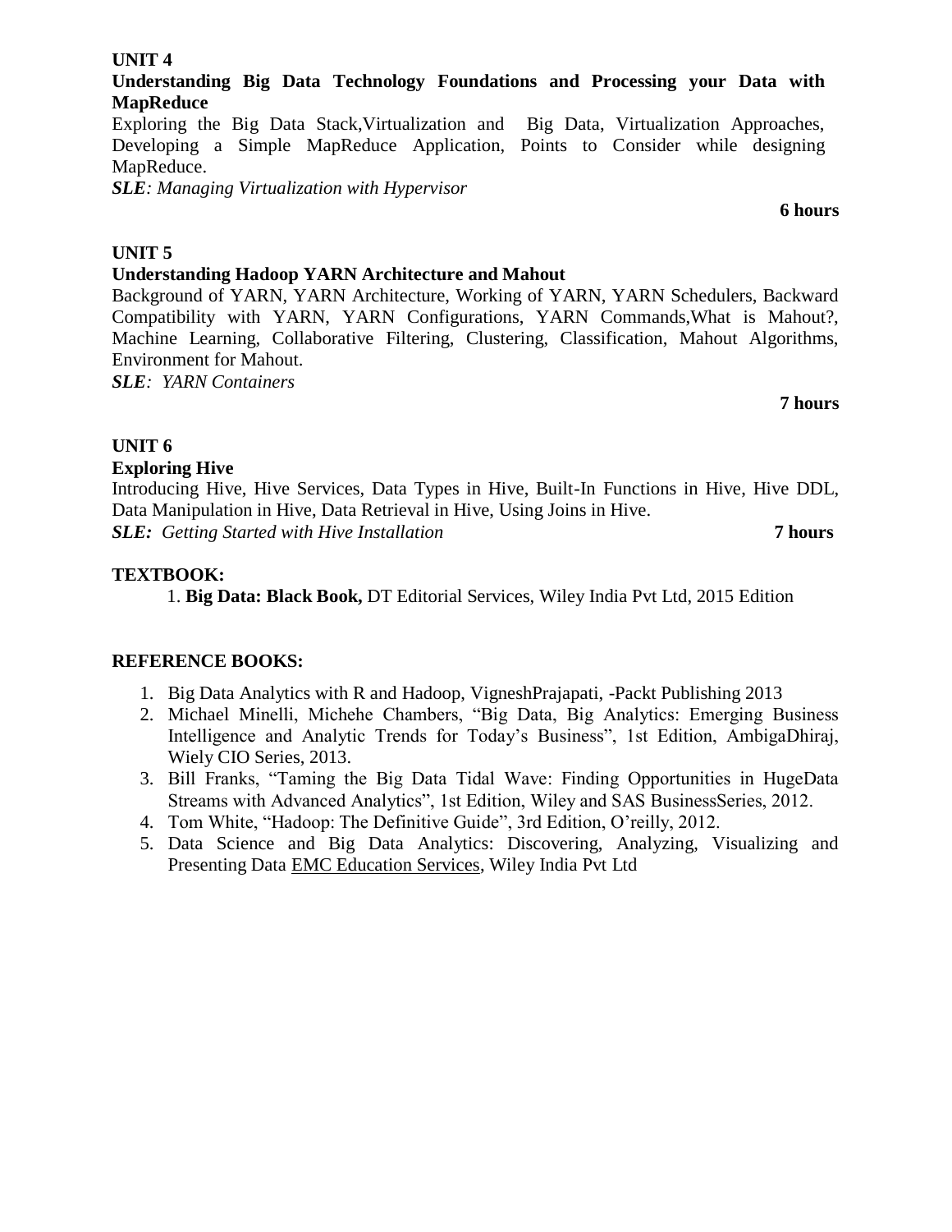**UNIT 4**

**Understanding Big Data Technology Foundations and Processing your Data with MapReduce**

Exploring the Big Data Stack,Virtualization and Big Data, Virtualization Approaches, Developing a Simple MapReduce Application, Points to Consider while designing MapReduce.

***SLE**: Managing Virtualization with Hypervisor*

**6 hours**

**UNIT 5**

**Understanding Hadoop YARN Architecture and Mahout**

Background of YARN, YARN Architecture, Working of YARN, YARN Schedulers, Backward Compatibility with YARN, YARN Configurations, YARN Commands,What is Mahout?, Machine Learning, Collaborative Filtering, Clustering, Classification, Mahout Algorithms, Environment for Mahout.

***SLE**: YARN Containers*

**7 hours**

**UNIT 6**

**Exploring Hive**

Introducing Hive, Hive Services, Data Types in Hive, Built-In Functions in Hive, Hive DDL, Data Manipulation in Hive, Data Retrieval in Hive, Using Joins in Hive.

***SLE:** Getting Started with Hive Installation* **7 hours**

**TEXTBOOK:**

1. **Big Data: Black Book,** DT Editorial Services, Wiley India Pvt Ltd, 2015 Edition

**REFERENCE BOOKS:**

1. Big Data Analytics with R and Hadoop, VigneshPrajapati, -Packt Publishing 2013
2. Michael Minelli, Michehe Chambers, "Big Data, Big Analytics: Emerging Business Intelligence and Analytic Trends for Today's Business", 1st Edition, AmbigaDhiraj, Wiely CIO Series, 2013.
3. Bill Franks, "Taming the Big Data Tidal Wave: Finding Opportunities in HugeData Streams with Advanced Analytics", 1st Edition, Wiley and SAS BusinessSeries, 2012.
4. Tom White, "Hadoop: The Definitive Guide", 3rd Edition, O'reilly, 2012.
5. Data Science and Big Data Analytics: Discovering, Analyzing, Visualizing and Presenting Data EMC Education Services, Wiley India Pvt Ltd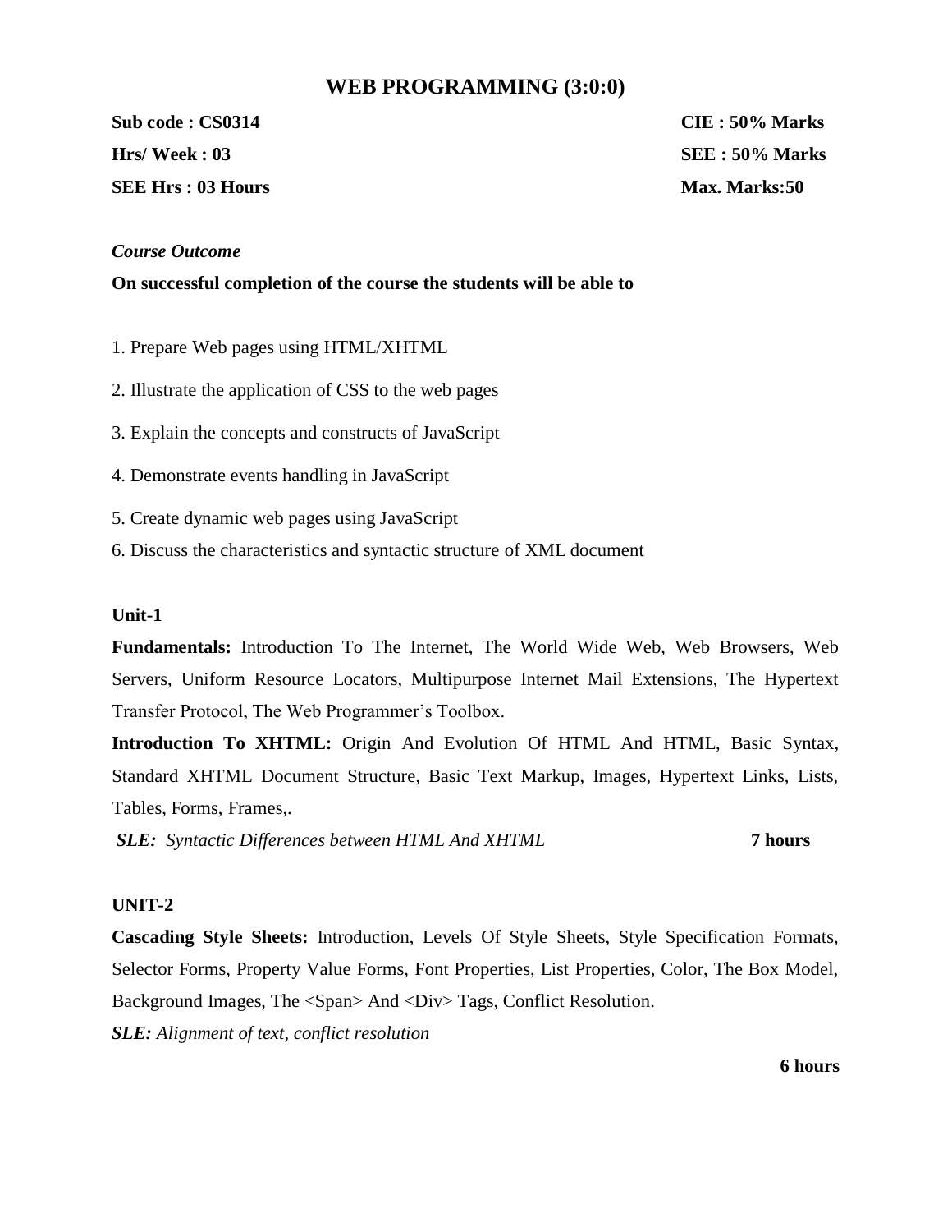# WEB PROGRAMMING (3:0:0)

| | |
|---|---|
| **Sub code : CS0314** | **CIE : 50% Marks** |
| **Hrs/ Week : 03** | **SEE : 50% Marks** |
| **SEE Hrs : 03 Hours** | **Max. Marks:50** |

*Course Outcome*

**On successful completion of the course the students will be able to**

1. Prepare Web pages using HTML/XHTML
2. Illustrate the application of CSS to the web pages
3. Explain the concepts and constructs of JavaScript
4. Demonstrate events handling in JavaScript
5. Create dynamic web pages using JavaScript
6. Discuss the characteristics and syntactic structure of XML document

**Unit-1**

**Fundamentals:** Introduction To The Internet, The World Wide Web, Web Browsers, Web Servers, Uniform Resource Locators, Multipurpose Internet Mail Extensions, The Hypertext Transfer Protocol, The Web Programmer's Toolbox.

**Introduction To XHTML:** Origin And Evolution Of HTML And HTML, Basic Syntax, Standard XHTML Document Structure, Basic Text Markup, Images, Hypertext Links, Lists, Tables, Forms, Frames,.

***SLE:*** *Syntactic Differences between HTML And XHTML* **7 hours**

**UNIT-2**

**Cascading Style Sheets:** Introduction, Levels Of Style Sheets, Style Specification Formats, Selector Forms, Property Value Forms, Font Properties, List Properties, Color, The Box Model, Background Images, The <Span> And <Div> Tags, Conflict Resolution.

***SLE:*** *Alignment of text, conflict resolution*

**6 hours**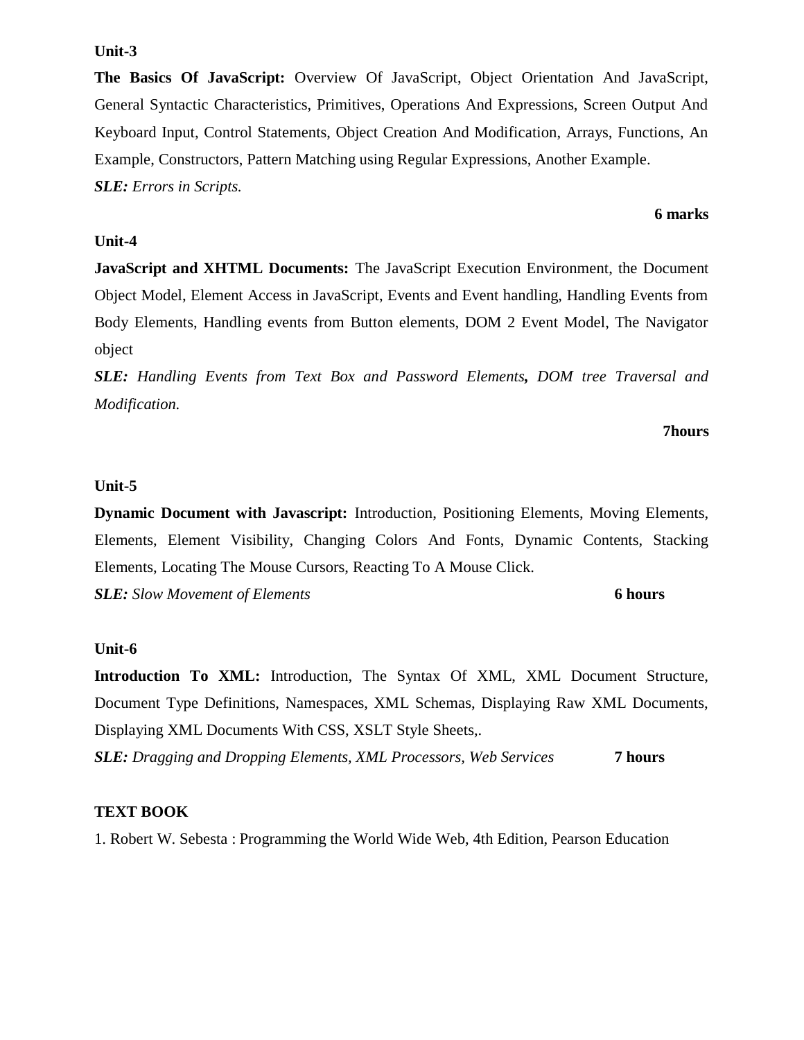**Unit-3**

**The Basics Of JavaScript:** Overview Of JavaScript, Object Orientation And JavaScript, General Syntactic Characteristics, Primitives, Operations And Expressions, Screen Output And Keyboard Input, Control Statements, Object Creation And Modification, Arrays, Functions, An Example, Constructors, Pattern Matching using Regular Expressions, Another Example.

***SLE:** Errors in Scripts.*

**6 marks**

**Unit-4**

**JavaScript and XHTML Documents:** The JavaScript Execution Environment, the Document Object Model, Element Access in JavaScript, Events and Event handling, Handling Events from Body Elements, Handling events from Button elements, DOM 2 Event Model, The Navigator object

***SLE:** Handling Events from Text Box and Password Elements**,** DOM tree Traversal and Modification.*

**7hours**

**Unit-5**

**Dynamic Document with Javascript:** Introduction, Positioning Elements, Moving Elements, Elements, Element Visibility, Changing Colors And Fonts, Dynamic Contents, Stacking Elements, Locating The Mouse Cursors, Reacting To A Mouse Click.

***SLE:** Slow Movement of Elements* **6 hours**

**Unit-6**

**Introduction To XML:** Introduction, The Syntax Of XML, XML Document Structure, Document Type Definitions, Namespaces, XML Schemas, Displaying Raw XML Documents, Displaying XML Documents With CSS, XSLT Style Sheets,.

***SLE:** Dragging and Dropping Elements, XML Processors, Web Services* **7 hours**

**TEXT BOOK**

1. Robert W. Sebesta : Programming the World Wide Web, 4th Edition, Pearson Education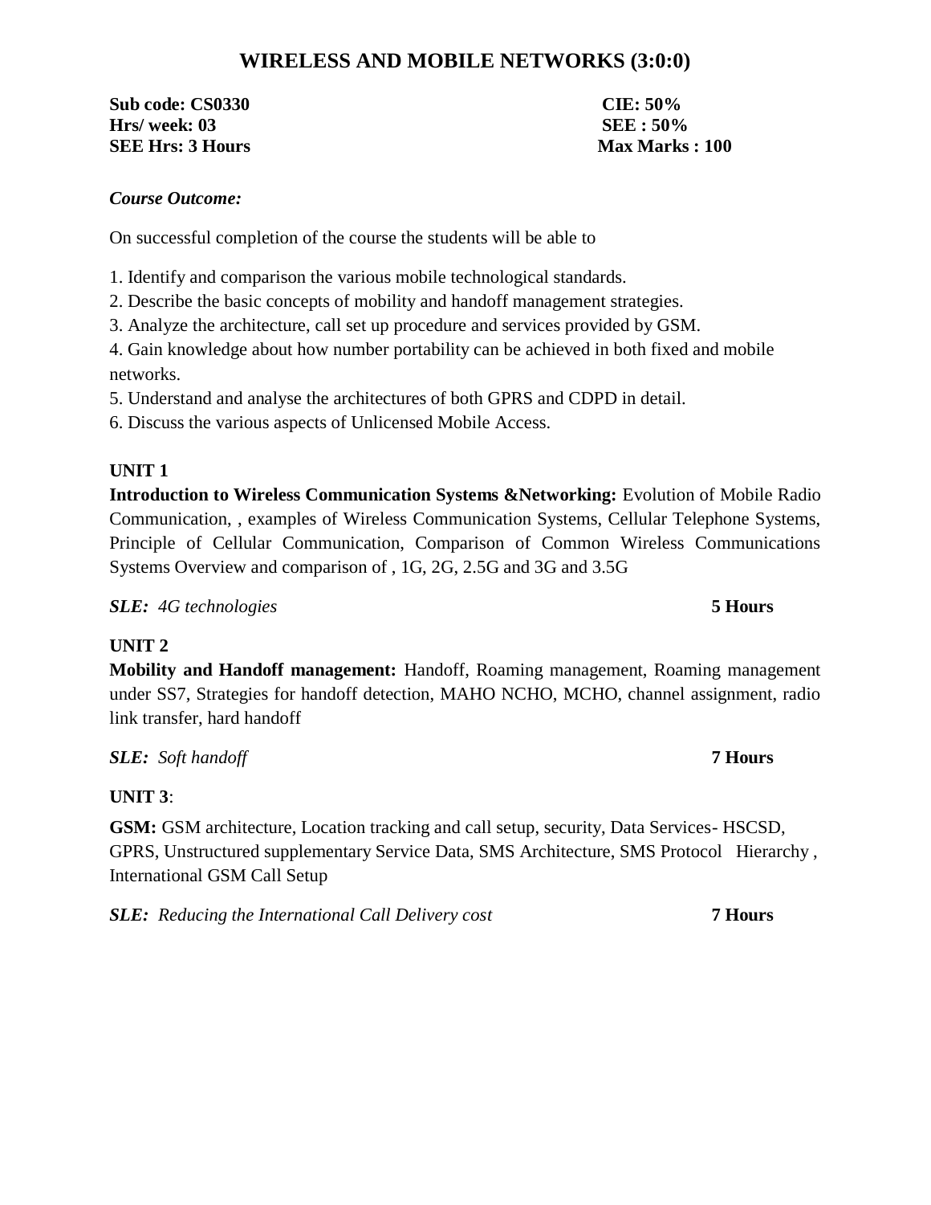# WIRELESS AND MOBILE NETWORKS (3:0:0)

**Sub code: CS0330** | **CIE: 50%**
**Hrs/ week: 03** | **SEE : 50%**
**SEE Hrs: 3 Hours** | **Max Marks : 100**

***Course Outcome:***

On successful completion of the course the students will be able to

1. Identify and comparison the various mobile technological standards.
2. Describe the basic concepts of mobility and handoff management strategies.
3. Analyze the architecture, call set up procedure and services provided by GSM.
4. Gain knowledge about how number portability can be achieved in both fixed and mobile networks.
5. Understand and analyse the architectures of both GPRS and CDPD in detail.
6. Discuss the various aspects of Unlicensed Mobile Access.

**UNIT 1**

**Introduction to Wireless Communication Systems &Networking:** Evolution of Mobile Radio Communication, , examples of Wireless Communication Systems, Cellular Telephone Systems, Principle of Cellular Communication, Comparison of Common Wireless Communications Systems Overview and comparison of , 1G, 2G, 2.5G and 3G and 3.5G

***SLE:*** *4G technologies* **5 Hours**

**UNIT 2**

**Mobility and Handoff management:** Handoff, Roaming management, Roaming management under SS7, Strategies for handoff detection, MAHO NCHO, MCHO, channel assignment, radio link transfer, hard handoff

***SLE:*** *Soft handoff* **7 Hours**

**UNIT 3**:

**GSM:** GSM architecture, Location tracking and call setup, security, Data Services- HSCSD, GPRS, Unstructured supplementary Service Data, SMS Architecture, SMS Protocol Hierarchy , International GSM Call Setup

***SLE:*** *Reducing the International Call Delivery cost* **7 Hours**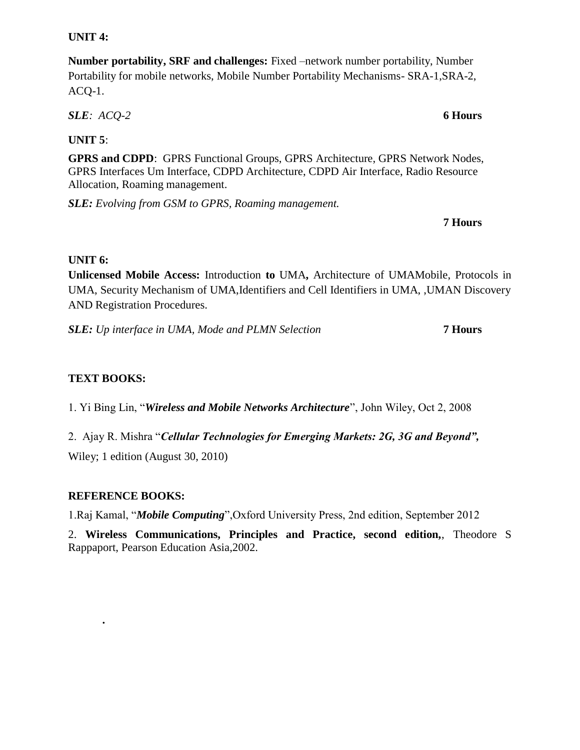**UNIT 4:**

**Number portability, SRF and challenges:** Fixed –network number portability, Number Portability for mobile networks, Mobile Number Portability Mechanisms- SRA-1,SRA-2, ACQ-1.

***SLE**: ACQ-2* **6 Hours**

**UNIT 5**:

**GPRS and CDPD**: GPRS Functional Groups, GPRS Architecture, GPRS Network Nodes, GPRS Interfaces Um Interface, CDPD Architecture, CDPD Air Interface, Radio Resource Allocation, Roaming management.

***SLE:** Evolving from GSM to GPRS, Roaming management.*

**7 Hours**

**UNIT 6:**

**Unlicensed Mobile Access:** Introduction **to** UMA**,** Architecture of UMAMobile, Protocols in UMA, Security Mechanism of UMA,Identifiers and Cell Identifiers in UMA, ,UMAN Discovery AND Registration Procedures.

***SLE:** Up interface in UMA, Mode and PLMN Selection* **7 Hours**

**TEXT BOOKS:**

1. Yi Bing Lin, "***Wireless and Mobile Networks Architecture***", John Wiley, Oct 2, 2008

2. Ajay R. Mishra "***Cellular Technologies for Emerging Markets: 2G, 3G and Beyond",*** Wiley; 1 edition (August 30, 2010)

**REFERENCE BOOKS:**

1.Raj Kamal, "***Mobile Computing***",Oxford University Press, 2nd edition, September 2012

2. **Wireless Communications, Principles and Practice, second edition,**, Theodore S Rappaport, Pearson Education Asia,2002.

.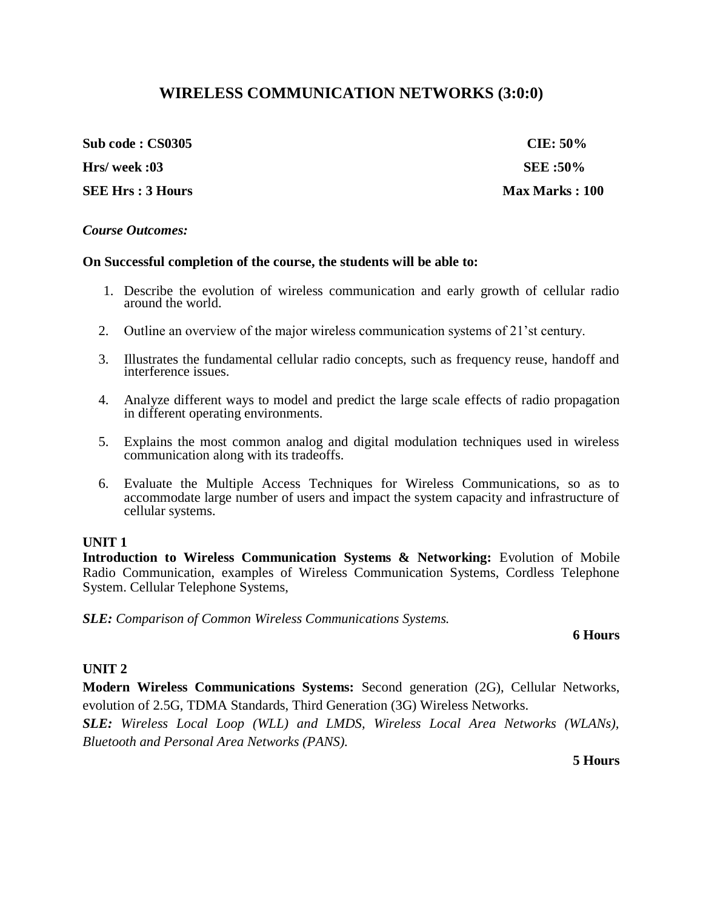# WIRELESS COMMUNICATION NETWORKS (3:0:0)

| | |
|---|---|
| **Sub code : CS0305** | **CIE: 50%** |
| **Hrs/ week :03** | **SEE :50%** |
| **SEE Hrs : 3 Hours** | **Max Marks : 100** |

***Course Outcomes:***

**On Successful completion of the course, the students will be able to:**

1. Describe the evolution of wireless communication and early growth of cellular radio around the world.
2. Outline an overview of the major wireless communication systems of 21'st century.
3. Illustrates the fundamental cellular radio concepts, such as frequency reuse, handoff and interference issues.
4. Analyze different ways to model and predict the large scale effects of radio propagation in different operating environments.
5. Explains the most common analog and digital modulation techniques used in wireless communication along with its tradeoffs.
6. Evaluate the Multiple Access Techniques for Wireless Communications, so as to accommodate large number of users and impact the system capacity and infrastructure of cellular systems.

**UNIT 1**

**Introduction to Wireless Communication Systems & Networking:** Evolution of Mobile Radio Communication, examples of Wireless Communication Systems, Cordless Telephone System. Cellular Telephone Systems,

***SLE:*** *Comparison of Common Wireless Communications Systems.*

**6 Hours**

**UNIT 2**

**Modern Wireless Communications Systems:** Second generation (2G), Cellular Networks, evolution of 2.5G, TDMA Standards, Third Generation (3G) Wireless Networks.

***SLE:*** *Wireless Local Loop (WLL) and LMDS, Wireless Local Area Networks (WLANs), Bluetooth and Personal Area Networks (PANS).*

**5 Hours**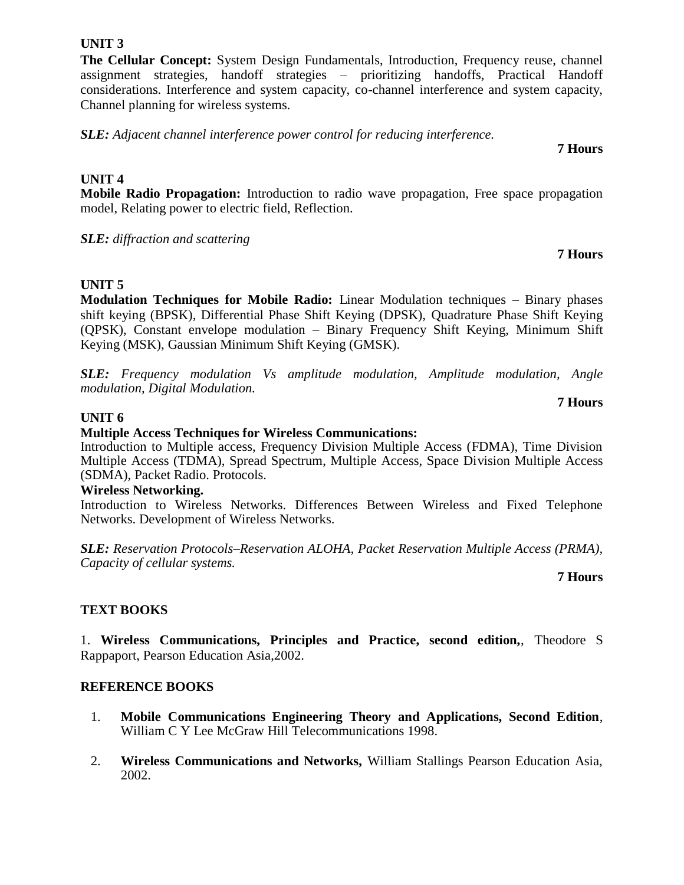## UNIT 3

**The Cellular Concept:** System Design Fundamentals, Introduction, Frequency reuse, channel assignment strategies, handoff strategies – prioritizing handoffs, Practical Handoff considerations. Interference and system capacity, co-channel interference and system capacity, Channel planning for wireless systems.

***SLE:*** *Adjacent channel interference power control for reducing interference.*

**7 Hours**

## UNIT 4

**Mobile Radio Propagation:** Introduction to radio wave propagation, Free space propagation model, Relating power to electric field, Reflection.

***SLE:*** *diffraction and scattering*

**7 Hours**

## UNIT 5

**Modulation Techniques for Mobile Radio:** Linear Modulation techniques – Binary phases shift keying (BPSK), Differential Phase Shift Keying (DPSK), Quadrature Phase Shift Keying (QPSK), Constant envelope modulation – Binary Frequency Shift Keying, Minimum Shift Keying (MSK), Gaussian Minimum Shift Keying (GMSK).

***SLE:*** *Frequency modulation Vs amplitude modulation, Amplitude modulation, Angle modulation, Digital Modulation.*

**7 Hours**

## UNIT 6

**Multiple Access Techniques for Wireless Communications:**

Introduction to Multiple access, Frequency Division Multiple Access (FDMA), Time Division Multiple Access (TDMA), Spread Spectrum, Multiple Access, Space Division Multiple Access (SDMA), Packet Radio. Protocols.

**Wireless Networking.**

Introduction to Wireless Networks. Differences Between Wireless and Fixed Telephone Networks. Development of Wireless Networks.

***SLE:*** *Reservation Protocols–Reservation ALOHA, Packet Reservation Multiple Access (PRMA), Capacity of cellular systems.*

**7 Hours**

## TEXT BOOKS

1. **Wireless Communications, Principles and Practice, second edition,**, Theodore S Rappaport, Pearson Education Asia,2002.

## REFERENCE BOOKS

1. **Mobile Communications Engineering Theory and Applications, Second Edition**, William C Y Lee McGraw Hill Telecommunications 1998.
2. **Wireless Communications and Networks,** William Stallings Pearson Education Asia, 2002.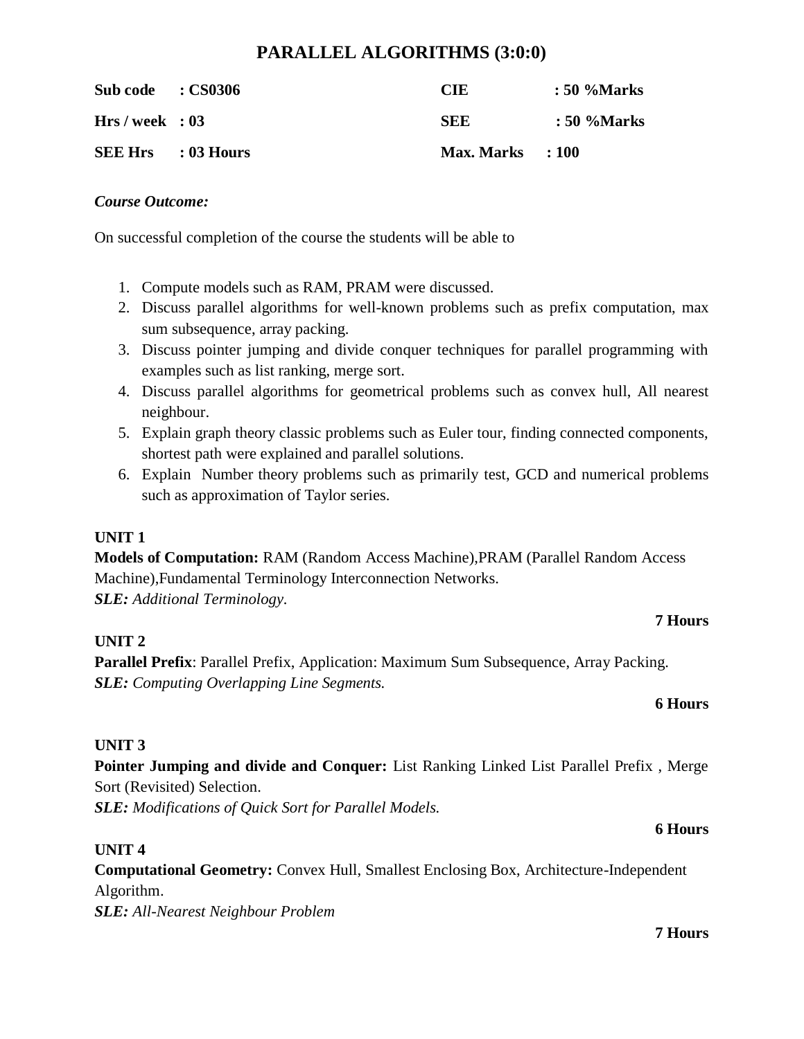# PARALLEL ALGORITHMS (3:0:0)

| | | | |
|---|---|---|---|
| **Sub code** | **: CS0306** | **CIE** | **: 50 %Marks** |
| **Hrs / week** | **: 03** | **SEE** | **: 50 %Marks** |
| **SEE Hrs** | **: 03 Hours** | **Max. Marks** | **: 100** |

***Course Outcome:***

On successful completion of the course the students will be able to

1. Compute models such as RAM, PRAM were discussed.
2. Discuss parallel algorithms for well-known problems such as prefix computation, max sum subsequence, array packing.
3. Discuss pointer jumping and divide conquer techniques for parallel programming with examples such as list ranking, merge sort.
4. Discuss parallel algorithms for geometrical problems such as convex hull, All nearest neighbour.
5. Explain graph theory classic problems such as Euler tour, finding connected components, shortest path were explained and parallel solutions.
6. Explain Number theory problems such as primarily test, GCD and numerical problems such as approximation of Taylor series.

**UNIT 1**

**Models of Computation:** RAM (Random Access Machine),PRAM (Parallel Random Access Machine),Fundamental Terminology Interconnection Networks.
***SLE:*** *Additional Terminology.*

**7 Hours**

**UNIT 2**

**Parallel Prefix**: Parallel Prefix, Application: Maximum Sum Subsequence, Array Packing.
***SLE:*** *Computing Overlapping Line Segments.*

**6 Hours**

**UNIT 3**

**Pointer Jumping and divide and Conquer:** List Ranking Linked List Parallel Prefix , Merge Sort (Revisited) Selection.
***SLE:*** *Modifications of Quick Sort for Parallel Models.*

**6 Hours**

**UNIT 4**

**Computational Geometry:** Convex Hull, Smallest Enclosing Box, Architecture-Independent Algorithm.
***SLE:*** *All-Nearest Neighbour Problem*

**7 Hours**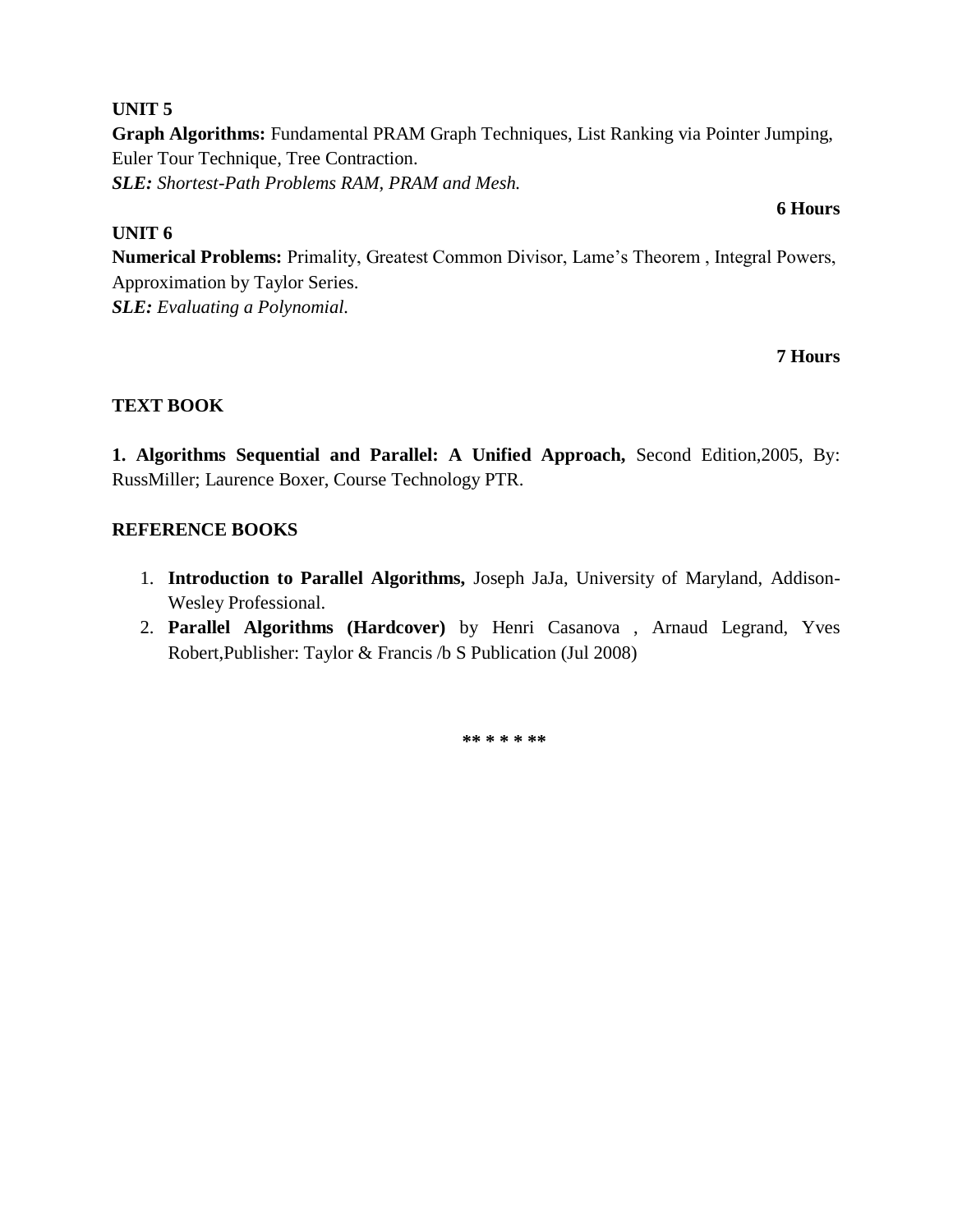**UNIT 5**

**Graph Algorithms:** Fundamental PRAM Graph Techniques, List Ranking via Pointer Jumping, Euler Tour Technique, Tree Contraction.

***SLE:*** *Shortest-Path Problems RAM, PRAM and Mesh.*

**6 Hours**

**UNIT 6**

**Numerical Problems:** Primality, Greatest Common Divisor, Lame's Theorem , Integral Powers, Approximation by Taylor Series.

***SLE:*** *Evaluating a Polynomial.*

**7 Hours**

**TEXT BOOK**

**1. Algorithms Sequential and Parallel: A Unified Approach,** Second Edition,2005, By: RussMiller; Laurence Boxer, Course Technology PTR.

**REFERENCE BOOKS**

1. **Introduction to Parallel Algorithms,** Joseph JaJa, University of Maryland, Addison-Wesley Professional.
2. **Parallel Algorithms (Hardcover)** by Henri Casanova , Arnaud Legrand, Yves Robert,Publisher: Taylor & Francis /b S Publication (Jul 2008)

** * * * **